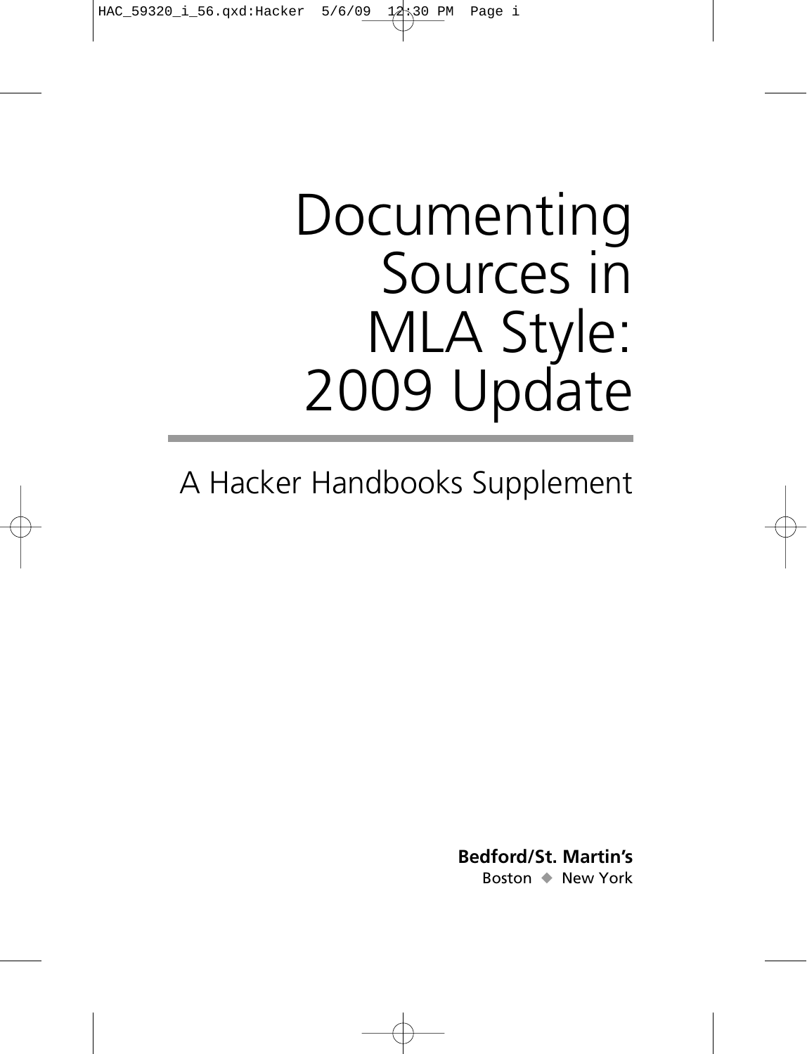# Documenting Sources in MLA Style: 2009 Update

## A Hacker Handbooks Supplement

**Bedford/St. Martin's**
Boston ◆ New York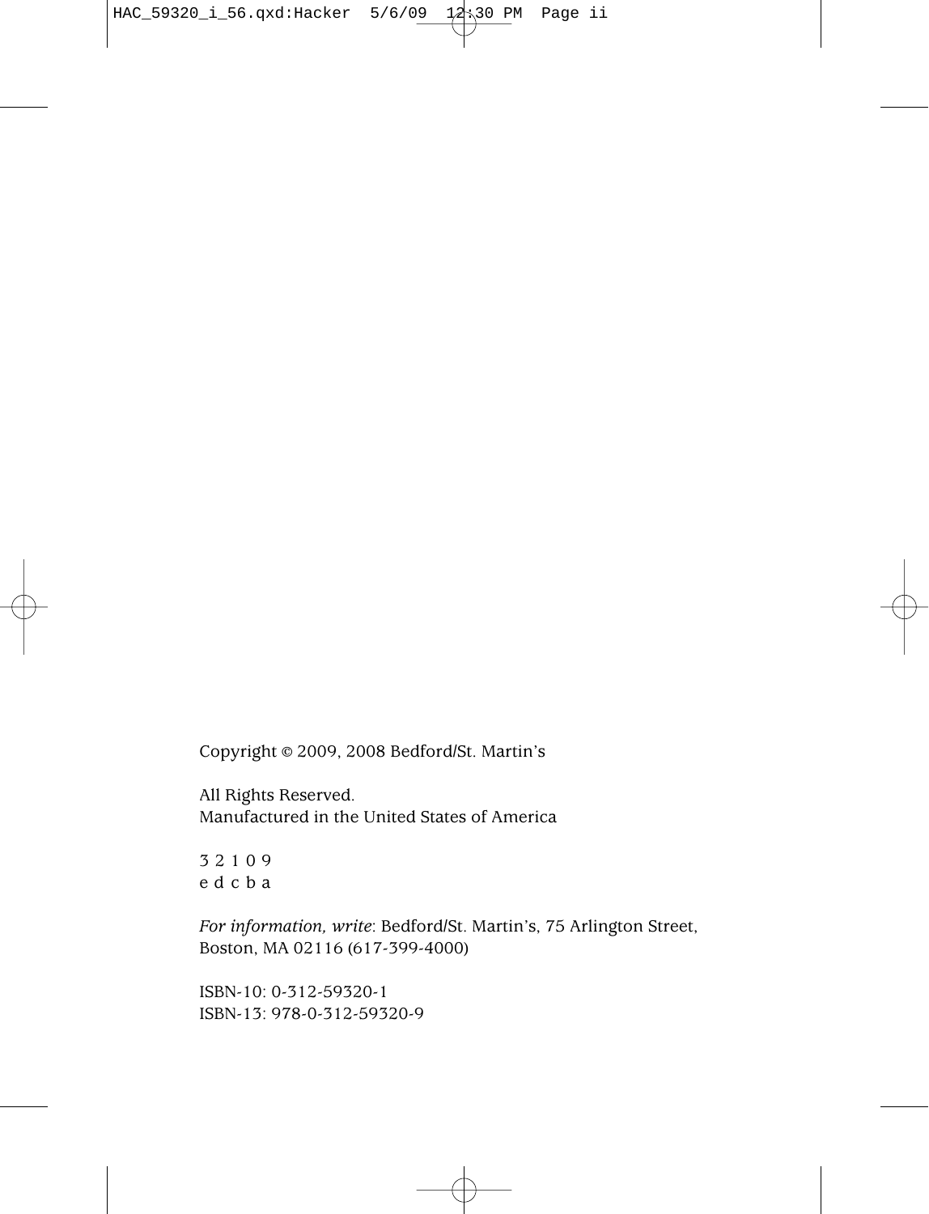Copyright © 2009, 2008 Bedford/St. Martin's

All Rights Reserved.
Manufactured in the United States of America

3 2 1 0 9
e d c b a

*For information, write*: Bedford/St. Martin's, 75 Arlington Street,
Boston, MA 02116 (617-399-4000)

ISBN-10: 0-312-59320-1
ISBN-13: 978-0-312-59320-9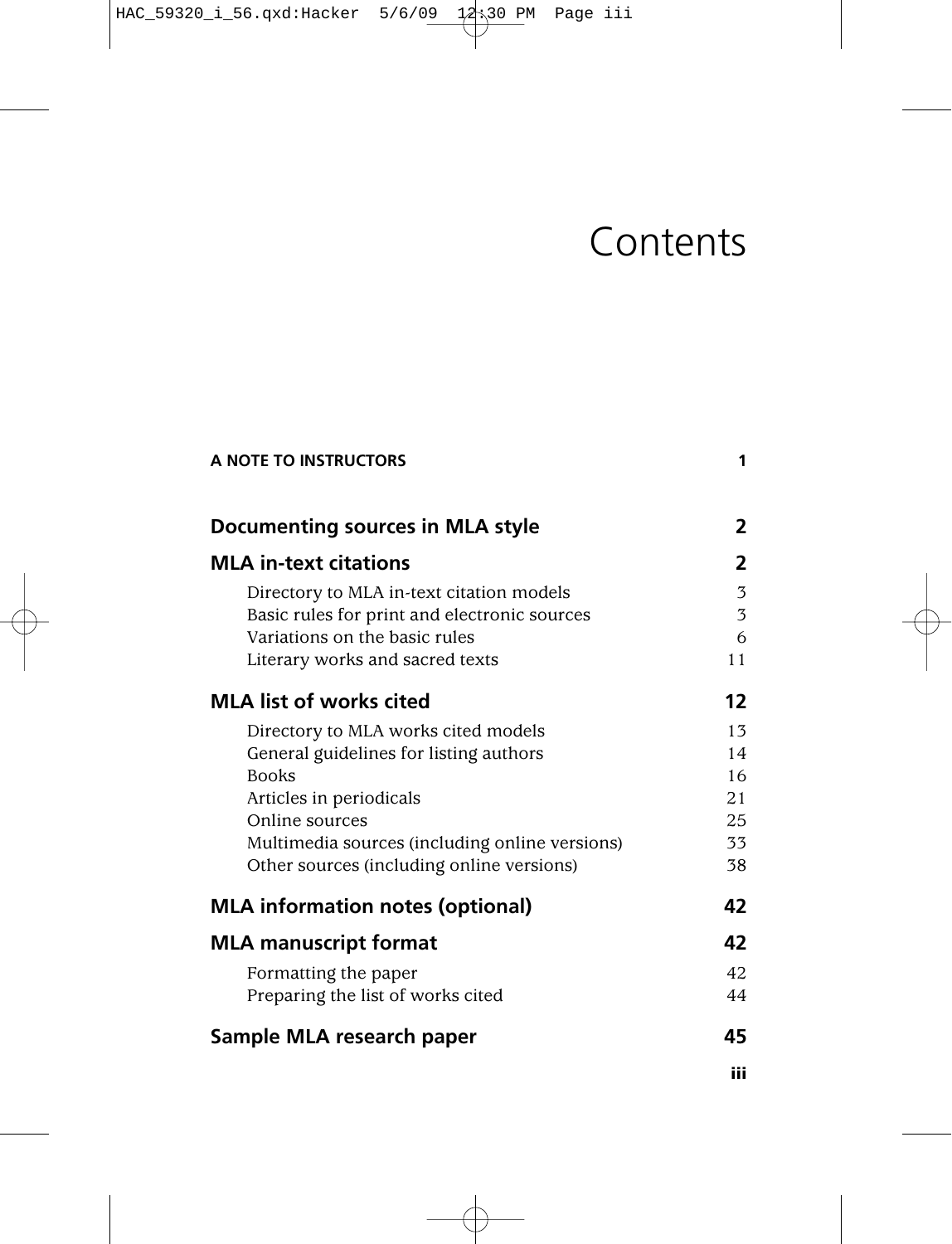# Contents

**A NOTE TO INSTRUCTORS** 1

**Documenting sources in MLA style** 2

**MLA in-text citations** 2

- Directory to MLA in-text citation models 3
- Basic rules for print and electronic sources 3
- Variations on the basic rules 6
- Literary works and sacred texts 11

**MLA list of works cited** 12

- Directory to MLA works cited models 13
- General guidelines for listing authors 14
- Books 16
- Articles in periodicals 21
- Online sources 25
- Multimedia sources (including online versions) 33
- Other sources (including online versions) 38

**MLA information notes (optional)** 42

**MLA manuscript format** 42

- Formatting the paper 42
- Preparing the list of works cited 44

**Sample MLA research paper** 45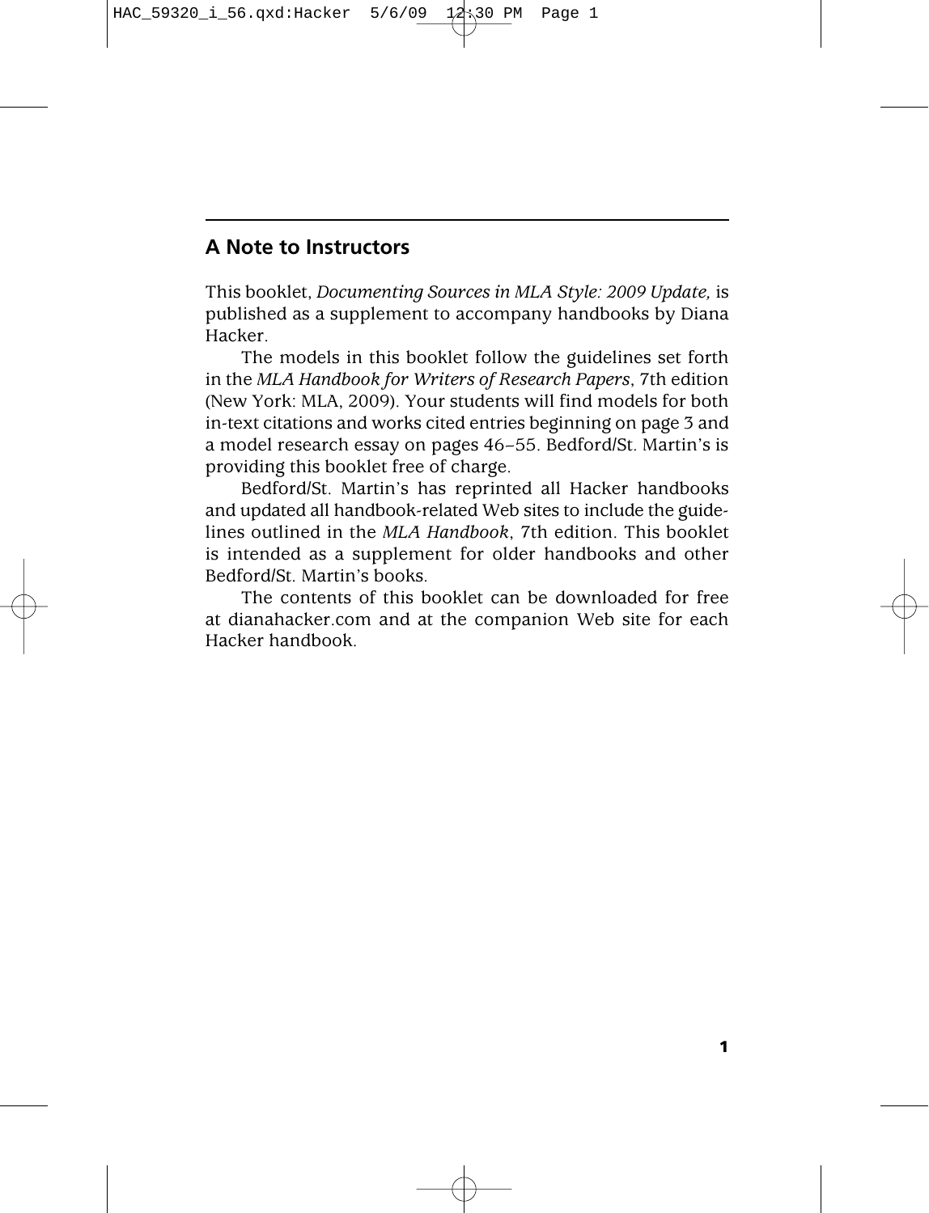## A Note to Instructors

This booklet, *Documenting Sources in MLA Style: 2009 Update,* is published as a supplement to accompany handbooks by Diana Hacker.

The models in this booklet follow the guidelines set forth in the *MLA Handbook for Writers of Research Papers*, 7th edition (New York: MLA, 2009). Your students will find models for both in-text citations and works cited entries beginning on page 3 and a model research essay on pages 46–55. Bedford/St. Martin's is providing this booklet free of charge.

Bedford/St. Martin's has reprinted all Hacker handbooks and updated all handbook-related Web sites to include the guidelines outlined in the *MLA Handbook*, 7th edition. This booklet is intended as a supplement for older handbooks and other Bedford/St. Martin's books.

The contents of this booklet can be downloaded for free at dianahacker.com and at the companion Web site for each Hacker handbook.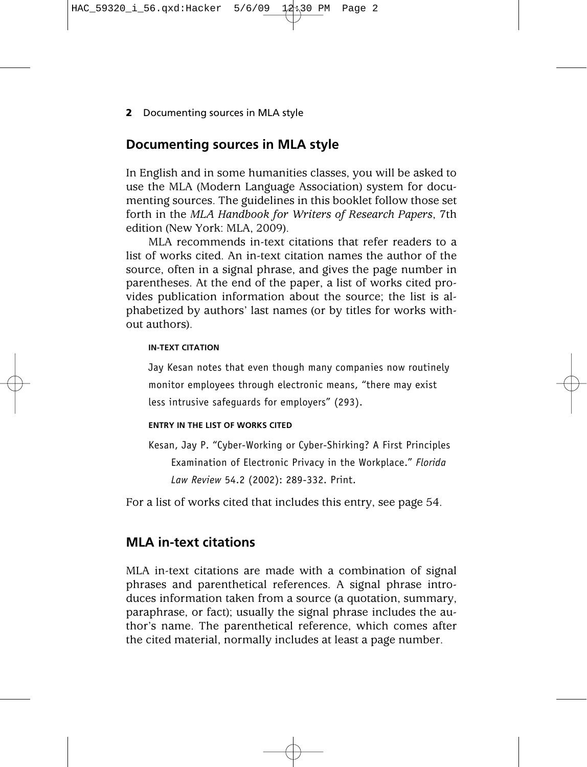## Documenting sources in MLA style

In English and in some humanities classes, you will be asked to use the MLA (Modern Language Association) system for documenting sources. The guidelines in this booklet follow those set forth in the *MLA Handbook for Writers of Research Papers*, 7th edition (New York: MLA, 2009).

MLA recommends in-text citations that refer readers to a list of works cited. An in-text citation names the author of the source, often in a signal phrase, and gives the page number in parentheses. At the end of the paper, a list of works cited provides publication information about the source; the list is alphabetized by authors' last names (or by titles for works without authors).

**IN-TEXT CITATION**

Jay Kesan notes that even though many companies now routinely monitor employees through electronic means, "there may exist less intrusive safeguards for employers" (293).

**ENTRY IN THE LIST OF WORKS CITED**

Kesan, Jay P. "Cyber-Working or Cyber-Shirking? A First Principles Examination of Electronic Privacy in the Workplace." *Florida Law Review* 54.2 (2002): 289-332. Print.

For a list of works cited that includes this entry, see page 54.

## MLA in-text citations

MLA in-text citations are made with a combination of signal phrases and parenthetical references. A signal phrase introduces information taken from a source (a quotation, summary, paraphrase, or fact); usually the signal phrase includes the author's name. The parenthetical reference, which comes after the cited material, normally includes at least a page number.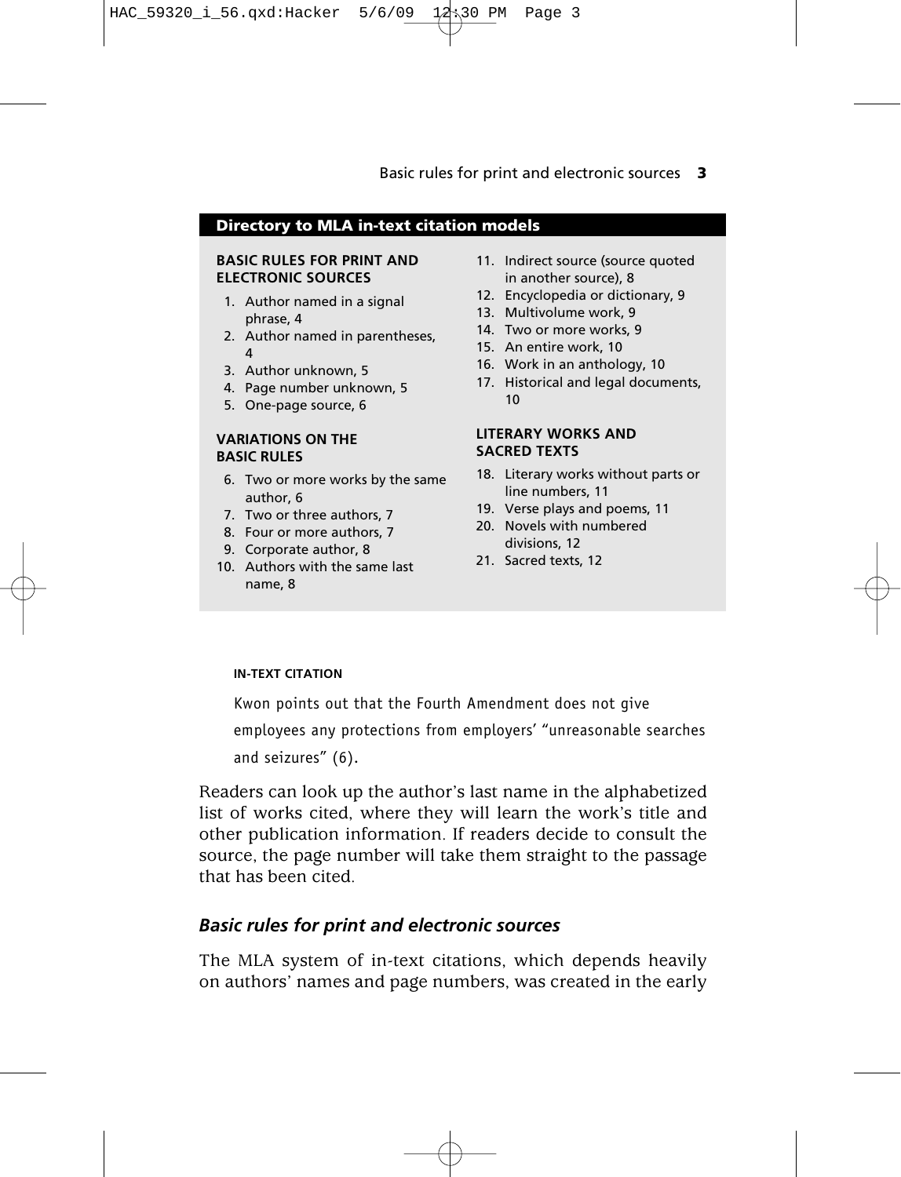## Directory to MLA in-text citation models

**BASIC RULES FOR PRINT AND ELECTRONIC SOURCES**

1. Author named in a signal phrase, 4
2. Author named in parentheses, 4
3. Author unknown, 5
4. Page number unknown, 5
5. One-page source, 6

**VARIATIONS ON THE BASIC RULES**

6. Two or more works by the same author, 6
7. Two or three authors, 7
8. Four or more authors, 7
9. Corporate author, 8
10. Authors with the same last name, 8
11. Indirect source (source quoted in another source), 8
12. Encyclopedia or dictionary, 9
13. Multivolume work, 9
14. Two or more works, 9
15. An entire work, 10
16. Work in an anthology, 10
17. Historical and legal documents, 10

**LITERARY WORKS AND SACRED TEXTS**

18. Literary works without parts or line numbers, 11
19. Verse plays and poems, 11
20. Novels with numbered divisions, 12
21. Sacred texts, 12

**IN-TEXT CITATION**

Kwon points out that the Fourth Amendment does not give employees any protections from employers' "unreasonable searches and seizures" (6).

Readers can look up the author's last name in the alphabetized list of works cited, where they will learn the work's title and other publication information. If readers decide to consult the source, the page number will take them straight to the passage that has been cited.

### *Basic rules for print and electronic sources*

The MLA system of in-text citations, which depends heavily on authors' names and page numbers, was created in the early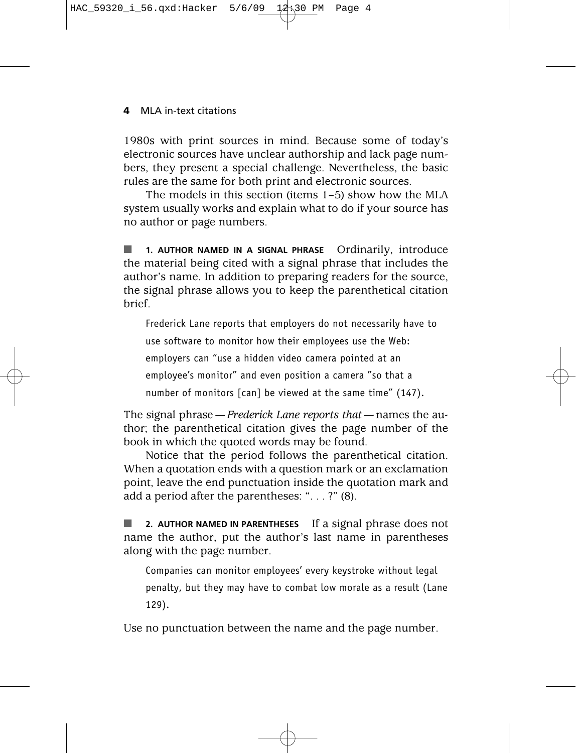1980s with print sources in mind. Because some of today's electronic sources have unclear authorship and lack page numbers, they present a special challenge. Nevertheless, the basic rules are the same for both print and electronic sources.

The models in this section (items 1–5) show how the MLA system usually works and explain what to do if your source has no author or page numbers.

■ **1. AUTHOR NAMED IN A SIGNAL PHRASE** Ordinarily, introduce the material being cited with a signal phrase that includes the author's name. In addition to preparing readers for the source, the signal phrase allows you to keep the parenthetical citation brief.

> Frederick Lane reports that employers do not necessarily have to use software to monitor how their employees use the Web: employers can "use a hidden video camera pointed at an employee's monitor" and even position a camera "so that a number of monitors [can] be viewed at the same time" (147).

The signal phrase — *Frederick Lane reports that* — names the author; the parenthetical citation gives the page number of the book in which the quoted words may be found.

Notice that the period follows the parenthetical citation. When a quotation ends with a question mark or an exclamation point, leave the end punctuation inside the quotation mark and add a period after the parentheses: ". . . ?" (8).

■ **2. AUTHOR NAMED IN PARENTHESES** If a signal phrase does not name the author, put the author's last name in parentheses along with the page number.

> Companies can monitor employees' every keystroke without legal penalty, but they may have to combat low morale as a result (Lane 129).

Use no punctuation between the name and the page number.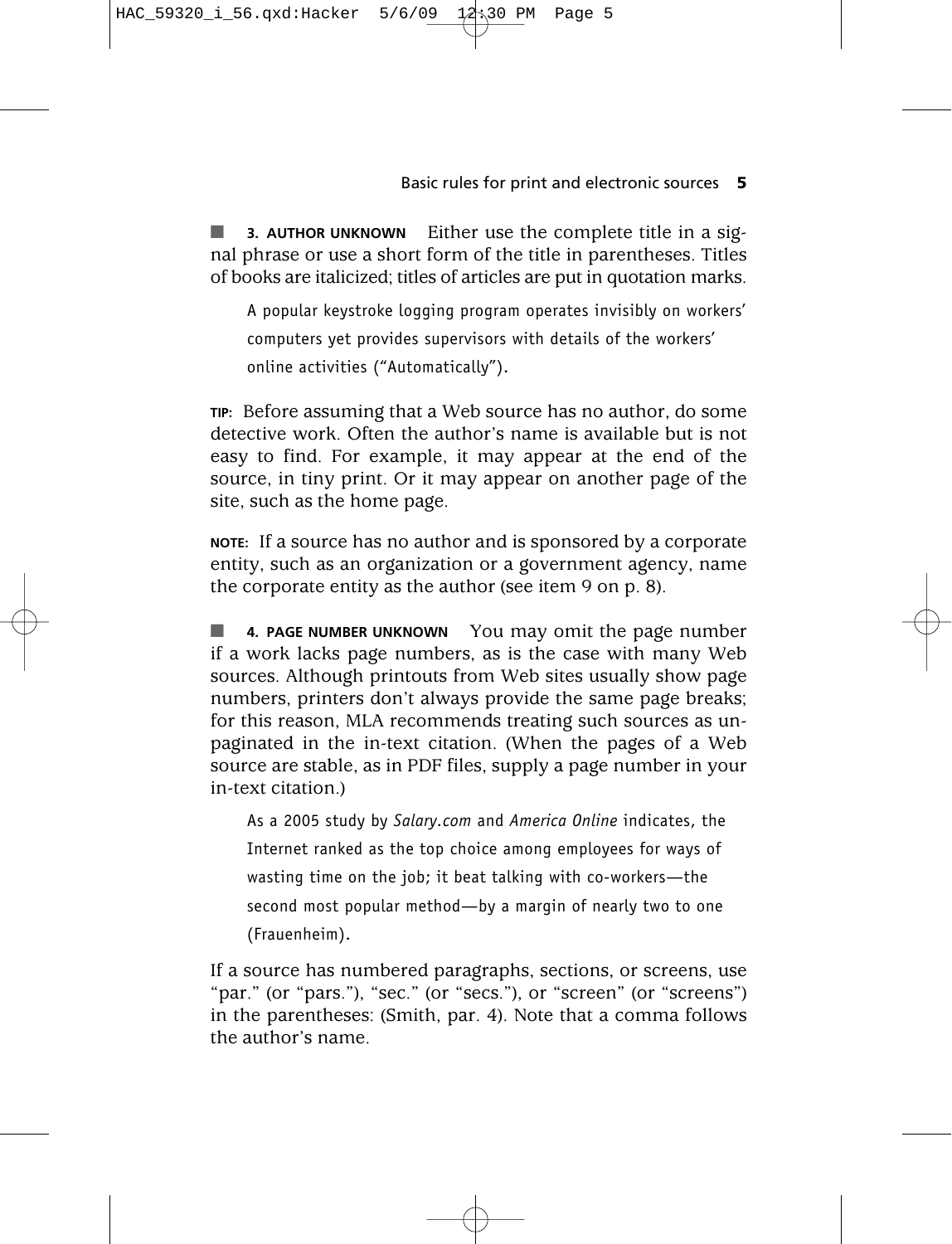■ **3. AUTHOR UNKNOWN** Either use the complete title in a signal phrase or use a short form of the title in parentheses. Titles of books are italicized; titles of articles are put in quotation marks.

> A popular keystroke logging program operates invisibly on workers' computers yet provides supervisors with details of the workers' online activities ("Automatically").

**TIP:** Before assuming that a Web source has no author, do some detective work. Often the author's name is available but is not easy to find. For example, it may appear at the end of the source, in tiny print. Or it may appear on another page of the site, such as the home page.

**NOTE:** If a source has no author and is sponsored by a corporate entity, such as an organization or a government agency, name the corporate entity as the author (see item 9 on p. 8).

■ **4. PAGE NUMBER UNKNOWN** You may omit the page number if a work lacks page numbers, as is the case with many Web sources. Although printouts from Web sites usually show page numbers, printers don't always provide the same page breaks; for this reason, MLA recommends treating such sources as unpaginated in the in-text citation. (When the pages of a Web source are stable, as in PDF files, supply a page number in your in-text citation.)

> As a 2005 study by *Salary.com* and *America Online* indicates, the Internet ranked as the top choice among employees for ways of wasting time on the job; it beat talking with co-workers—the second most popular method—by a margin of nearly two to one (Frauenheim).

If a source has numbered paragraphs, sections, or screens, use "par." (or "pars."), "sec." (or "secs."), or "screen" (or "screens") in the parentheses: (Smith, par. 4). Note that a comma follows the author's name.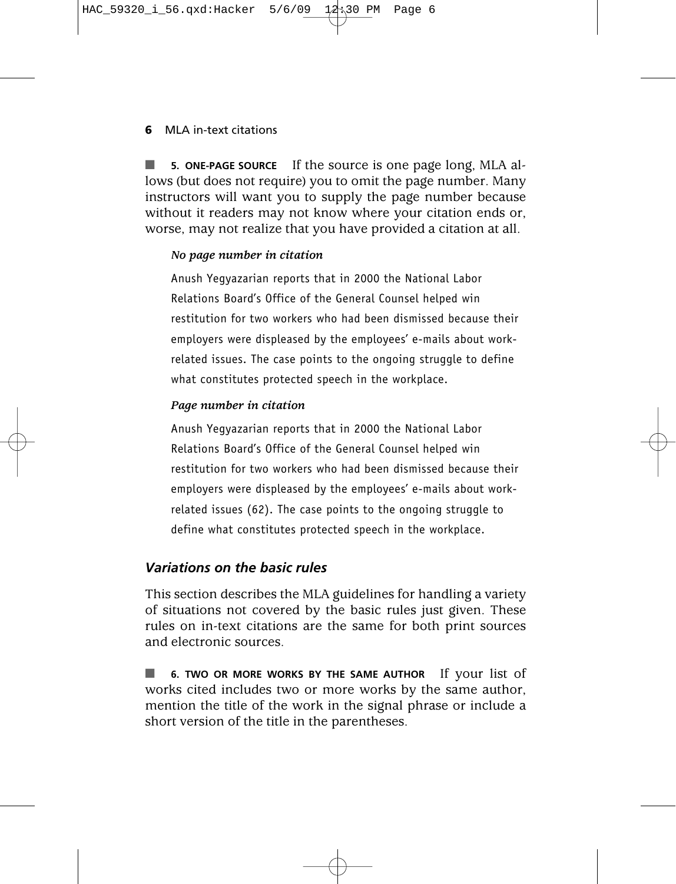■ **5. ONE-PAGE SOURCE** If the source is one page long, MLA allows (but does not require) you to omit the page number. Many instructors will want you to supply the page number because without it readers may not know where your citation ends or, worse, may not realize that you have provided a citation at all.

***No page number in citation***

Anush Yegyazarian reports that in 2000 the National Labor Relations Board's Office of the General Counsel helped win restitution for two workers who had been dismissed because their employers were displeased by the employees' e-mails about work-related issues. The case points to the ongoing struggle to define what constitutes protected speech in the workplace.

***Page number in citation***

Anush Yegyazarian reports that in 2000 the National Labor Relations Board's Office of the General Counsel helped win restitution for two workers who had been dismissed because their employers were displeased by the employees' e-mails about work-related issues (62). The case points to the ongoing struggle to define what constitutes protected speech in the workplace.

### *Variations on the basic rules*

This section describes the MLA guidelines for handling a variety of situations not covered by the basic rules just given. These rules on in-text citations are the same for both print sources and electronic sources.

■ **6. TWO OR MORE WORKS BY THE SAME AUTHOR** If your list of works cited includes two or more works by the same author, mention the title of the work in the signal phrase or include a short version of the title in the parentheses.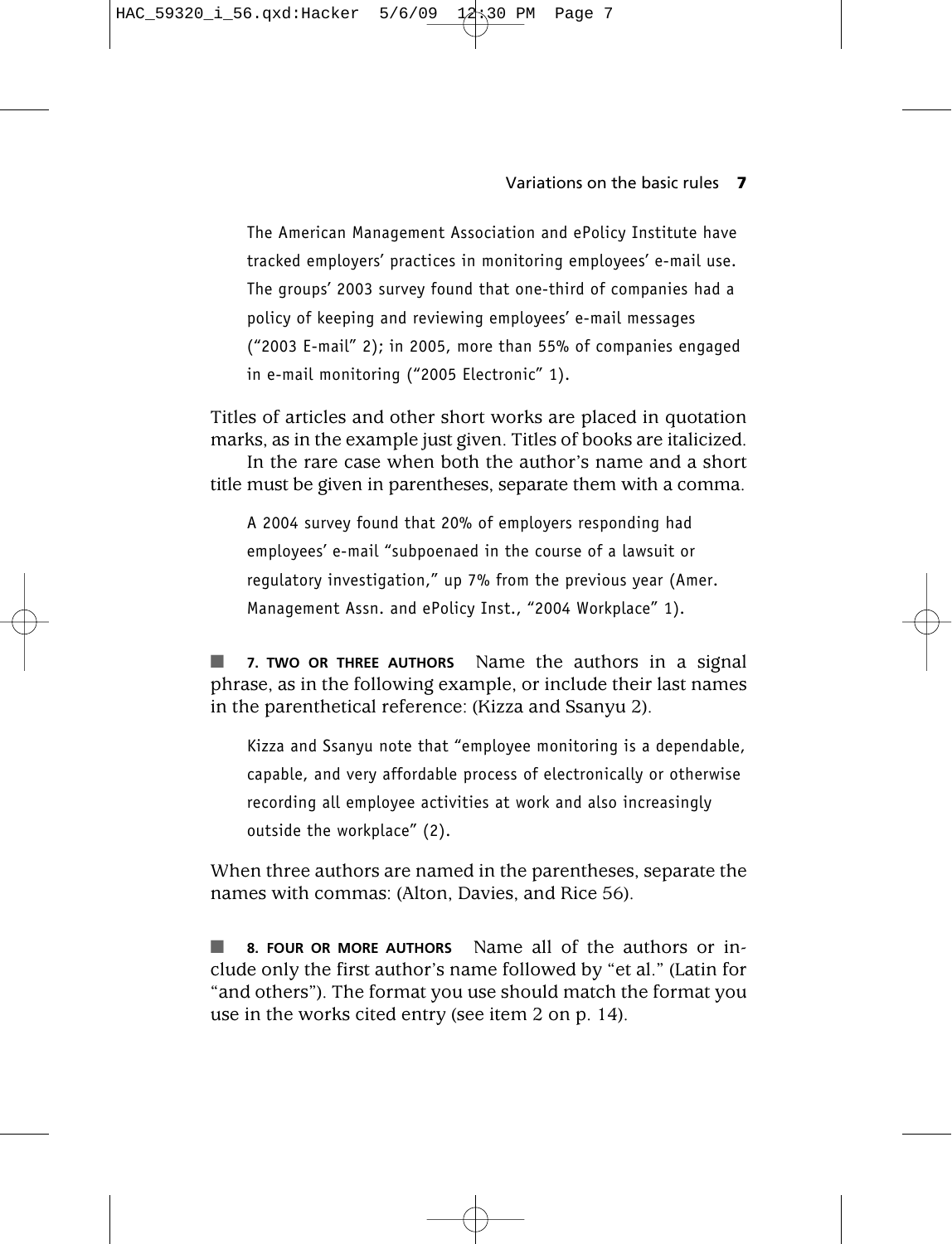The American Management Association and ePolicy Institute have tracked employers' practices in monitoring employees' e-mail use. The groups' 2003 survey found that one-third of companies had a policy of keeping and reviewing employees' e-mail messages ("2003 E-mail" 2); in 2005, more than 55% of companies engaged in e-mail monitoring ("2005 Electronic" 1).

Titles of articles and other short works are placed in quotation marks, as in the example just given. Titles of books are italicized.

In the rare case when both the author's name and a short title must be given in parentheses, separate them with a comma.

A 2004 survey found that 20% of employers responding had employees' e-mail "subpoenaed in the course of a lawsuit or regulatory investigation," up 7% from the previous year (Amer. Management Assn. and ePolicy Inst., "2004 Workplace" 1).

■ **7. TWO OR THREE AUTHORS** Name the authors in a signal phrase, as in the following example, or include their last names in the parenthetical reference: (Kizza and Ssanyu 2).

Kizza and Ssanyu note that "employee monitoring is a dependable, capable, and very affordable process of electronically or otherwise recording all employee activities at work and also increasingly outside the workplace" (2).

When three authors are named in the parentheses, separate the names with commas: (Alton, Davies, and Rice 56).

■ **8. FOUR OR MORE AUTHORS** Name all of the authors or include only the first author's name followed by "et al." (Latin for "and others"). The format you use should match the format you use in the works cited entry (see item 2 on p. 14).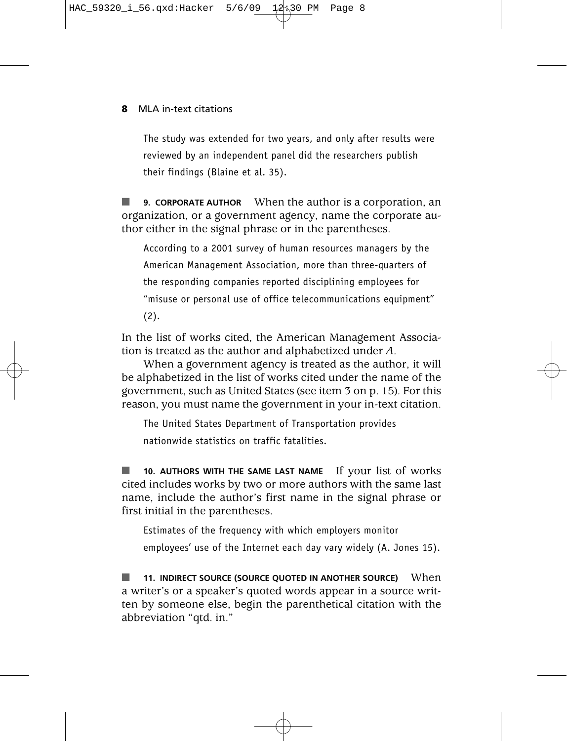The study was extended for two years, and only after results were reviewed by an independent panel did the researchers publish their findings (Blaine et al. 35).

■ **9. CORPORATE AUTHOR** When the author is a corporation, an organization, or a government agency, name the corporate author either in the signal phrase or in the parentheses.

> According to a 2001 survey of human resources managers by the American Management Association, more than three-quarters of the responding companies reported disciplining employees for "misuse or personal use of office telecommunications equipment" (2).

In the list of works cited, the American Management Association is treated as the author and alphabetized under *A*.

When a government agency is treated as the author, it will be alphabetized in the list of works cited under the name of the government, such as United States (see item 3 on p. 15). For this reason, you must name the government in your in-text citation.

> The United States Department of Transportation provides nationwide statistics on traffic fatalities.

■ **10. AUTHORS WITH THE SAME LAST NAME** If your list of works cited includes works by two or more authors with the same last name, include the author's first name in the signal phrase or first initial in the parentheses.

> Estimates of the frequency with which employers monitor employees' use of the Internet each day vary widely (A. Jones 15).

■ **11. INDIRECT SOURCE (SOURCE QUOTED IN ANOTHER SOURCE)** When a writer's or a speaker's quoted words appear in a source written by someone else, begin the parenthetical citation with the abbreviation "qtd. in."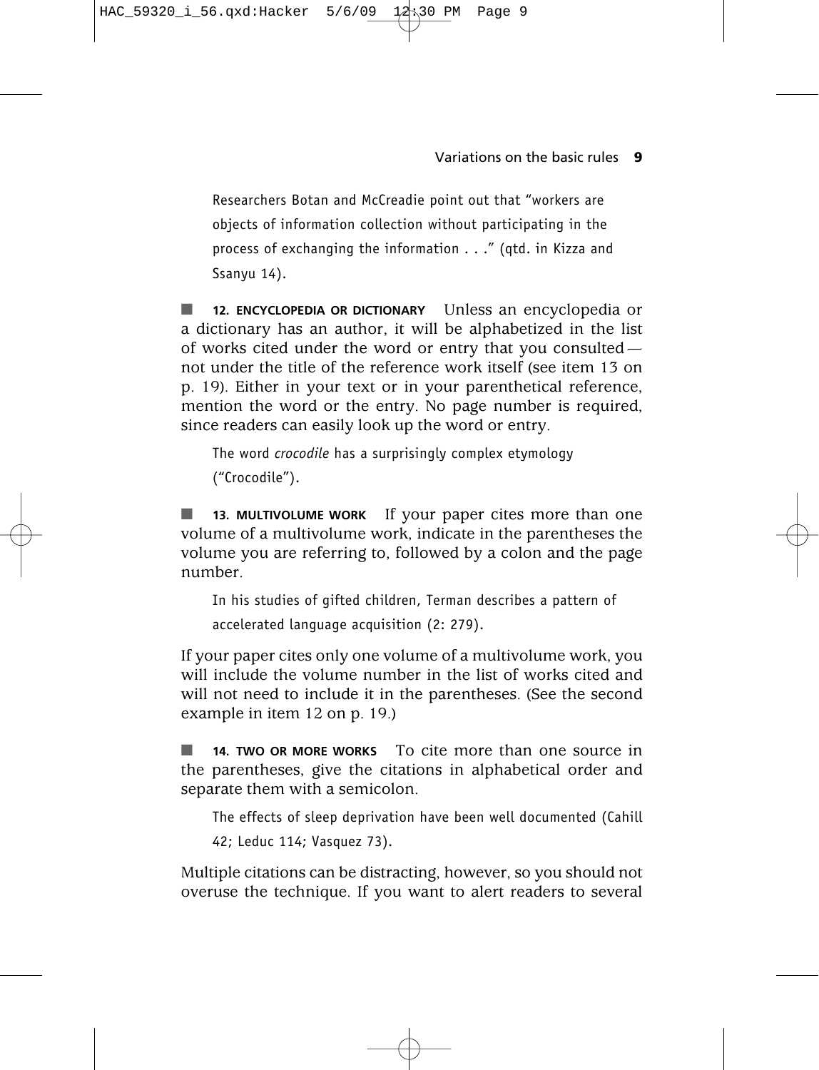Researchers Botan and McCreadie point out that "workers are objects of information collection without participating in the process of exchanging the information . . ." (qtd. in Kizza and Ssanyu 14).

■ **12. ENCYCLOPEDIA OR DICTIONARY** Unless an encyclopedia or a dictionary has an author, it will be alphabetized in the list of works cited under the word or entry that you consulted — not under the title of the reference work itself (see item 13 on p. 19). Either in your text or in your parenthetical reference, mention the word or the entry. No page number is required, since readers can easily look up the word or entry.

The word *crocodile* has a surprisingly complex etymology ("Crocodile").

■ **13. MULTIVOLUME WORK** If your paper cites more than one volume of a multivolume work, indicate in the parentheses the volume you are referring to, followed by a colon and the page number.

In his studies of gifted children, Terman describes a pattern of accelerated language acquisition (2: 279).

If your paper cites only one volume of a multivolume work, you will include the volume number in the list of works cited and will not need to include it in the parentheses. (See the second example in item 12 on p. 19.)

■ **14. TWO OR MORE WORKS** To cite more than one source in the parentheses, give the citations in alphabetical order and separate them with a semicolon.

The effects of sleep deprivation have been well documented (Cahill 42; Leduc 114; Vasquez 73).

Multiple citations can be distracting, however, so you should not overuse the technique. If you want to alert readers to several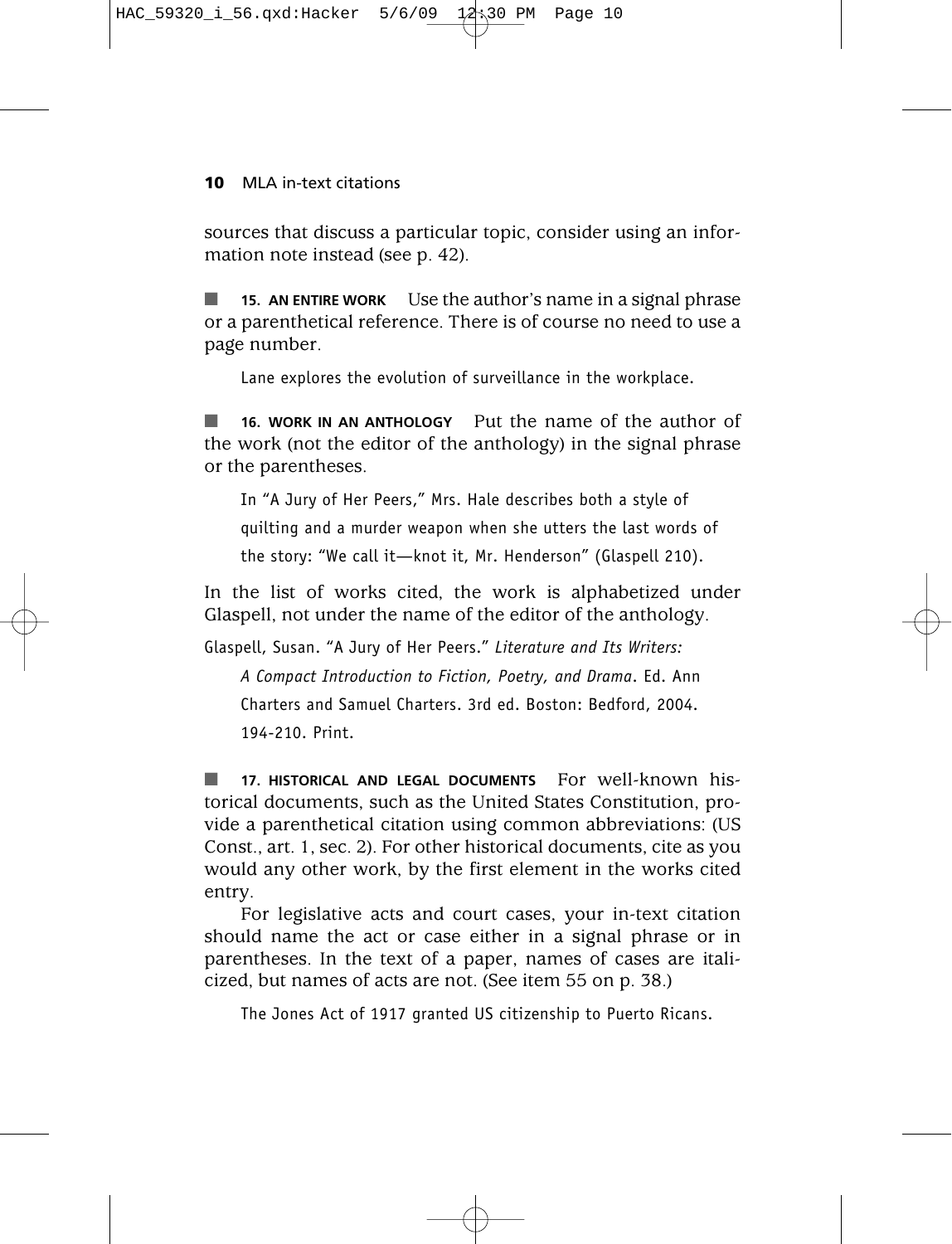sources that discuss a particular topic, consider using an information note instead (see p. 42).

■ **15. AN ENTIRE WORK** Use the author's name in a signal phrase or a parenthetical reference. There is of course no need to use a page number.

> Lane explores the evolution of surveillance in the workplace.

■ **16. WORK IN AN ANTHOLOGY** Put the name of the author of the work (not the editor of the anthology) in the signal phrase or the parentheses.

> In "A Jury of Her Peers," Mrs. Hale describes both a style of quilting and a murder weapon when she utters the last words of the story: "We call it—knot it, Mr. Henderson" (Glaspell 210).

In the list of works cited, the work is alphabetized under Glaspell, not under the name of the editor of the anthology.

Glaspell, Susan. "A Jury of Her Peers." *Literature and Its Writers: A Compact Introduction to Fiction, Poetry, and Drama*. Ed. Ann Charters and Samuel Charters. 3rd ed. Boston: Bedford, 2004. 194-210. Print.

■ **17. HISTORICAL AND LEGAL DOCUMENTS** For well-known historical documents, such as the United States Constitution, provide a parenthetical citation using common abbreviations: (US Const., art. 1, sec. 2). For other historical documents, cite as you would any other work, by the first element in the works cited entry.

For legislative acts and court cases, your in-text citation should name the act or case either in a signal phrase or in parentheses. In the text of a paper, names of cases are italicized, but names of acts are not. (See item 55 on p. 38.)

> The Jones Act of 1917 granted US citizenship to Puerto Ricans.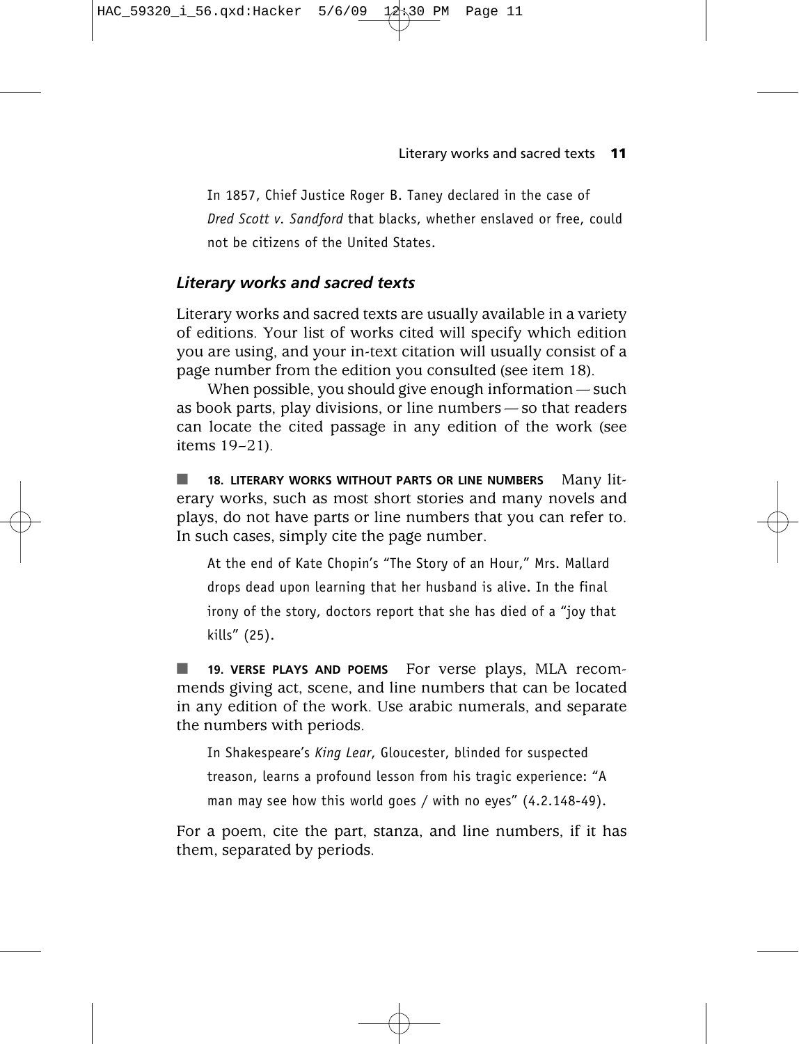In 1857, Chief Justice Roger B. Taney declared in the case of *Dred Scott v. Sandford* that blacks, whether enslaved or free, could not be citizens of the United States.

### *Literary works and sacred texts*

Literary works and sacred texts are usually available in a variety of editions. Your list of works cited will specify which edition you are using, and your in-text citation will usually consist of a page number from the edition you consulted (see item 18).

When possible, you should give enough information — such as book parts, play divisions, or line numbers — so that readers can locate the cited passage in any edition of the work (see items 19–21).

■ **18. LITERARY WORKS WITHOUT PARTS OR LINE NUMBERS** Many literary works, such as most short stories and many novels and plays, do not have parts or line numbers that you can refer to. In such cases, simply cite the page number.

> At the end of Kate Chopin's "The Story of an Hour," Mrs. Mallard drops dead upon learning that her husband is alive. In the final irony of the story, doctors report that she has died of a "joy that kills" (25).

■ **19. VERSE PLAYS AND POEMS** For verse plays, MLA recommends giving act, scene, and line numbers that can be located in any edition of the work. Use arabic numerals, and separate the numbers with periods.

> In Shakespeare's *King Lear*, Gloucester, blinded for suspected treason, learns a profound lesson from his tragic experience: "A man may see how this world goes / with no eyes" (4.2.148-49).

For a poem, cite the part, stanza, and line numbers, if it has them, separated by periods.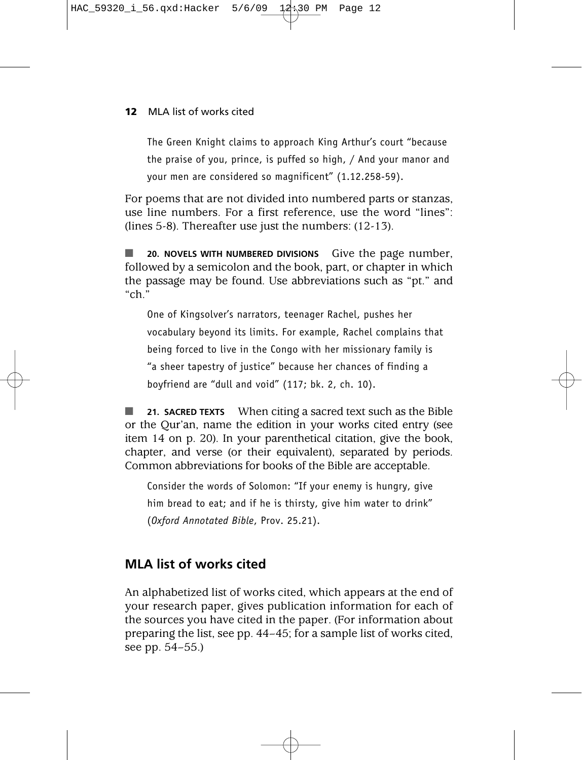The Green Knight claims to approach King Arthur's court "because the praise of you, prince, is puffed so high, / And your manor and your men are considered so magnificent" (1.12.258-59).

For poems that are not divided into numbered parts or stanzas, use line numbers. For a first reference, use the word "lines": (lines 5-8). Thereafter use just the numbers: (12-13).

■ **20. NOVELS WITH NUMBERED DIVISIONS** Give the page number, followed by a semicolon and the book, part, or chapter in which the passage may be found. Use abbreviations such as "pt." and "ch."

One of Kingsolver's narrators, teenager Rachel, pushes her vocabulary beyond its limits. For example, Rachel complains that being forced to live in the Congo with her missionary family is "a sheer tapestry of justice" because her chances of finding a boyfriend are "dull and void" (117; bk. 2, ch. 10).

■ **21. SACRED TEXTS** When citing a sacred text such as the Bible or the Qur'an, name the edition in your works cited entry (see item 14 on p. 20). In your parenthetical citation, give the book, chapter, and verse (or their equivalent), separated by periods. Common abbreviations for books of the Bible are acceptable.

Consider the words of Solomon: "If your enemy is hungry, give him bread to eat; and if he is thirsty, give him water to drink" (*Oxford Annotated Bible*, Prov. 25.21).

## MLA list of works cited

An alphabetized list of works cited, which appears at the end of your research paper, gives publication information for each of the sources you have cited in the paper. (For information about preparing the list, see pp. 44–45; for a sample list of works cited, see pp. 54–55.)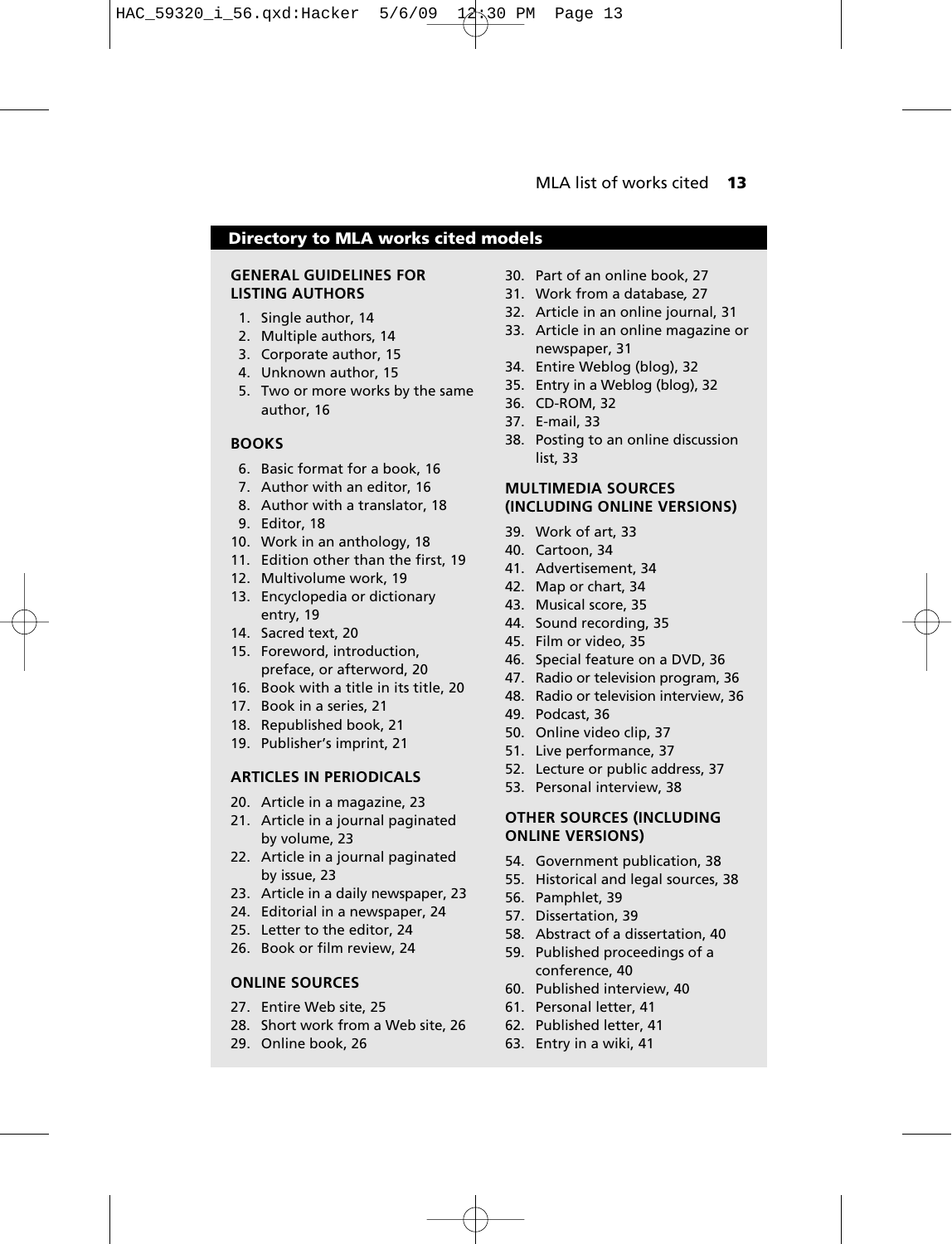## Directory to MLA works cited models

**GENERAL GUIDELINES FOR LISTING AUTHORS**

1. Single author, 14
2. Multiple authors, 14
3. Corporate author, 15
4. Unknown author, 15
5. Two or more works by the same author, 16

**BOOKS**

6. Basic format for a book, 16
7. Author with an editor, 16
8. Author with a translator, 18
9. Editor, 18
10. Work in an anthology, 18
11. Edition other than the first, 19
12. Multivolume work, 19
13. Encyclopedia or dictionary entry, 19
14. Sacred text, 20
15. Foreword, introduction, preface, or afterword, 20
16. Book with a title in its title, 20
17. Book in a series, 21
18. Republished book, 21
19. Publisher's imprint, 21

**ARTICLES IN PERIODICALS**

20. Article in a magazine, 23
21. Article in a journal paginated by volume, 23
22. Article in a journal paginated by issue, 23
23. Article in a daily newspaper, 23
24. Editorial in a newspaper, 24
25. Letter to the editor, 24
26. Book or film review, 24

**ONLINE SOURCES**

27. Entire Web site, 25
28. Short work from a Web site, 26
29. Online book, 26
30. Part of an online book, 27
31. Work from a database, 27
32. Article in an online journal, 31
33. Article in an online magazine or newspaper, 31
34. Entire Weblog (blog), 32
35. Entry in a Weblog (blog), 32
36. CD-ROM, 32
37. E-mail, 33
38. Posting to an online discussion list, 33

**MULTIMEDIA SOURCES (INCLUDING ONLINE VERSIONS)**

39. Work of art, 33
40. Cartoon, 34
41. Advertisement, 34
42. Map or chart, 34
43. Musical score, 35
44. Sound recording, 35
45. Film or video, 35
46. Special feature on a DVD, 36
47. Radio or television program, 36
48. Radio or television interview, 36
49. Podcast, 36
50. Online video clip, 37
51. Live performance, 37
52. Lecture or public address, 37
53. Personal interview, 38

**OTHER SOURCES (INCLUDING ONLINE VERSIONS)**

54. Government publication, 38
55. Historical and legal sources, 38
56. Pamphlet, 39
57. Dissertation, 39
58. Abstract of a dissertation, 40
59. Published proceedings of a conference, 40
60. Published interview, 40
61. Personal letter, 41
62. Published letter, 41
63. Entry in a wiki, 41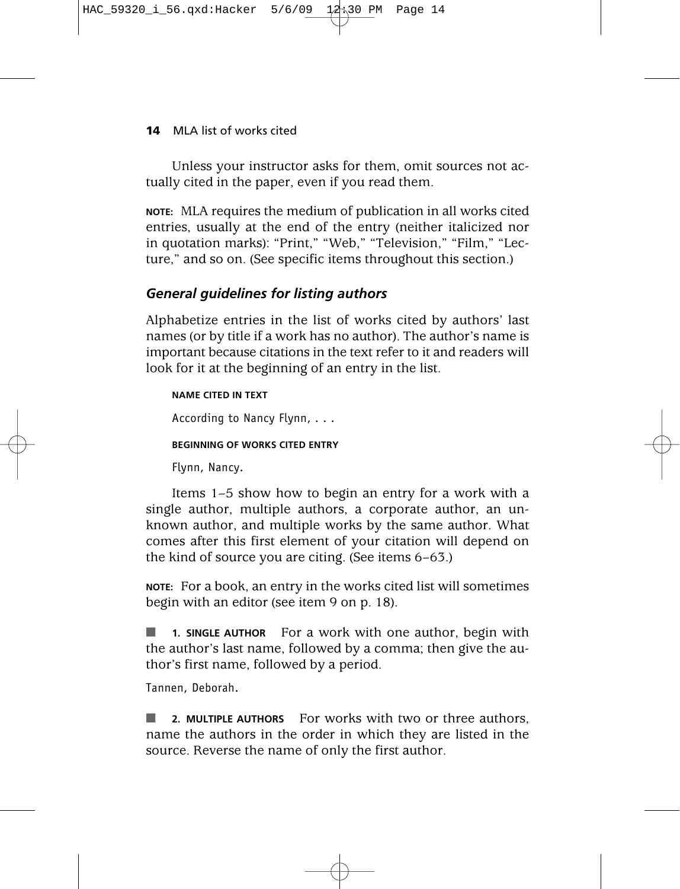Unless your instructor asks for them, omit sources not actually cited in the paper, even if you read them.

**NOTE:** MLA requires the medium of publication in all works cited entries, usually at the end of the entry (neither italicized nor in quotation marks): "Print," "Web," "Television," "Film," "Lecture," and so on. (See specific items throughout this section.)

### *General guidelines for listing authors*

Alphabetize entries in the list of works cited by authors' last names (or by title if a work has no author). The author's name is important because citations in the text refer to it and readers will look for it at the beginning of an entry in the list.

**NAME CITED IN TEXT**

According to Nancy Flynn, . . .

**BEGINNING OF WORKS CITED ENTRY**

Flynn, Nancy.

Items 1–5 show how to begin an entry for a work with a single author, multiple authors, a corporate author, an unknown author, and multiple works by the same author. What comes after this first element of your citation will depend on the kind of source you are citing. (See items 6–63.)

**NOTE:** For a book, an entry in the works cited list will sometimes begin with an editor (see item 9 on p. 18).

■ **1. SINGLE AUTHOR** For a work with one author, begin with the author's last name, followed by a comma; then give the author's first name, followed by a period.

Tannen, Deborah.

■ **2. MULTIPLE AUTHORS** For works with two or three authors, name the authors in the order in which they are listed in the source. Reverse the name of only the first author.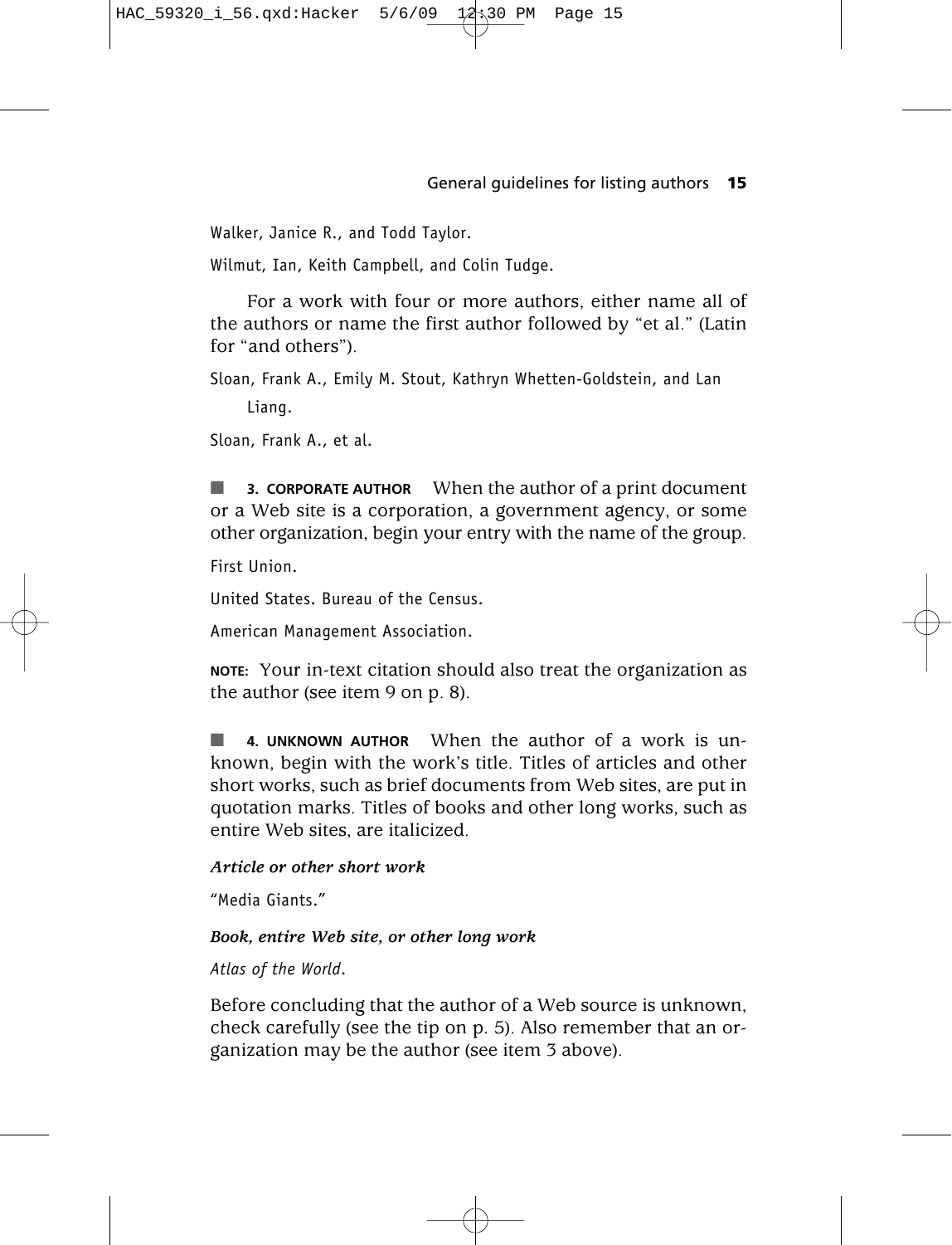Walker, Janice R., and Todd Taylor.

Wilmut, Ian, Keith Campbell, and Colin Tudge.

For a work with four or more authors, either name all of the authors or name the first author followed by "et al." (Latin for "and others").

Sloan, Frank A., Emily M. Stout, Kathryn Whetten-Goldstein, and Lan Liang.

Sloan, Frank A., et al.

■ **3. CORPORATE AUTHOR** When the author of a print document or a Web site is a corporation, a government agency, or some other organization, begin your entry with the name of the group.

First Union.

United States. Bureau of the Census.

American Management Association.

**NOTE:** Your in-text citation should also treat the organization as the author (see item 9 on p. 8).

■ **4. UNKNOWN AUTHOR** When the author of a work is unknown, begin with the work's title. Titles of articles and other short works, such as brief documents from Web sites, are put in quotation marks. Titles of books and other long works, such as entire Web sites, are italicized.

***Article or other short work***

"Media Giants."

***Book, entire Web site, or other long work***

*Atlas of the World*.

Before concluding that the author of a Web source is unknown, check carefully (see the tip on p. 5). Also remember that an organization may be the author (see item 3 above).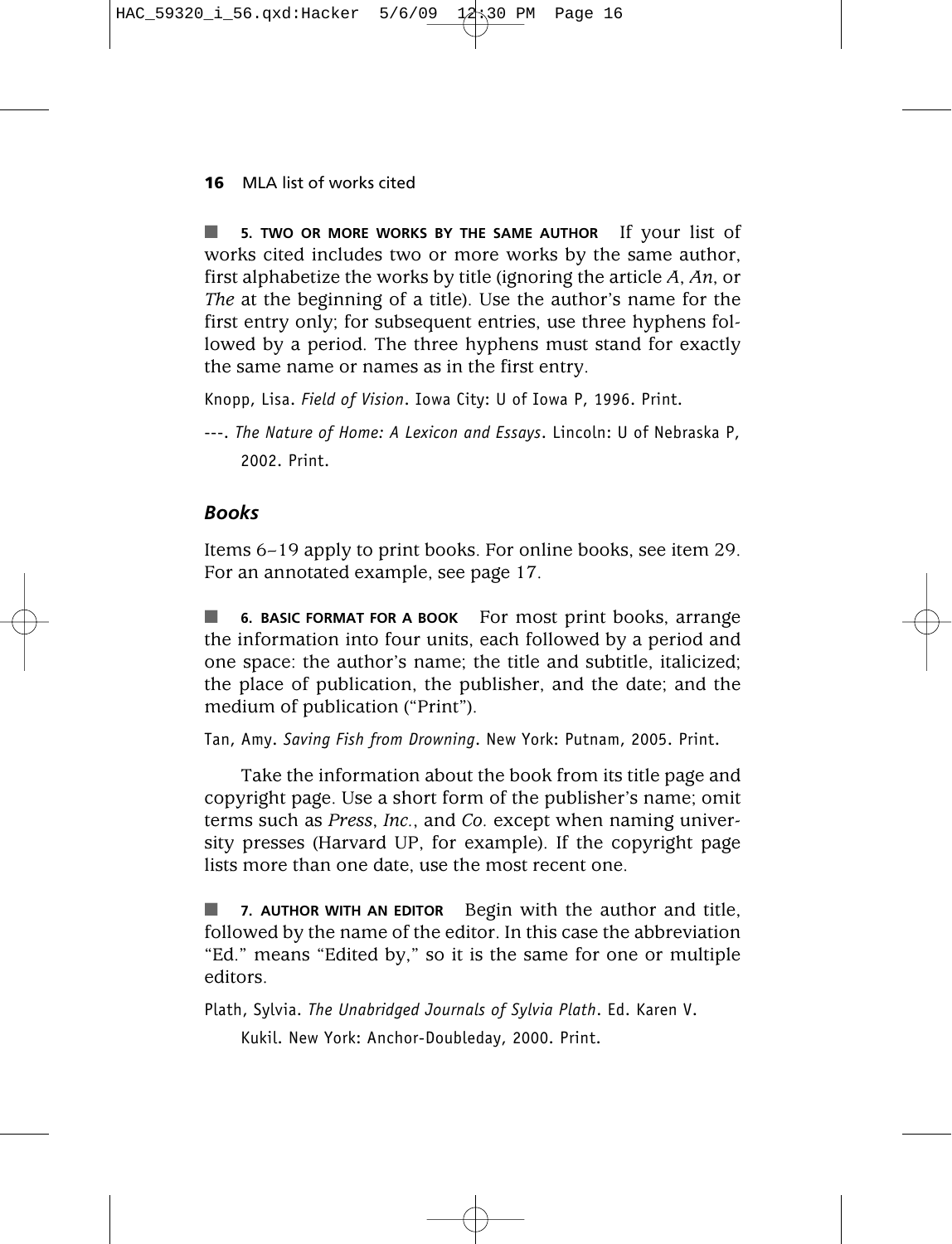■ **5. TWO OR MORE WORKS BY THE SAME AUTHOR** If your list of works cited includes two or more works by the same author, first alphabetize the works by title (ignoring the article *A*, *An*, or *The* at the beginning of a title). Use the author's name for the first entry only; for subsequent entries, use three hyphens followed by a period. The three hyphens must stand for exactly the same name or names as in the first entry.

Knopp, Lisa. *Field of Vision*. Iowa City: U of Iowa P, 1996. Print.

---. *The Nature of Home: A Lexicon and Essays*. Lincoln: U of Nebraska P, 2002. Print.

### *Books*

Items 6–19 apply to print books. For online books, see item 29. For an annotated example, see page 17.

■ **6. BASIC FORMAT FOR A BOOK** For most print books, arrange the information into four units, each followed by a period and one space: the author's name; the title and subtitle, italicized; the place of publication, the publisher, and the date; and the medium of publication ("Print").

Tan, Amy. *Saving Fish from Drowning*. New York: Putnam, 2005. Print.

Take the information about the book from its title page and copyright page. Use a short form of the publisher's name; omit terms such as *Press*, *Inc.*, and *Co.* except when naming university presses (Harvard UP, for example). If the copyright page lists more than one date, use the most recent one.

■ **7. AUTHOR WITH AN EDITOR** Begin with the author and title, followed by the name of the editor. In this case the abbreviation "Ed." means "Edited by," so it is the same for one or multiple editors.

Plath, Sylvia. *The Unabridged Journals of Sylvia Plath*. Ed. Karen V. Kukil. New York: Anchor-Doubleday, 2000. Print.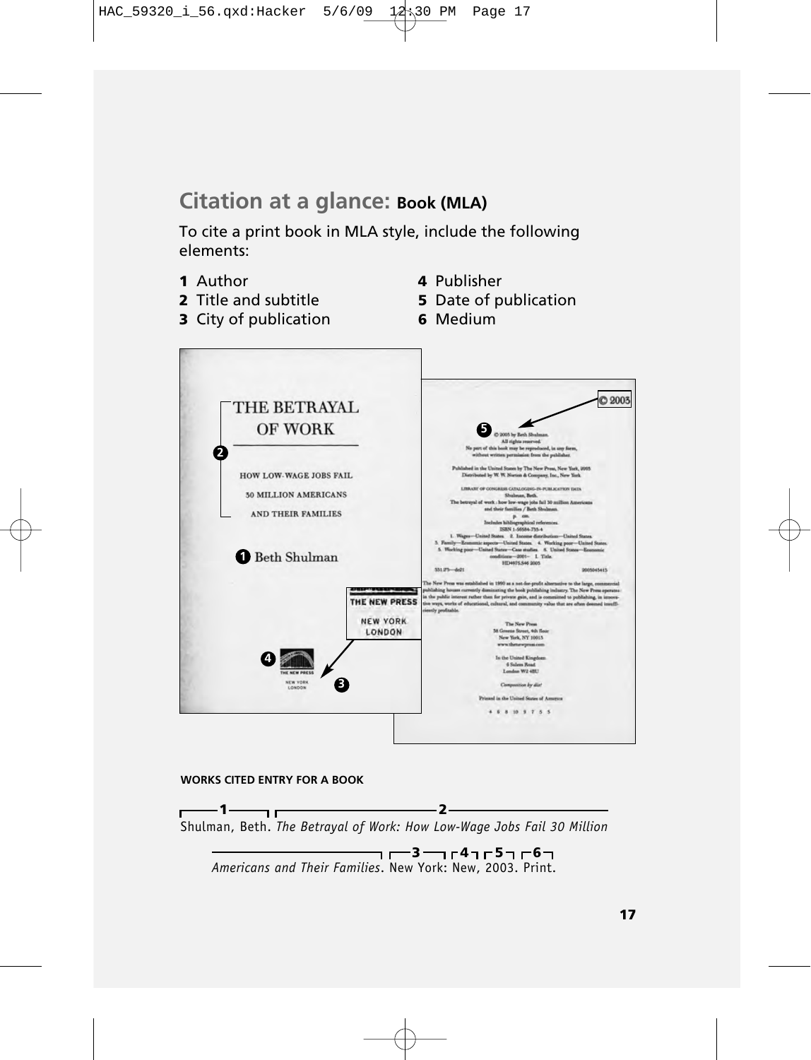## Citation at a glance: Book (MLA)

To cite a print book in MLA style, include the following elements:

1. Author
2. Title and subtitle
3. City of publication
4. Publisher
5. Date of publication
6. Medium

**WORKS CITED ENTRY FOR A BOOK**

Shulman, Beth. *The Betrayal of Work: How Low-Wage Jobs Fail 30 Million Americans and Their Families*. New York: New, 2003. Print.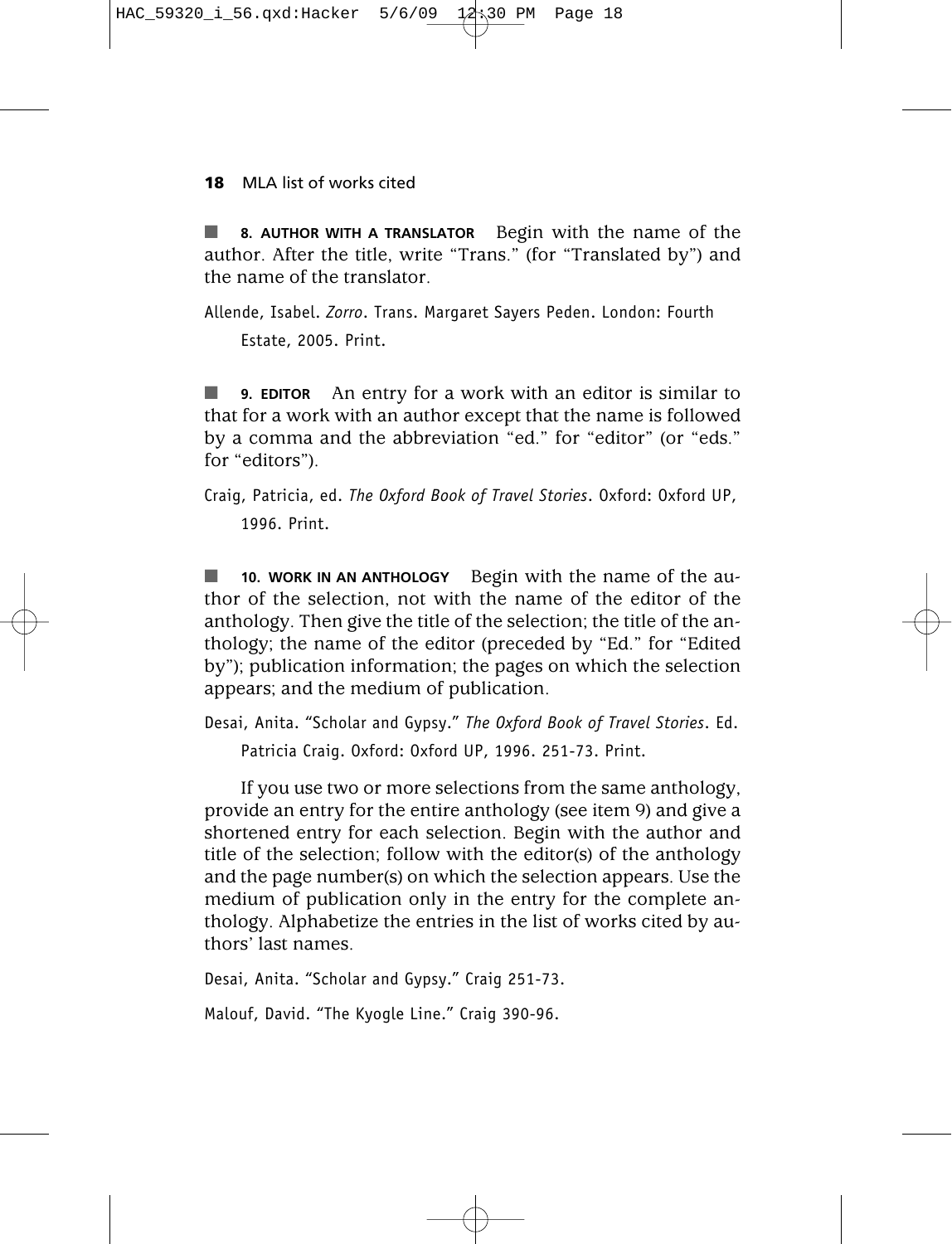■ **8. AUTHOR WITH A TRANSLATOR** Begin with the name of the author. After the title, write "Trans." (for "Translated by") and the name of the translator.

Allende, Isabel. *Zorro*. Trans. Margaret Sayers Peden. London: Fourth Estate, 2005. Print.

■ **9. EDITOR** An entry for a work with an editor is similar to that for a work with an author except that the name is followed by a comma and the abbreviation "ed." for "editor" (or "eds." for "editors").

Craig, Patricia, ed. *The Oxford Book of Travel Stories*. Oxford: Oxford UP, 1996. Print.

■ **10. WORK IN AN ANTHOLOGY** Begin with the name of the author of the selection, not with the name of the editor of the anthology. Then give the title of the selection; the title of the anthology; the name of the editor (preceded by "Ed." for "Edited by"); publication information; the pages on which the selection appears; and the medium of publication.

Desai, Anita. "Scholar and Gypsy." *The Oxford Book of Travel Stories*. Ed. Patricia Craig. Oxford: Oxford UP, 1996. 251-73. Print.

If you use two or more selections from the same anthology, provide an entry for the entire anthology (see item 9) and give a shortened entry for each selection. Begin with the author and title of the selection; follow with the editor(s) of the anthology and the page number(s) on which the selection appears. Use the medium of publication only in the entry for the complete anthology. Alphabetize the entries in the list of works cited by authors' last names.

Desai, Anita. "Scholar and Gypsy." Craig 251-73.

Malouf, David. "The Kyogle Line." Craig 390-96.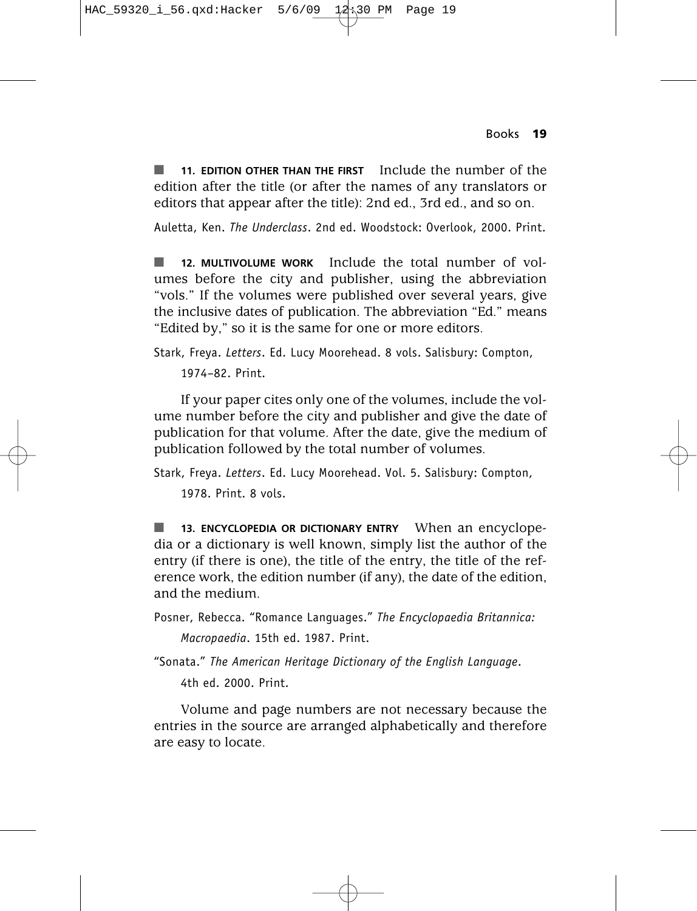■ **11. EDITION OTHER THAN THE FIRST** Include the number of the edition after the title (or after the names of any translators or editors that appear after the title): 2nd ed., 3rd ed., and so on.

Auletta, Ken. *The Underclass*. 2nd ed. Woodstock: Overlook, 2000. Print.

■ **12. MULTIVOLUME WORK** Include the total number of volumes before the city and publisher, using the abbreviation "vols." If the volumes were published over several years, give the inclusive dates of publication. The abbreviation "Ed." means "Edited by," so it is the same for one or more editors.

Stark, Freya. *Letters*. Ed. Lucy Moorehead. 8 vols. Salisbury: Compton, 1974–82. Print.

If your paper cites only one of the volumes, include the volume number before the city and publisher and give the date of publication for that volume. After the date, give the medium of publication followed by the total number of volumes.

Stark, Freya. *Letters*. Ed. Lucy Moorehead. Vol. 5. Salisbury: Compton, 1978. Print. 8 vols.

■ **13. ENCYCLOPEDIA OR DICTIONARY ENTRY** When an encyclopedia or a dictionary is well known, simply list the author of the entry (if there is one), the title of the entry, the title of the reference work, the edition number (if any), the date of the edition, and the medium.

Posner, Rebecca. "Romance Languages." *The Encyclopaedia Britannica: Macropaedia*. 15th ed. 1987. Print.

"Sonata." *The American Heritage Dictionary of the English Language*. 4th ed. 2000. Print.

Volume and page numbers are not necessary because the entries in the source are arranged alphabetically and therefore are easy to locate.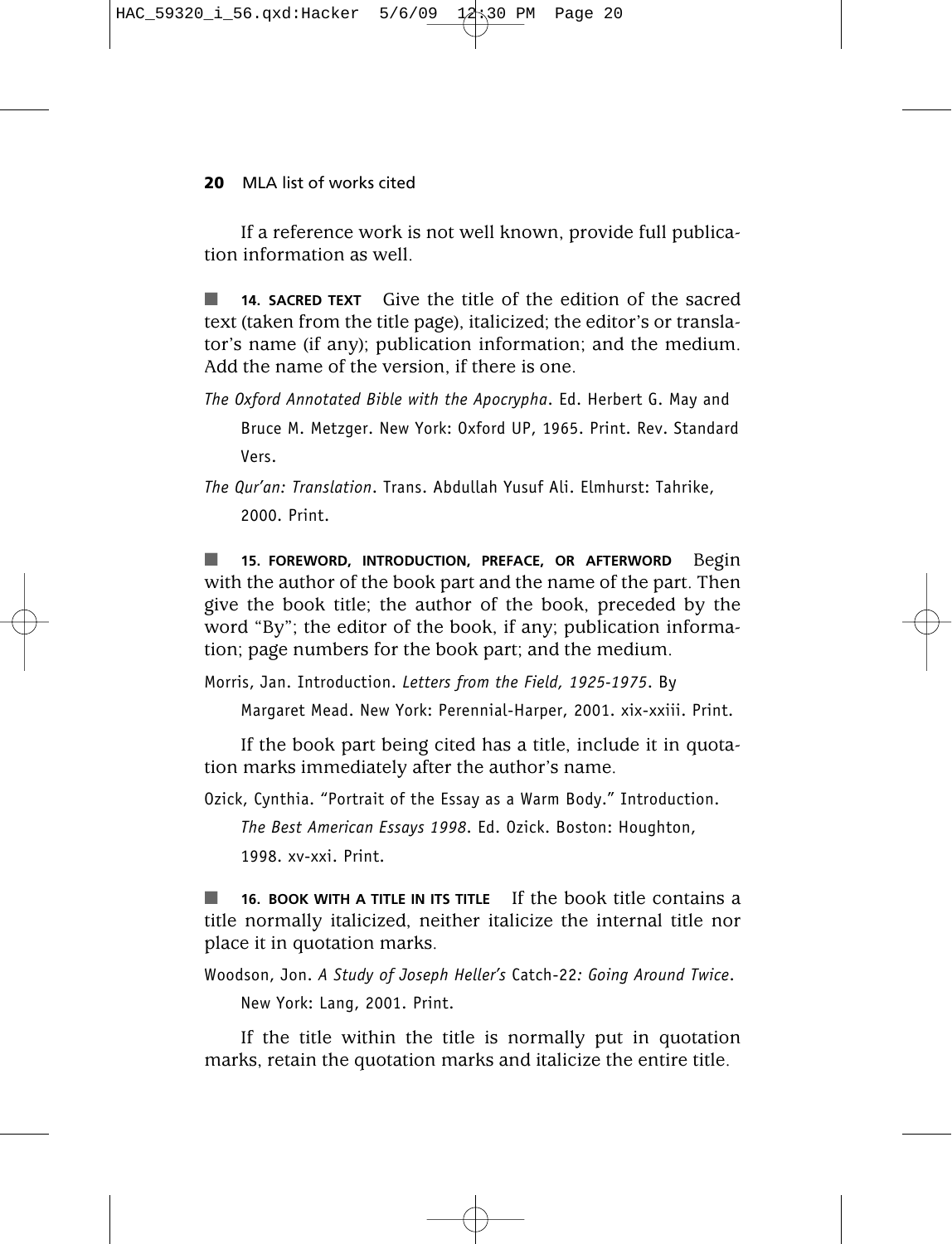If a reference work is not well known, provide full publication information as well.

■ **14. SACRED TEXT** Give the title of the edition of the sacred text (taken from the title page), italicized; the editor's or translator's name (if any); publication information; and the medium. Add the name of the version, if there is one.

*The Oxford Annotated Bible with the Apocrypha*. Ed. Herbert G. May and Bruce M. Metzger. New York: Oxford UP, 1965. Print. Rev. Standard Vers.

*The Qur'an: Translation*. Trans. Abdullah Yusuf Ali. Elmhurst: Tahrike, 2000. Print.

■ **15. FOREWORD, INTRODUCTION, PREFACE, OR AFTERWORD** Begin with the author of the book part and the name of the part. Then give the book title; the author of the book, preceded by the word "By"; the editor of the book, if any; publication information; page numbers for the book part; and the medium.

Morris, Jan. Introduction. *Letters from the Field, 1925-1975*. By Margaret Mead. New York: Perennial-Harper, 2001. xix-xxiii. Print.

If the book part being cited has a title, include it in quotation marks immediately after the author's name.

Ozick, Cynthia. "Portrait of the Essay as a Warm Body." Introduction. *The Best American Essays 1998*. Ed. Ozick. Boston: Houghton, 1998. xv-xxi. Print.

■ **16. BOOK WITH A TITLE IN ITS TITLE** If the book title contains a title normally italicized, neither italicize the internal title nor place it in quotation marks.

Woodson, Jon. *A Study of Joseph Heller's* Catch-22*: Going Around Twice*. New York: Lang, 2001. Print.

If the title within the title is normally put in quotation marks, retain the quotation marks and italicize the entire title.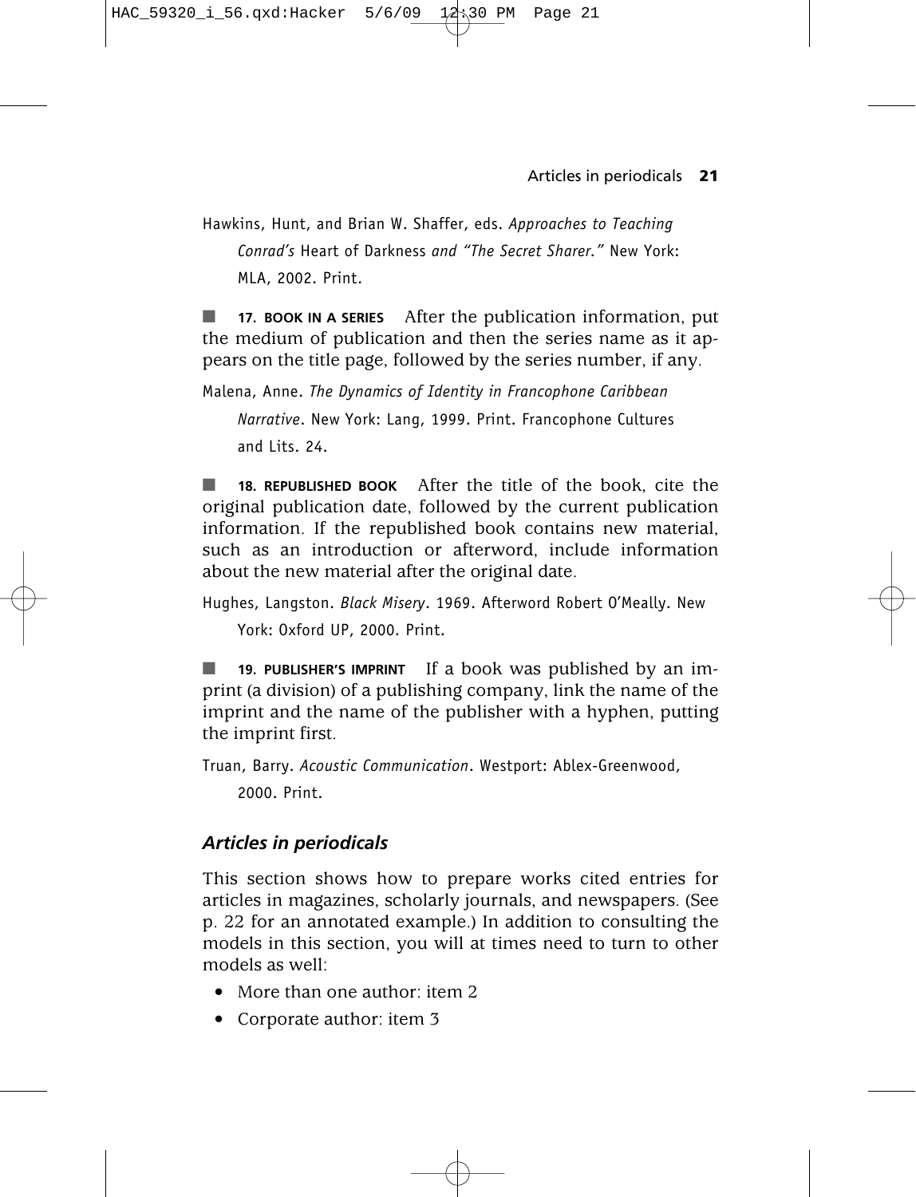Hawkins, Hunt, and Brian W. Shaffer, eds. *Approaches to Teaching Conrad's* Heart of Darkness *and "The Secret Sharer."* New York: MLA, 2002. Print.

■ **17. BOOK IN A SERIES** After the publication information, put the medium of publication and then the series name as it appears on the title page, followed by the series number, if any.

Malena, Anne. *The Dynamics of Identity in Francophone Caribbean Narrative*. New York: Lang, 1999. Print. Francophone Cultures and Lits. 24.

■ **18. REPUBLISHED BOOK** After the title of the book, cite the original publication date, followed by the current publication information. If the republished book contains new material, such as an introduction or afterword, include information about the new material after the original date.

Hughes, Langston. *Black Misery*. 1969. Afterword Robert O'Meally. New York: Oxford UP, 2000. Print.

■ **19. PUBLISHER'S IMPRINT** If a book was published by an imprint (a division) of a publishing company, link the name of the imprint and the name of the publisher with a hyphen, putting the imprint first.

Truan, Barry. *Acoustic Communication*. Westport: Ablex-Greenwood, 2000. Print.

### *Articles in periodicals*

This section shows how to prepare works cited entries for articles in magazines, scholarly journals, and newspapers. (See p. 22 for an annotated example.) In addition to consulting the models in this section, you will at times need to turn to other models as well:

- More than one author: item 2
- Corporate author: item 3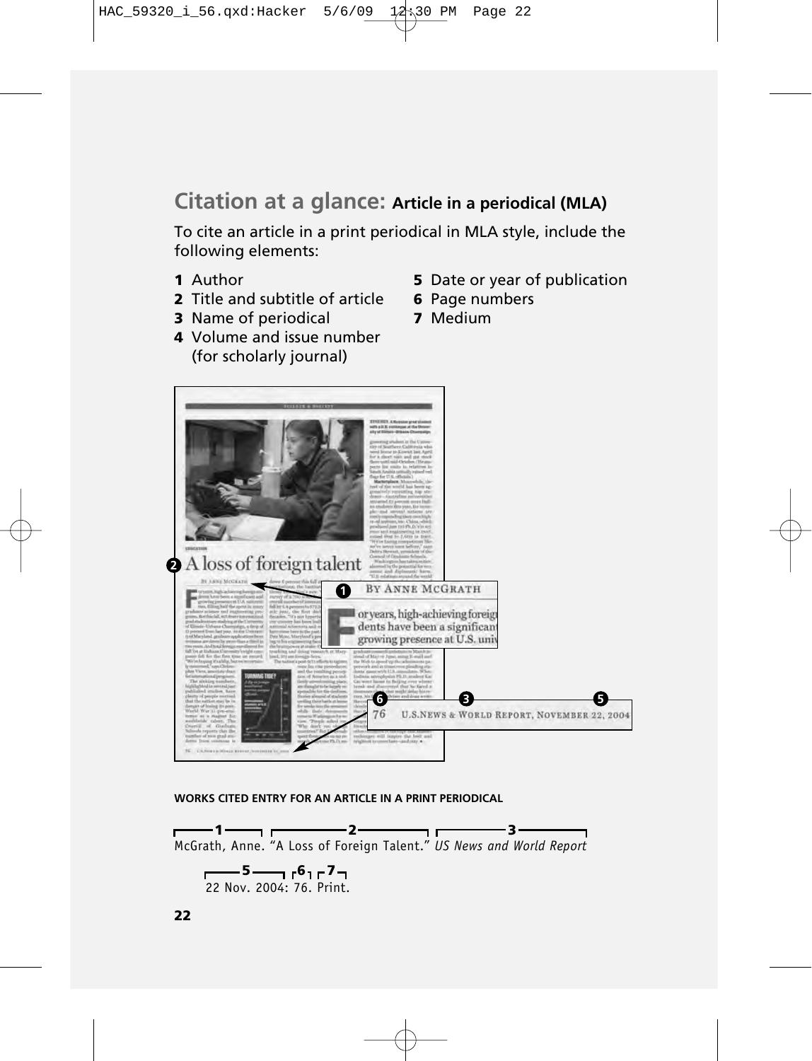## Citation at a glance: **Article in a periodical (MLA)**

To cite an article in a print periodical in MLA style, include the following elements:

1. Author
2. Title and subtitle of article
3. Name of periodical
4. Volume and issue number (for scholarly journal)
5. Date or year of publication
6. Page numbers
7. Medium

**WORKS CITED ENTRY FOR AN ARTICLE IN A PRINT PERIODICAL**

McGrath, Anne. "A Loss of Foreign Talent." *US News and World Report* 22 Nov. 2004: 76. Print.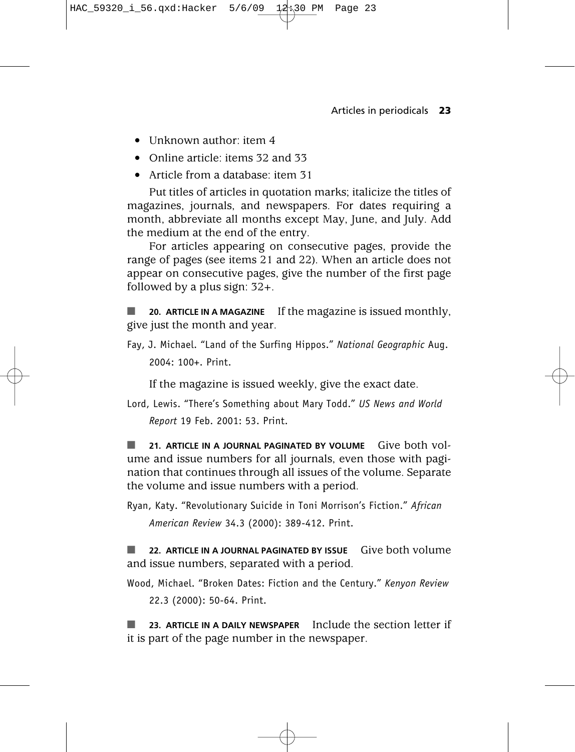- Unknown author: item 4
- Online article: items 32 and 33
- Article from a database: item 31

Put titles of articles in quotation marks; italicize the titles of magazines, journals, and newspapers. For dates requiring a month, abbreviate all months except May, June, and July. Add the medium at the end of the entry.

For articles appearing on consecutive pages, provide the range of pages (see items 21 and 22). When an article does not appear on consecutive pages, give the number of the first page followed by a plus sign: 32+.

■ **20. ARTICLE IN A MAGAZINE** If the magazine is issued monthly, give just the month and year.

Fay, J. Michael. "Land of the Surfing Hippos." *National Geographic* Aug. 2004: 100+. Print.

If the magazine is issued weekly, give the exact date.

Lord, Lewis. "There's Something about Mary Todd." *US News and World Report* 19 Feb. 2001: 53. Print.

■ **21. ARTICLE IN A JOURNAL PAGINATED BY VOLUME** Give both volume and issue numbers for all journals, even those with pagination that continues through all issues of the volume. Separate the volume and issue numbers with a period.

Ryan, Katy. "Revolutionary Suicide in Toni Morrison's Fiction." *African American Review* 34.3 (2000): 389-412. Print.

■ **22. ARTICLE IN A JOURNAL PAGINATED BY ISSUE** Give both volume and issue numbers, separated with a period.

Wood, Michael. "Broken Dates: Fiction and the Century." *Kenyon Review* 22.3 (2000): 50-64. Print.

■ **23. ARTICLE IN A DAILY NEWSPAPER** Include the section letter if it is part of the page number in the newspaper.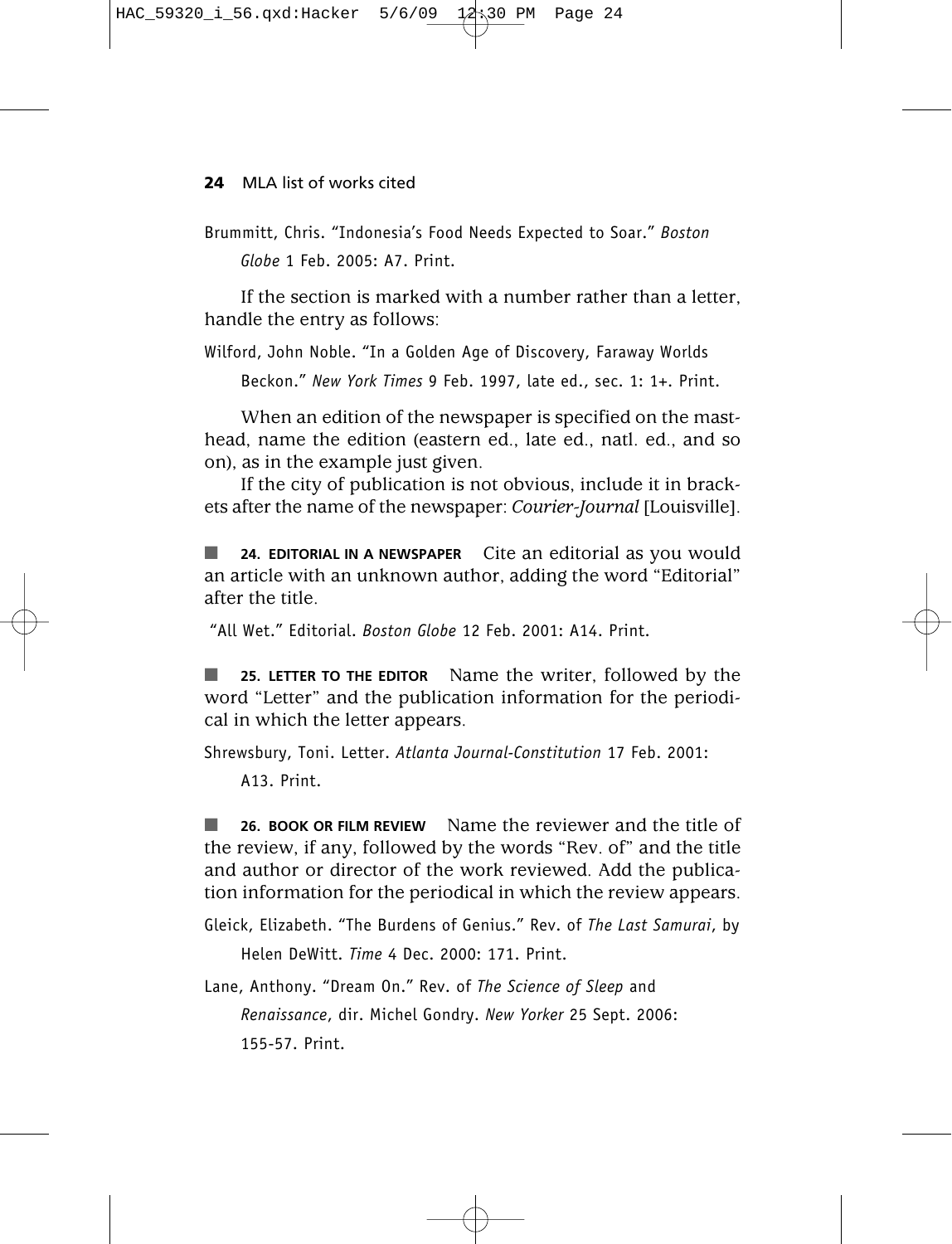Brummitt, Chris. "Indonesia's Food Needs Expected to Soar." *Boston Globe* 1 Feb. 2005: A7. Print.

If the section is marked with a number rather than a letter, handle the entry as follows:

Wilford, John Noble. "In a Golden Age of Discovery, Faraway Worlds Beckon." *New York Times* 9 Feb. 1997, late ed., sec. 1: 1+. Print.

When an edition of the newspaper is specified on the masthead, name the edition (eastern ed., late ed., natl. ed., and so on), as in the example just given.

If the city of publication is not obvious, include it in brackets after the name of the newspaper: *Courier-Journal* [Louisville].

■ **24. EDITORIAL IN A NEWSPAPER** Cite an editorial as you would an article with an unknown author, adding the word "Editorial" after the title.

"All Wet." Editorial. *Boston Globe* 12 Feb. 2001: A14. Print.

■ **25. LETTER TO THE EDITOR** Name the writer, followed by the word "Letter" and the publication information for the periodical in which the letter appears.

Shrewsbury, Toni. Letter. *Atlanta Journal-Constitution* 17 Feb. 2001: A13. Print.

■ **26. BOOK OR FILM REVIEW** Name the reviewer and the title of the review, if any, followed by the words "Rev. of" and the title and author or director of the work reviewed. Add the publication information for the periodical in which the review appears.

Gleick, Elizabeth. "The Burdens of Genius." Rev. of *The Last Samurai*, by Helen DeWitt. *Time* 4 Dec. 2000: 171. Print.

Lane, Anthony. "Dream On." Rev. of *The Science of Sleep* and *Renaissance*, dir. Michel Gondry. *New Yorker* 25 Sept. 2006: 155-57. Print.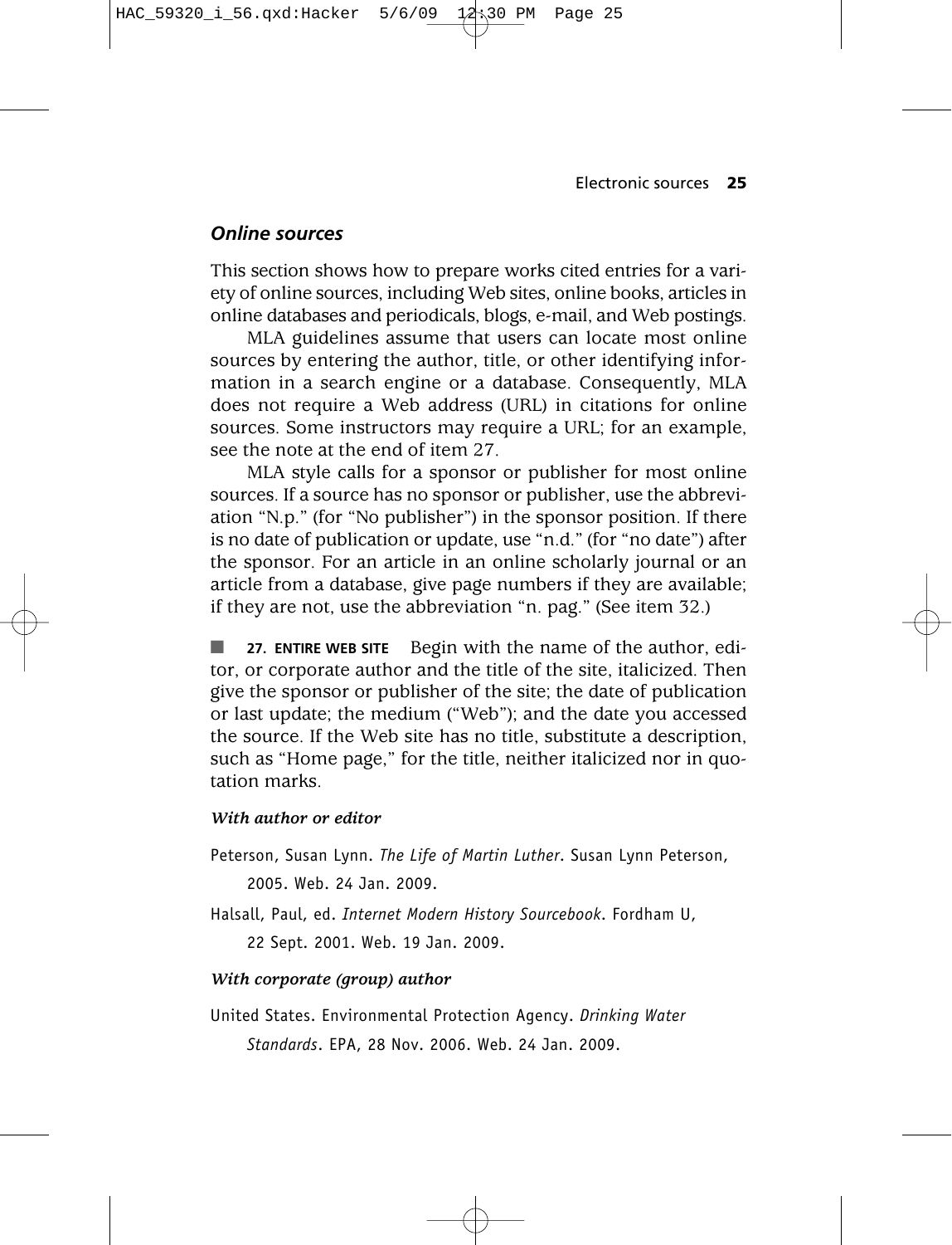## *Online sources*

This section shows how to prepare works cited entries for a variety of online sources, including Web sites, online books, articles in online databases and periodicals, blogs, e-mail, and Web postings.

MLA guidelines assume that users can locate most online sources by entering the author, title, or other identifying information in a search engine or a database. Consequently, MLA does not require a Web address (URL) in citations for online sources. Some instructors may require a URL; for an example, see the note at the end of item 27.

MLA style calls for a sponsor or publisher for most online sources. If a source has no sponsor or publisher, use the abbreviation "N.p." (for "No publisher") in the sponsor position. If there is no date of publication or update, use "n.d." (for "no date") after the sponsor. For an article in an online scholarly journal or an article from a database, give page numbers if they are available; if they are not, use the abbreviation "n. pag." (See item 32.)

■ **27. ENTIRE WEB SITE** Begin with the name of the author, editor, or corporate author and the title of the site, italicized. Then give the sponsor or publisher of the site; the date of publication or last update; the medium ("Web"); and the date you accessed the source. If the Web site has no title, substitute a description, such as "Home page," for the title, neither italicized nor in quotation marks.

***With author or editor***

Peterson, Susan Lynn. *The Life of Martin Luther*. Susan Lynn Peterson, 2005. Web. 24 Jan. 2009.

Halsall, Paul, ed. *Internet Modern History Sourcebook*. Fordham U, 22 Sept. 2001. Web. 19 Jan. 2009.

***With corporate (group) author***

United States. Environmental Protection Agency. *Drinking Water Standards*. EPA, 28 Nov. 2006. Web. 24 Jan. 2009.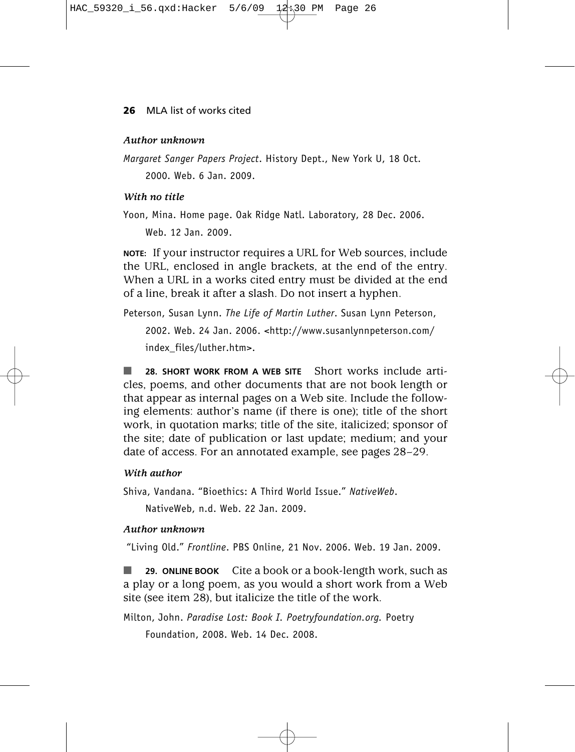*Author unknown*

*Margaret Sanger Papers Project*. History Dept., New York U, 18 Oct. 2000. Web. 6 Jan. 2009.

*With no title*

Yoon, Mina. Home page. Oak Ridge Natl. Laboratory, 28 Dec. 2006. Web. 12 Jan. 2009.

**NOTE:** If your instructor requires a URL for Web sources, include the URL, enclosed in angle brackets, at the end of the entry. When a URL in a works cited entry must be divided at the end of a line, break it after a slash. Do not insert a hyphen.

Peterson, Susan Lynn. *The Life of Martin Luther*. Susan Lynn Peterson, 2002. Web. 24 Jan. 2006. <http://www.susanlynnpeterson.com/index_files/luther.htm>.

■ **28. SHORT WORK FROM A WEB SITE** Short works include articles, poems, and other documents that are not book length or that appear as internal pages on a Web site. Include the following elements: author's name (if there is one); title of the short work, in quotation marks; title of the site, italicized; sponsor of the site; date of publication or last update; medium; and your date of access. For an annotated example, see pages 28–29.

*With author*

Shiva, Vandana. "Bioethics: A Third World Issue." *NativeWeb*. NativeWeb, n.d. Web. 22 Jan. 2009.

*Author unknown*

"Living Old." *Frontline*. PBS Online, 21 Nov. 2006. Web. 19 Jan. 2009.

■ **29. ONLINE BOOK** Cite a book or a book-length work, such as a play or a long poem, as you would a short work from a Web site (see item 28), but italicize the title of the work.

Milton, John. *Paradise Lost: Book I*. *Poetryfoundation.org*. Poetry Foundation, 2008. Web. 14 Dec. 2008.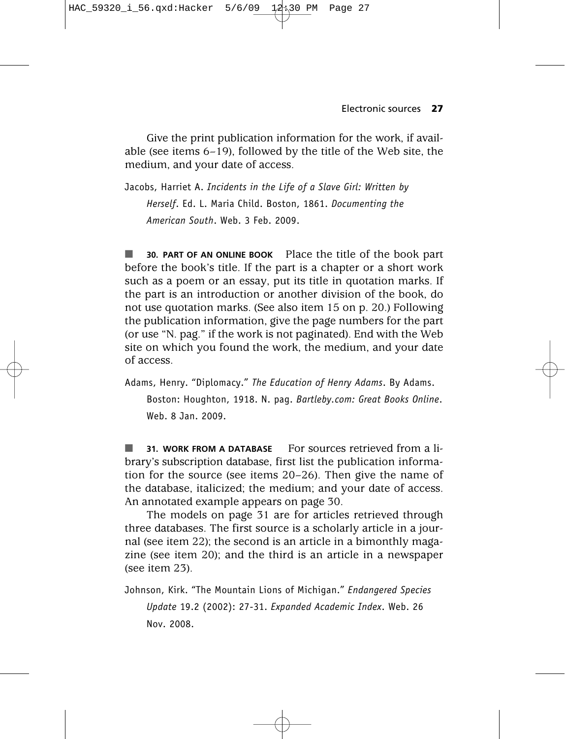Give the print publication information for the work, if available (see items 6–19), followed by the title of the Web site, the medium, and your date of access.

Jacobs, Harriet A. *Incidents in the Life of a Slave Girl: Written by Herself*. Ed. L. Maria Child. Boston, 1861. *Documenting the American South*. Web. 3 Feb. 2009.

■ **30. PART OF AN ONLINE BOOK** Place the title of the book part before the book's title. If the part is a chapter or a short work such as a poem or an essay, put its title in quotation marks. If the part is an introduction or another division of the book, do not use quotation marks. (See also item 15 on p. 20.) Following the publication information, give the page numbers for the part (or use "N. pag." if the work is not paginated). End with the Web site on which you found the work, the medium, and your date of access.

Adams, Henry. "Diplomacy." *The Education of Henry Adams*. By Adams. Boston: Houghton, 1918. N. pag. *Bartleby.com: Great Books Online*. Web. 8 Jan. 2009.

■ **31. WORK FROM A DATABASE** For sources retrieved from a library's subscription database, first list the publication information for the source (see items 20–26). Then give the name of the database, italicized; the medium; and your date of access. An annotated example appears on page 30.

The models on page 31 are for articles retrieved through three databases. The first source is a scholarly article in a journal (see item 22); the second is an article in a bimonthly magazine (see item 20); and the third is an article in a newspaper (see item 23).

Johnson, Kirk. "The Mountain Lions of Michigan." *Endangered Species Update* 19.2 (2002): 27-31. *Expanded Academic Index*. Web. 26 Nov. 2008.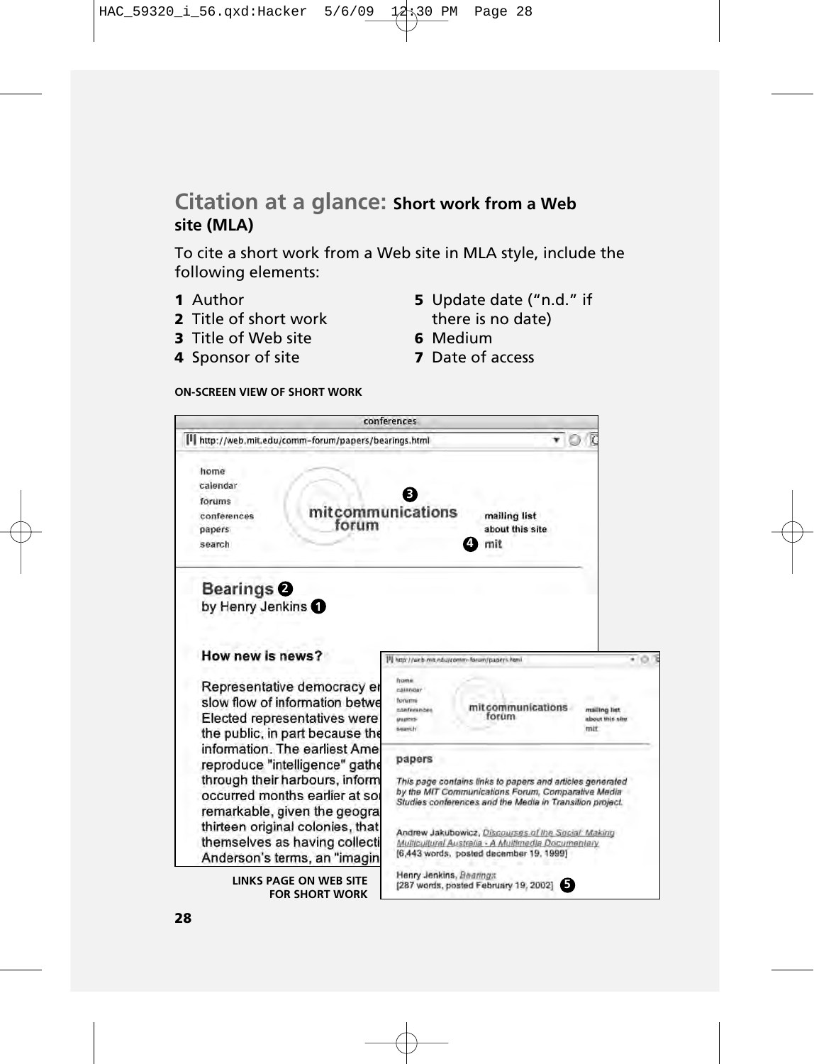## Citation at a glance: Short work from a Web site (MLA)

To cite a short work from a Web site in MLA style, include the following elements:

1. Author
2. Title of short work
3. Title of Web site
4. Sponsor of site
5. Update date ("n.d." if there is no date)
6. Medium
7. Date of access

**ON-SCREEN VIEW OF SHORT WORK**

conferences

http://web.mit.edu/comm-forum/papers/bearings.html

home
calendar
forums
conferences
papers
search

mitcommunications forum ❸

mailing list
about this site
❹ mit

**Bearings** ❷
by Henry Jenkins ❶

**How new is news?**

Representative democracy er
slow flow of information betwe
Elected representatives were
the public, in part because the
information. The earliest Ame
reproduce "intelligence" gathe
through their harbours, inform
occurred months earlier at so
remarkable, given the geogra
thirteen original colonies, that
themselves as having collecti
Anderson's terms, an "imagin

**LINKS PAGE ON WEB SITE FOR SHORT WORK**

http://web.mit.edu/comm-forum/papers.html

home
calendar
forums
conferences
papers
search

mitcommunications forum

mailing list
about this site
mit

papers

*This page contains links to papers and articles generated by the MIT Communications Forum, Comparative Media Studies conferences and the Media in Transition project.*

Andrew Jakubowicz, Discourses of the Social: Making Multicultural Australia - A Multimedia Documentary
[6,443 words, posted december 19, 1999]

Henry Jenkins, Bearings
[287 words, posted February 19, 2002] ❺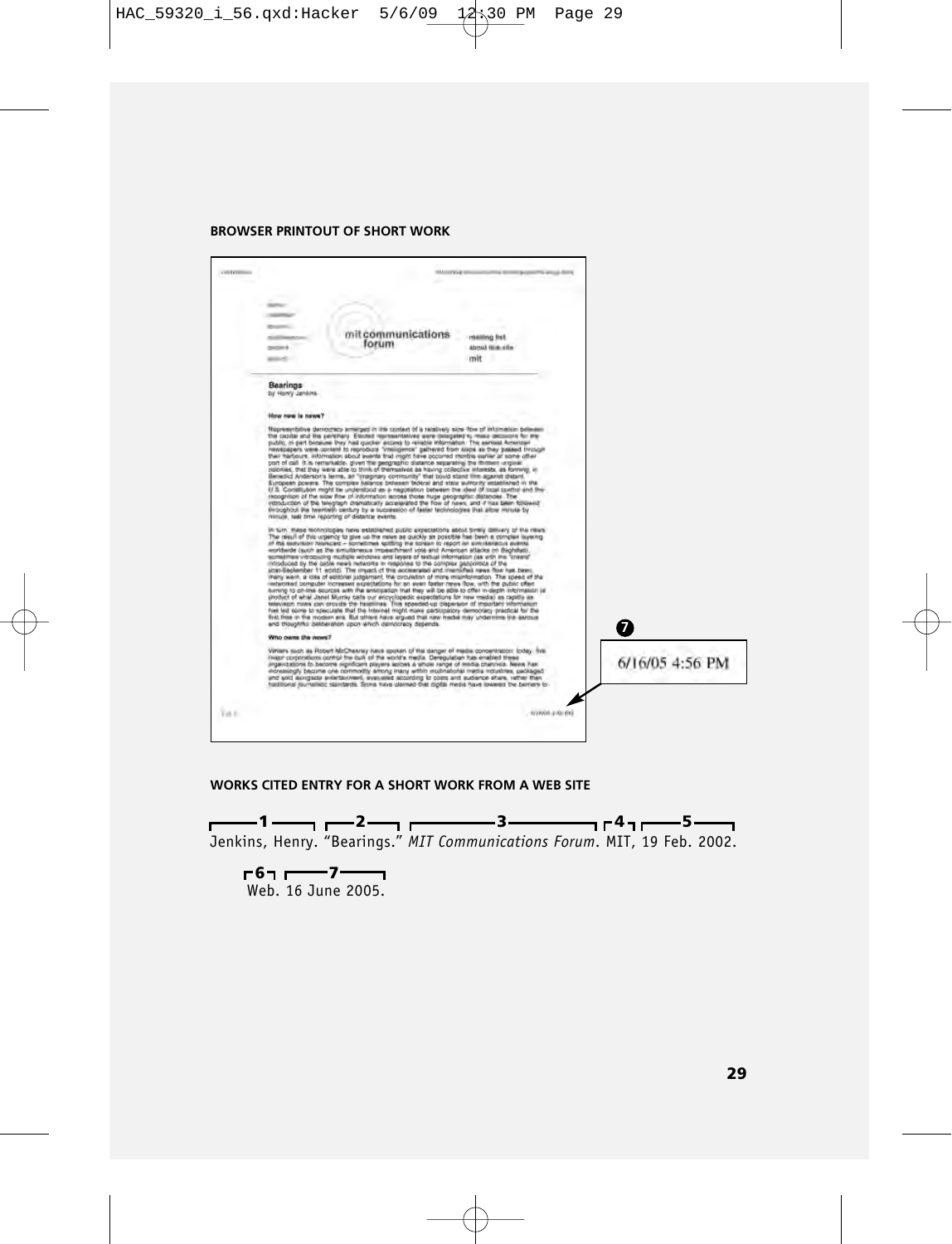**BROWSER PRINTOUT OF SHORT WORK**

7

6/16/05 4:56 PM

**WORKS CITED ENTRY FOR A SHORT WORK FROM A WEB SITE**

1 — 2 — 3 — 4 — 5

Jenkins, Henry. "Bearings." *MIT Communications Forum*. MIT, 19 Feb. 2002.

6 — 7

Web. 16 June 2005.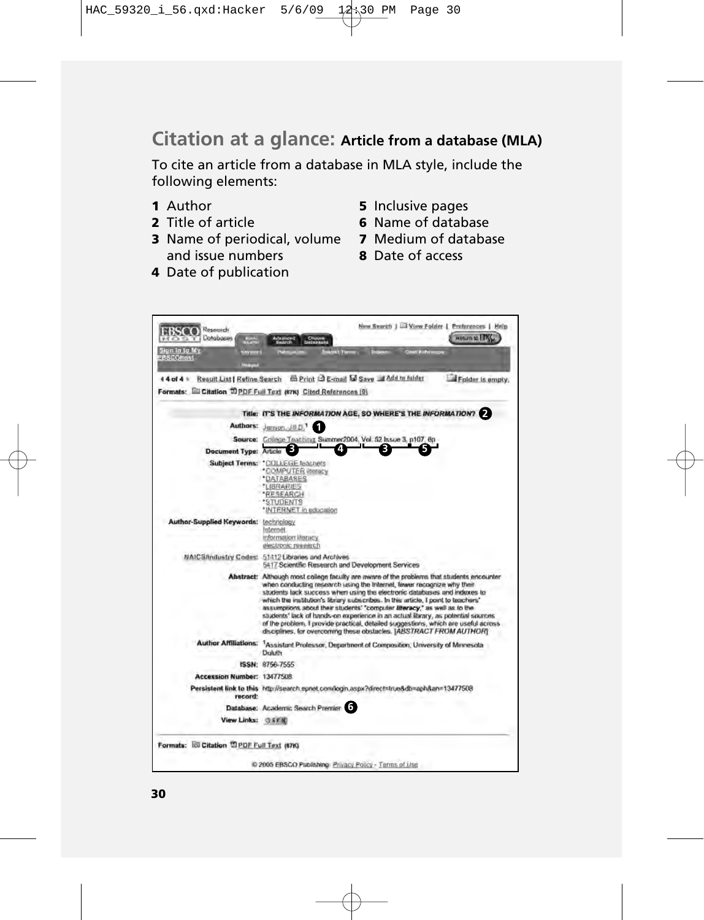# Citation at a glance: Article from a database (MLA)

To cite an article from a database in MLA style, include the following elements:

1. Author
2. Title of article
3. Name of periodical, volume and issue numbers
4. Date of publication
5. Inclusive pages
6. Name of database
7. Medium of database
8. Date of access

EBSCO Research Databases

New Search | View Folder | Preferences | Help

Sign In to My EBSCOhost

4 of 4 Result List | Refine Search Print E-mail Save Add to folder Folder is empty.

Formats: Citation PDF Full Text (87K) Cited References (9)

**Title:** IT'S THE *INFORMATION* AGE, SO WHERE'S THE *INFORMATION*? **2**

**Authors:** Jenson, Jill D.[1] **1**

**Source:** College Teaching **3**; Summer2004 **4**, Vol. 52 Issue 3 **3**, p107, 6p **5**

**Document Type:** Article

**Subject Terms:** *COLLEGE teachers
*COMPUTER literacy
*DATABASES
*LIBRARIES
*RESEARCH
*STUDENTS
*INTERNET in education

**Author-Supplied Keywords:** technology
Internet
information literacy
electronic research

**NAICS/Industry Codes:** 51412 Libraries and Archives
5417 Scientific Research and Development Services

**Abstract:** Although most college faculty are aware of the problems that students encounter when conducting research using the Internet, fewer recognize why their students lack success when using the electronic databases and indexes to which the institution's library subscribes. In this article, I point to teachers' assumptions about their students' "computer *literacy*," as well as to the students' lack of hands-on experience in an actual library, as potential sources of the problem. I provide practical, detailed suggestions, which are useful across disciplines, for overcoming these obstacles. [*ABSTRACT FROM AUTHOR*]

**Author Affiliations:** [1]Assistant Professor, Department of Composition, University of Minnesota Duluth

**ISSN:** 8756-7555

**Accession Number:** 13477508

**Persistent link to this record:** http://search.epnet.com/login.aspx?direct=true&db=aph&an=13477508

**Database:** Academic Search Premier **6**

**View Links:**

Formats: Citation PDF Full Text (87K)

© 2005 EBSCO Publishing. Privacy Policy - Terms of Use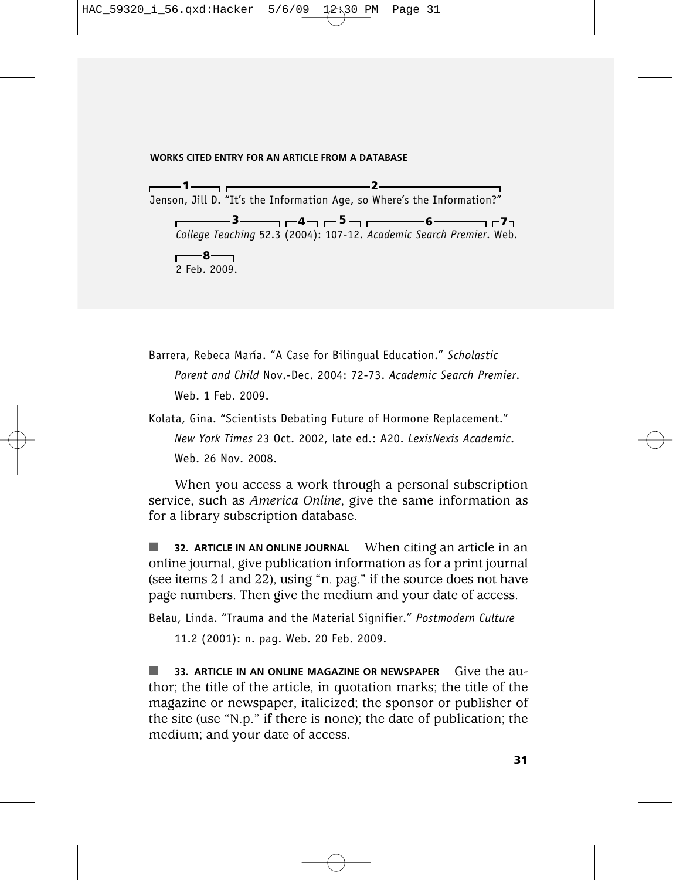**WORKS CITED ENTRY FOR AN ARTICLE FROM A DATABASE**

1 — Jenson, Jill D. 2 — "It's the Information Age, so Where's the Information?" 3 — *College Teaching* 4 — 52.3 5 — (2004): 107-12. 6 — *Academic Search Premier*. 7 — Web. 8 — 2 Feb. 2009.

Jenson, Jill D. "It's the Information Age, so Where's the Information?" *College Teaching* 52.3 (2004): 107-12. *Academic Search Premier*. Web. 2 Feb. 2009.

Barrera, Rebeca María. "A Case for Bilingual Education." *Scholastic Parent and Child* Nov.-Dec. 2004: 72-73. *Academic Search Premier*. Web. 1 Feb. 2009.

Kolata, Gina. "Scientists Debating Future of Hormone Replacement." *New York Times* 23 Oct. 2002, late ed.: A20. *LexisNexis Academic*. Web. 26 Nov. 2008.

When you access a work through a personal subscription service, such as *America Online*, give the same information as for a library subscription database.

■ **32. ARTICLE IN AN ONLINE JOURNAL** When citing an article in an online journal, give publication information as for a print journal (see items 21 and 22), using "n. pag." if the source does not have page numbers. Then give the medium and your date of access.

Belau, Linda. "Trauma and the Material Signifier." *Postmodern Culture* 11.2 (2001): n. pag. Web. 20 Feb. 2009.

■ **33. ARTICLE IN AN ONLINE MAGAZINE OR NEWSPAPER** Give the author; the title of the article, in quotation marks; the title of the magazine or newspaper, italicized; the sponsor or publisher of the site (use "N.p." if there is none); the date of publication; the medium; and your date of access.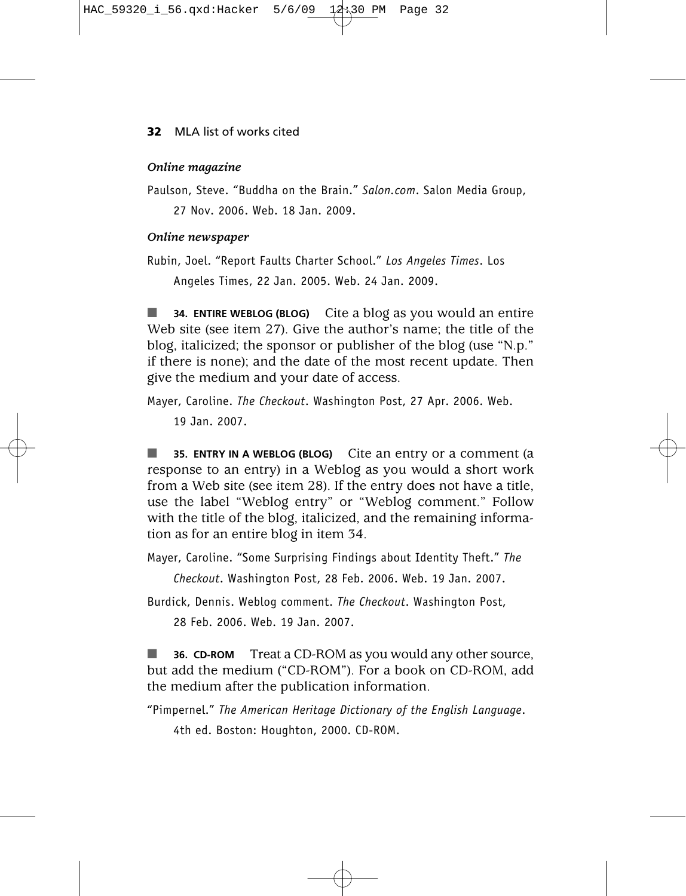*Online magazine*

Paulson, Steve. "Buddha on the Brain." *Salon.com*. Salon Media Group, 27 Nov. 2006. Web. 18 Jan. 2009.

*Online newspaper*

Rubin, Joel. "Report Faults Charter School." *Los Angeles Times*. Los Angeles Times, 22 Jan. 2005. Web. 24 Jan. 2009.

■ **34. ENTIRE WEBLOG (BLOG)** Cite a blog as you would an entire Web site (see item 27). Give the author's name; the title of the blog, italicized; the sponsor or publisher of the blog (use "N.p." if there is none); and the date of the most recent update. Then give the medium and your date of access.

Mayer, Caroline. *The Checkout*. Washington Post, 27 Apr. 2006. Web. 19 Jan. 2007.

■ **35. ENTRY IN A WEBLOG (BLOG)** Cite an entry or a comment (a response to an entry) in a Weblog as you would a short work from a Web site (see item 28). If the entry does not have a title, use the label "Weblog entry" or "Weblog comment." Follow with the title of the blog, italicized, and the remaining information as for an entire blog in item 34.

Mayer, Caroline. "Some Surprising Findings about Identity Theft." *The Checkout*. Washington Post, 28 Feb. 2006. Web. 19 Jan. 2007.

Burdick, Dennis. Weblog comment. *The Checkout*. Washington Post, 28 Feb. 2006. Web. 19 Jan. 2007.

■ **36. CD-ROM** Treat a CD-ROM as you would any other source, but add the medium ("CD-ROM"). For a book on CD-ROM, add the medium after the publication information.

"Pimpernel." *The American Heritage Dictionary of the English Language*. 4th ed. Boston: Houghton, 2000. CD-ROM.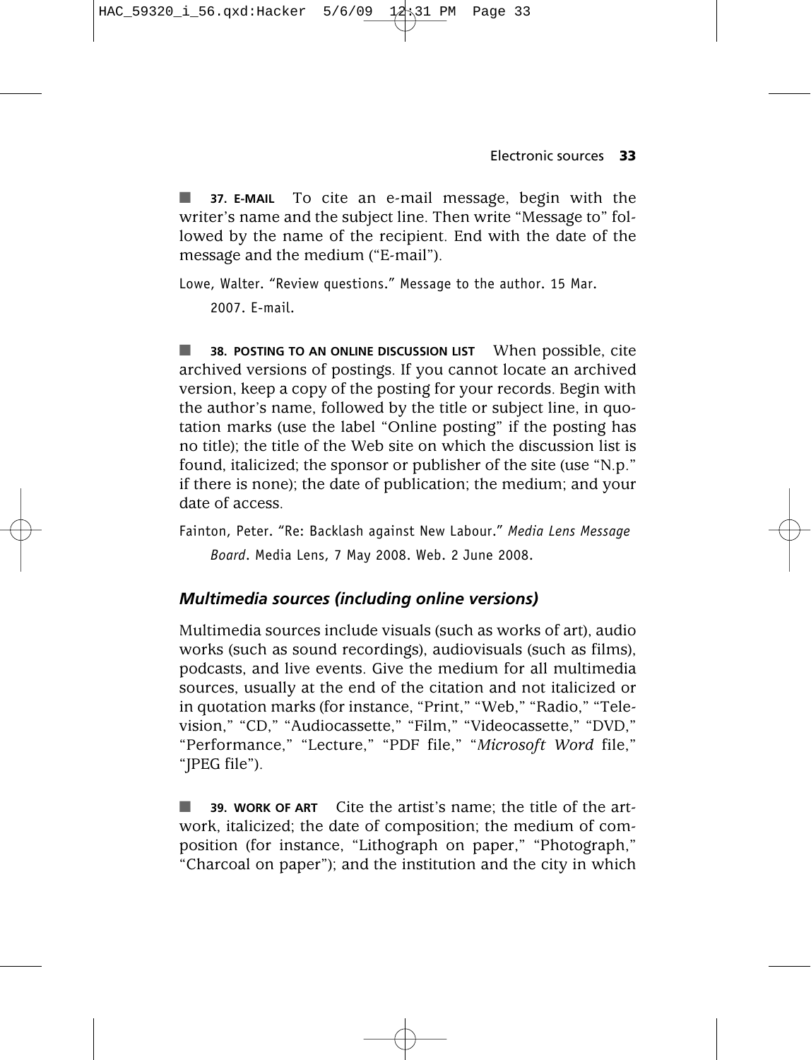■ **37. E-MAIL** To cite an e-mail message, begin with the writer's name and the subject line. Then write "Message to" followed by the name of the recipient. End with the date of the message and the medium ("E-mail").

Lowe, Walter. "Review questions." Message to the author. 15 Mar. 2007. E-mail.

■ **38. POSTING TO AN ONLINE DISCUSSION LIST** When possible, cite archived versions of postings. If you cannot locate an archived version, keep a copy of the posting for your records. Begin with the author's name, followed by the title or subject line, in quotation marks (use the label "Online posting" if the posting has no title); the title of the Web site on which the discussion list is found, italicized; the sponsor or publisher of the site (use "N.p." if there is none); the date of publication; the medium; and your date of access.

Fainton, Peter. "Re: Backlash against New Labour." *Media Lens Message Board*. Media Lens, 7 May 2008. Web. 2 June 2008.

### *Multimedia sources (including online versions)*

Multimedia sources include visuals (such as works of art), audio works (such as sound recordings), audiovisuals (such as films), podcasts, and live events. Give the medium for all multimedia sources, usually at the end of the citation and not italicized or in quotation marks (for instance, "Print," "Web," "Radio," "Television," "CD," "Audiocassette," "Film," "Videocassette," "DVD," "Performance," "Lecture," "PDF file," "*Microsoft Word* file," "JPEG file").

■ **39. WORK OF ART** Cite the artist's name; the title of the artwork, italicized; the date of composition; the medium of composition (for instance, "Lithograph on paper," "Photograph," "Charcoal on paper"); and the institution and the city in which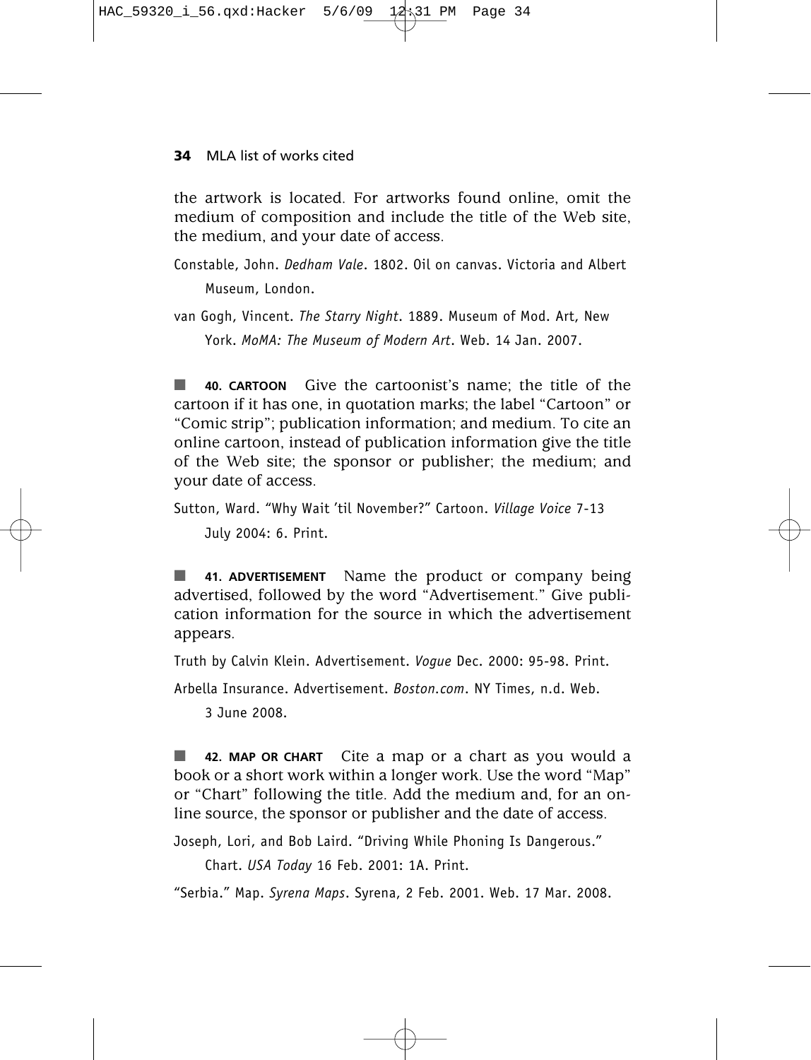the artwork is located. For artworks found online, omit the medium of composition and include the title of the Web site, the medium, and your date of access.

Constable, John. *Dedham Vale*. 1802. Oil on canvas. Victoria and Albert Museum, London.

van Gogh, Vincent. *The Starry Night*. 1889. Museum of Mod. Art, New York. *MoMA: The Museum of Modern Art*. Web. 14 Jan. 2007.

■ **40. CARTOON** Give the cartoonist's name; the title of the cartoon if it has one, in quotation marks; the label "Cartoon" or "Comic strip"; publication information; and medium. To cite an online cartoon, instead of publication information give the title of the Web site; the sponsor or publisher; the medium; and your date of access.

Sutton, Ward. "Why Wait 'til November?" Cartoon. *Village Voice* 7-13 July 2004: 6. Print.

■ **41. ADVERTISEMENT** Name the product or company being advertised, followed by the word "Advertisement." Give publication information for the source in which the advertisement appears.

Truth by Calvin Klein. Advertisement. *Vogue* Dec. 2000: 95-98. Print.

Arbella Insurance. Advertisement. *Boston.com*. NY Times, n.d. Web. 3 June 2008.

■ **42. MAP OR CHART** Cite a map or a chart as you would a book or a short work within a longer work. Use the word "Map" or "Chart" following the title. Add the medium and, for an online source, the sponsor or publisher and the date of access.

Joseph, Lori, and Bob Laird. "Driving While Phoning Is Dangerous." Chart. *USA Today* 16 Feb. 2001: 1A. Print.

"Serbia." Map. *Syrena Maps*. Syrena, 2 Feb. 2001. Web. 17 Mar. 2008.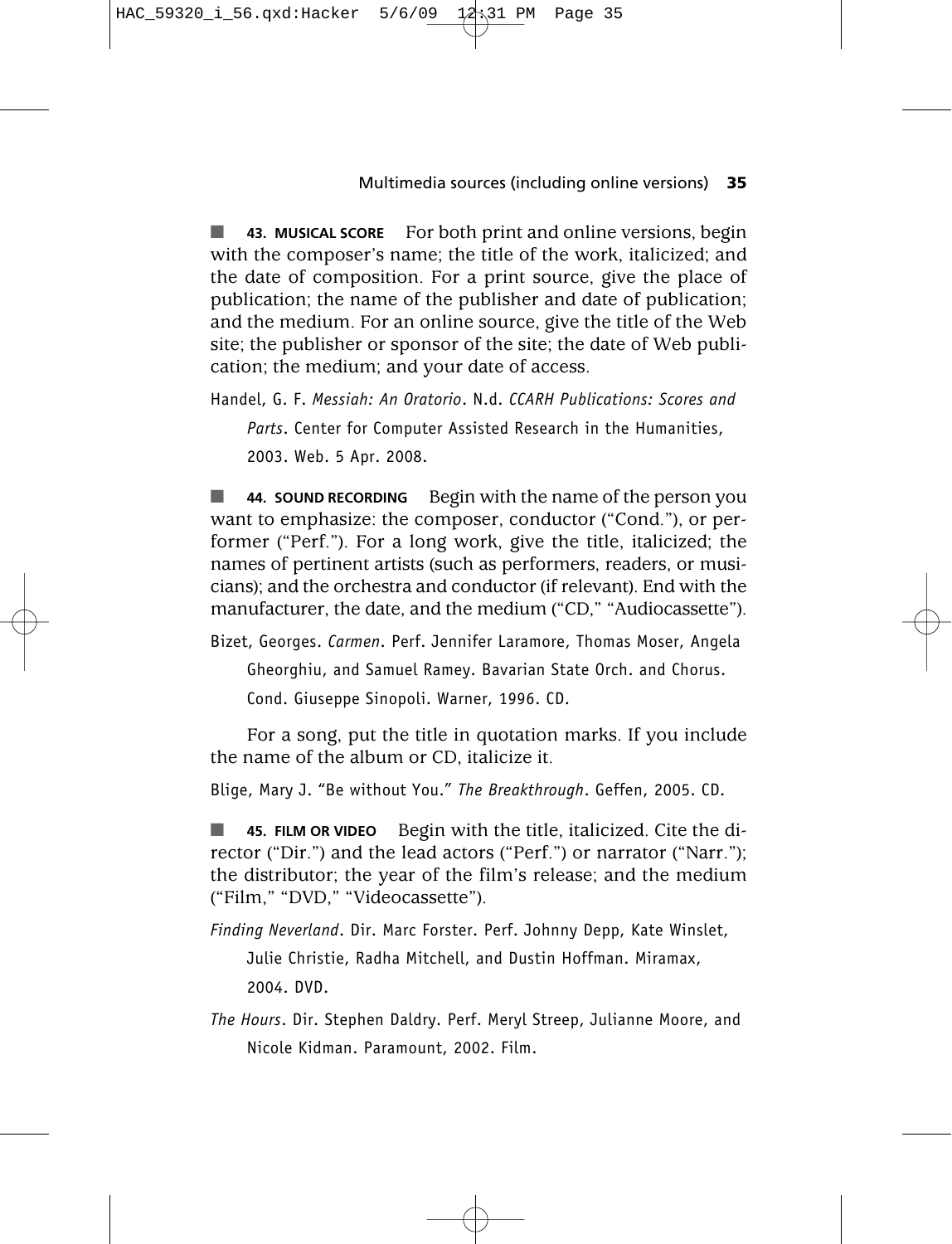■ **43. MUSICAL SCORE** For both print and online versions, begin with the composer's name; the title of the work, italicized; and the date of composition. For a print source, give the place of publication; the name of the publisher and date of publication; and the medium. For an online source, give the title of the Web site; the publisher or sponsor of the site; the date of Web publication; the medium; and your date of access.

Handel, G. F. *Messiah: An Oratorio*. N.d. *CCARH Publications: Scores and Parts*. Center for Computer Assisted Research in the Humanities, 2003. Web. 5 Apr. 2008.

■ **44. SOUND RECORDING** Begin with the name of the person you want to emphasize: the composer, conductor ("Cond."), or performer ("Perf."). For a long work, give the title, italicized; the names of pertinent artists (such as performers, readers, or musicians); and the orchestra and conductor (if relevant). End with the manufacturer, the date, and the medium ("CD," "Audiocassette").

Bizet, Georges. *Carmen*. Perf. Jennifer Laramore, Thomas Moser, Angela Gheorghiu, and Samuel Ramey. Bavarian State Orch. and Chorus. Cond. Giuseppe Sinopoli. Warner, 1996. CD.

For a song, put the title in quotation marks. If you include the name of the album or CD, italicize it.

Blige, Mary J. "Be without You." *The Breakthrough*. Geffen, 2005. CD.

■ **45. FILM OR VIDEO** Begin with the title, italicized. Cite the director ("Dir.") and the lead actors ("Perf.") or narrator ("Narr."); the distributor; the year of the film's release; and the medium ("Film," "DVD," "Videocassette").

*Finding Neverland*. Dir. Marc Forster. Perf. Johnny Depp, Kate Winslet, Julie Christie, Radha Mitchell, and Dustin Hoffman. Miramax, 2004. DVD.

*The Hours*. Dir. Stephen Daldry. Perf. Meryl Streep, Julianne Moore, and Nicole Kidman. Paramount, 2002. Film.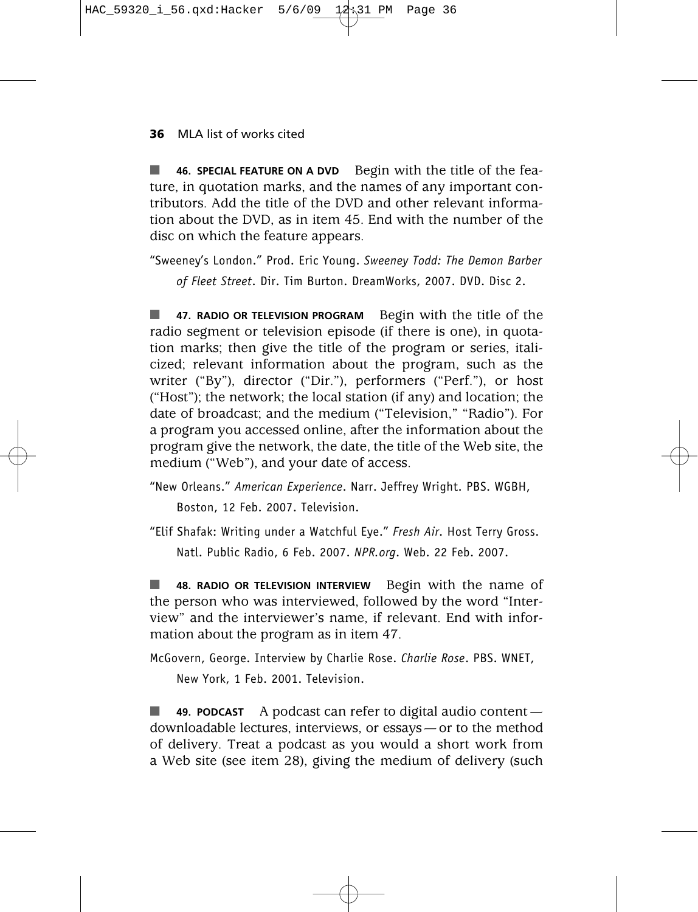■ **46. SPECIAL FEATURE ON A DVD** Begin with the title of the feature, in quotation marks, and the names of any important contributors. Add the title of the DVD and other relevant information about the DVD, as in item 45. End with the number of the disc on which the feature appears.

"Sweeney's London." Prod. Eric Young. *Sweeney Todd: The Demon Barber of Fleet Street*. Dir. Tim Burton. DreamWorks, 2007. DVD. Disc 2.

■ **47. RADIO OR TELEVISION PROGRAM** Begin with the title of the radio segment or television episode (if there is one), in quotation marks; then give the title of the program or series, italicized; relevant information about the program, such as the writer ("By"), director ("Dir."), performers ("Perf."), or host ("Host"); the network; the local station (if any) and location; the date of broadcast; and the medium ("Television," "Radio"). For a program you accessed online, after the information about the program give the network, the date, the title of the Web site, the medium ("Web"), and your date of access.

"New Orleans." *American Experience*. Narr. Jeffrey Wright. PBS. WGBH, Boston, 12 Feb. 2007. Television.

"Elif Shafak: Writing under a Watchful Eye." *Fresh Air*. Host Terry Gross. Natl. Public Radio, 6 Feb. 2007. *NPR.org*. Web. 22 Feb. 2007.

■ **48. RADIO OR TELEVISION INTERVIEW** Begin with the name of the person who was interviewed, followed by the word "Interview" and the interviewer's name, if relevant. End with information about the program as in item 47.

McGovern, George. Interview by Charlie Rose. *Charlie Rose*. PBS. WNET, New York, 1 Feb. 2001. Television.

■ **49. PODCAST** A podcast can refer to digital audio content — downloadable lectures, interviews, or essays — or to the method of delivery. Treat a podcast as you would a short work from a Web site (see item 28), giving the medium of delivery (such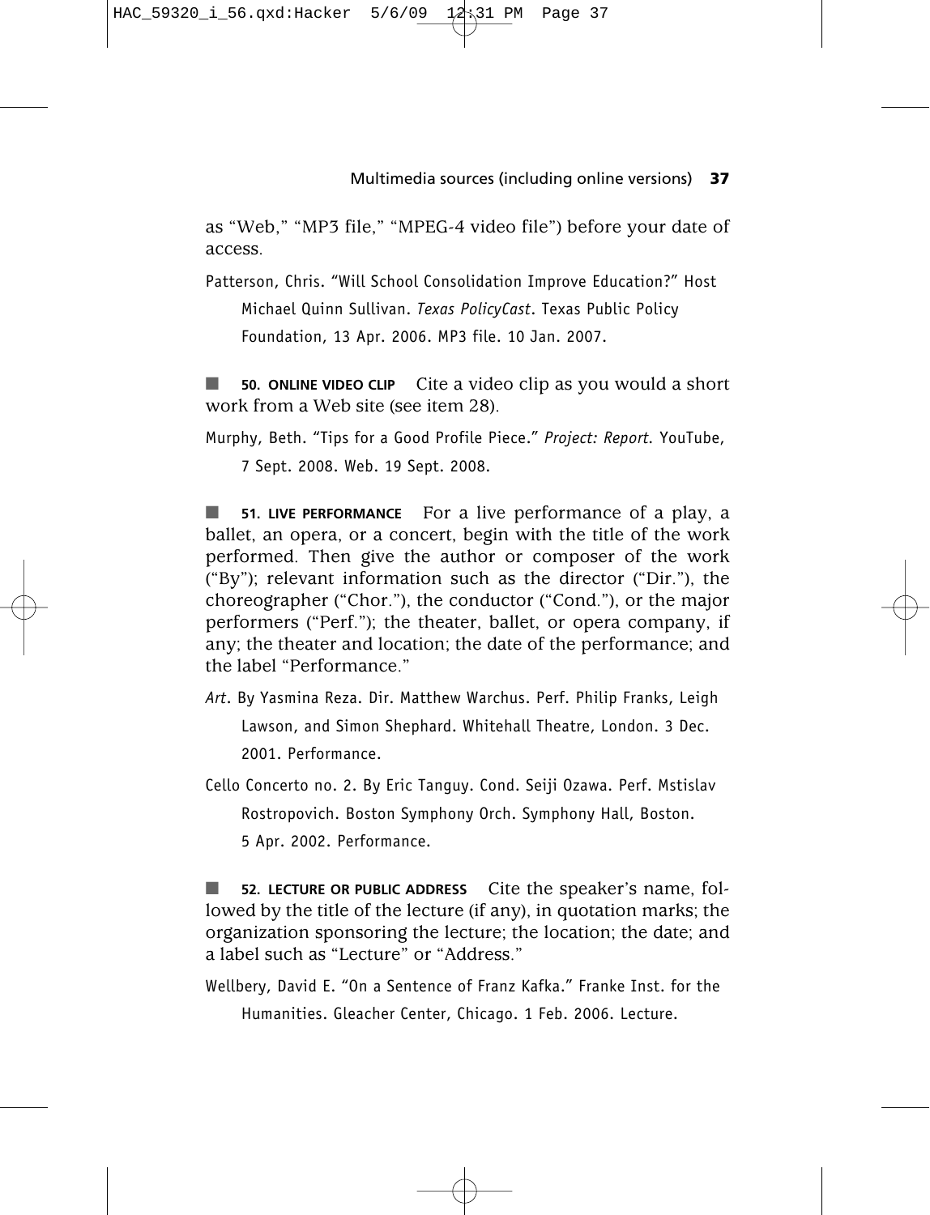as "Web," "MP3 file," "MPEG-4 video file") before your date of access.

Patterson, Chris. "Will School Consolidation Improve Education?" Host Michael Quinn Sullivan. *Texas PolicyCast*. Texas Public Policy Foundation, 13 Apr. 2006. MP3 file. 10 Jan. 2007.

■ **50. ONLINE VIDEO CLIP** Cite a video clip as you would a short work from a Web site (see item 28).

Murphy, Beth. "Tips for a Good Profile Piece." *Project: Report*. YouTube, 7 Sept. 2008. Web. 19 Sept. 2008.

■ **51. LIVE PERFORMANCE** For a live performance of a play, a ballet, an opera, or a concert, begin with the title of the work performed. Then give the author or composer of the work ("By"); relevant information such as the director ("Dir."), the choreographer ("Chor."), the conductor ("Cond."), or the major performers ("Perf."); the theater, ballet, or opera company, if any; the theater and location; the date of the performance; and the label "Performance."

*Art*. By Yasmina Reza. Dir. Matthew Warchus. Perf. Philip Franks, Leigh Lawson, and Simon Shephard. Whitehall Theatre, London. 3 Dec. 2001. Performance.

Cello Concerto no. 2. By Eric Tanguy. Cond. Seiji Ozawa. Perf. Mstislav Rostropovich. Boston Symphony Orch. Symphony Hall, Boston. 5 Apr. 2002. Performance.

■ **52. LECTURE OR PUBLIC ADDRESS** Cite the speaker's name, followed by the title of the lecture (if any), in quotation marks; the organization sponsoring the lecture; the location; the date; and a label such as "Lecture" or "Address."

Wellbery, David E. "On a Sentence of Franz Kafka." Franke Inst. for the Humanities. Gleacher Center, Chicago. 1 Feb. 2006. Lecture.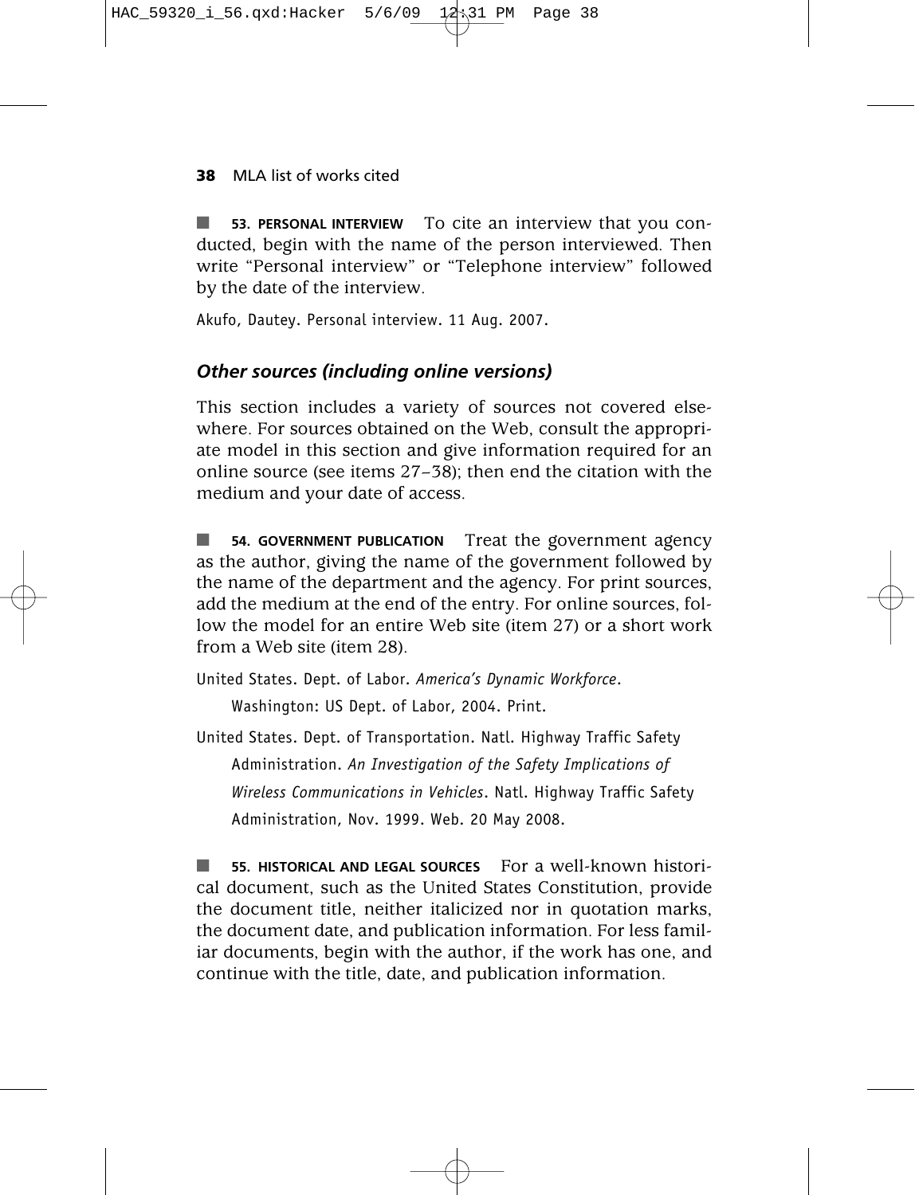■ **53. PERSONAL INTERVIEW** To cite an interview that you conducted, begin with the name of the person interviewed. Then write "Personal interview" or "Telephone interview" followed by the date of the interview.

Akufo, Dautey. Personal interview. 11 Aug. 2007.

### *Other sources (including online versions)*

This section includes a variety of sources not covered elsewhere. For sources obtained on the Web, consult the appropriate model in this section and give information required for an online source (see items 27–38); then end the citation with the medium and your date of access.

■ **54. GOVERNMENT PUBLICATION** Treat the government agency as the author, giving the name of the government followed by the name of the department and the agency. For print sources, add the medium at the end of the entry. For online sources, follow the model for an entire Web site (item 27) or a short work from a Web site (item 28).

United States. Dept. of Labor. *America's Dynamic Workforce*. Washington: US Dept. of Labor, 2004. Print.

United States. Dept. of Transportation. Natl. Highway Traffic Safety Administration. *An Investigation of the Safety Implications of Wireless Communications in Vehicles*. Natl. Highway Traffic Safety Administration, Nov. 1999. Web. 20 May 2008.

■ **55. HISTORICAL AND LEGAL SOURCES** For a well-known historical document, such as the United States Constitution, provide the document title, neither italicized nor in quotation marks, the document date, and publication information. For less familiar documents, begin with the author, if the work has one, and continue with the title, date, and publication information.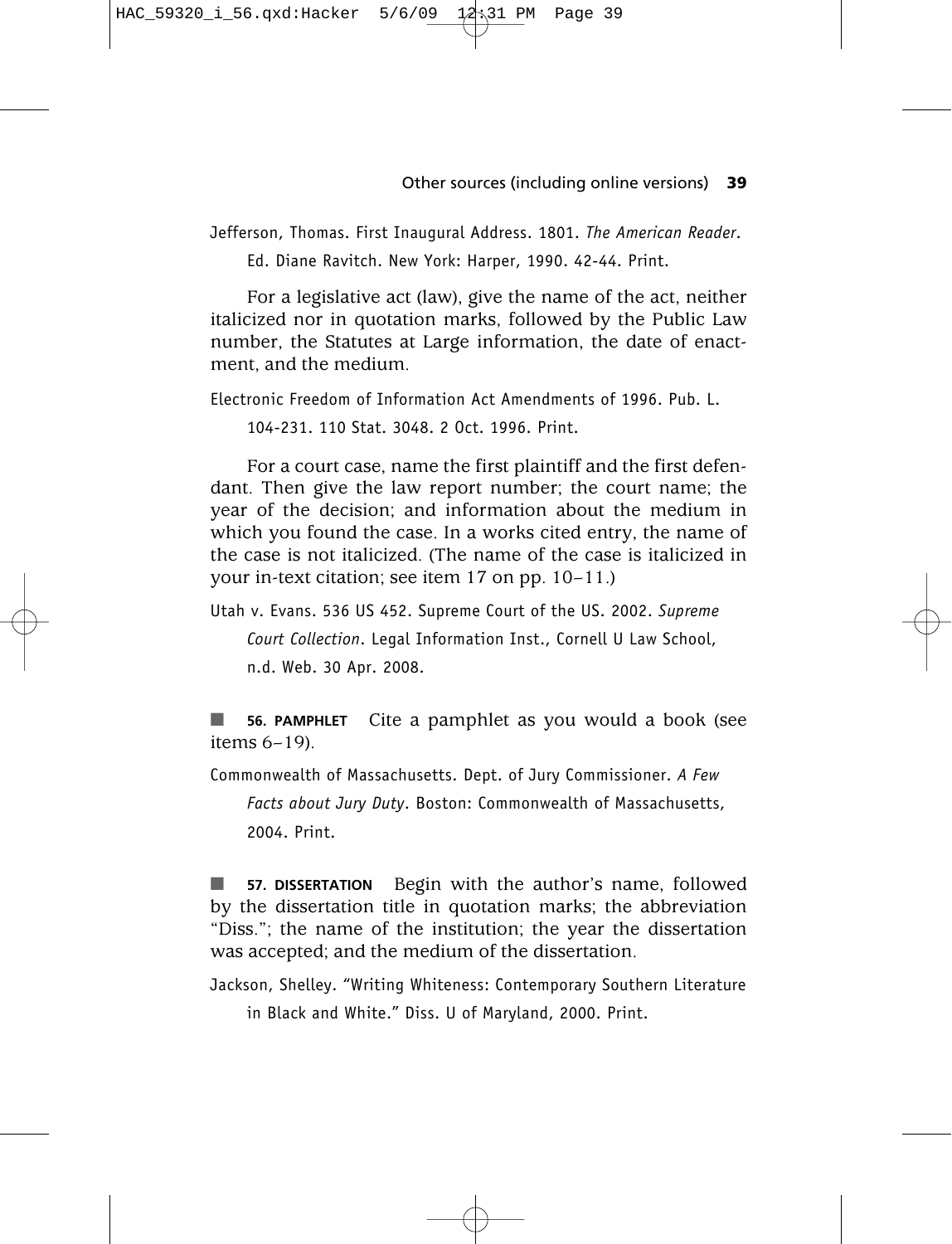Jefferson, Thomas. First Inaugural Address. 1801. *The American Reader*. Ed. Diane Ravitch. New York: Harper, 1990. 42-44. Print.

For a legislative act (law), give the name of the act, neither italicized nor in quotation marks, followed by the Public Law number, the Statutes at Large information, the date of enactment, and the medium.

Electronic Freedom of Information Act Amendments of 1996. Pub. L. 104-231. 110 Stat. 3048. 2 Oct. 1996. Print.

For a court case, name the first plaintiff and the first defendant. Then give the law report number; the court name; the year of the decision; and information about the medium in which you found the case. In a works cited entry, the name of the case is not italicized. (The name of the case is italicized in your in-text citation; see item 17 on pp. 10–11.)

Utah v. Evans. 536 US 452. Supreme Court of the US. 2002. *Supreme Court Collection*. Legal Information Inst., Cornell U Law School, n.d. Web. 30 Apr. 2008.

■ **56. PAMPHLET** Cite a pamphlet as you would a book (see items 6–19).

Commonwealth of Massachusetts. Dept. of Jury Commissioner. *A Few Facts about Jury Duty*. Boston: Commonwealth of Massachusetts, 2004. Print.

■ **57. DISSERTATION** Begin with the author's name, followed by the dissertation title in quotation marks; the abbreviation "Diss."; the name of the institution; the year the dissertation was accepted; and the medium of the dissertation.

Jackson, Shelley. "Writing Whiteness: Contemporary Southern Literature in Black and White." Diss. U of Maryland, 2000. Print.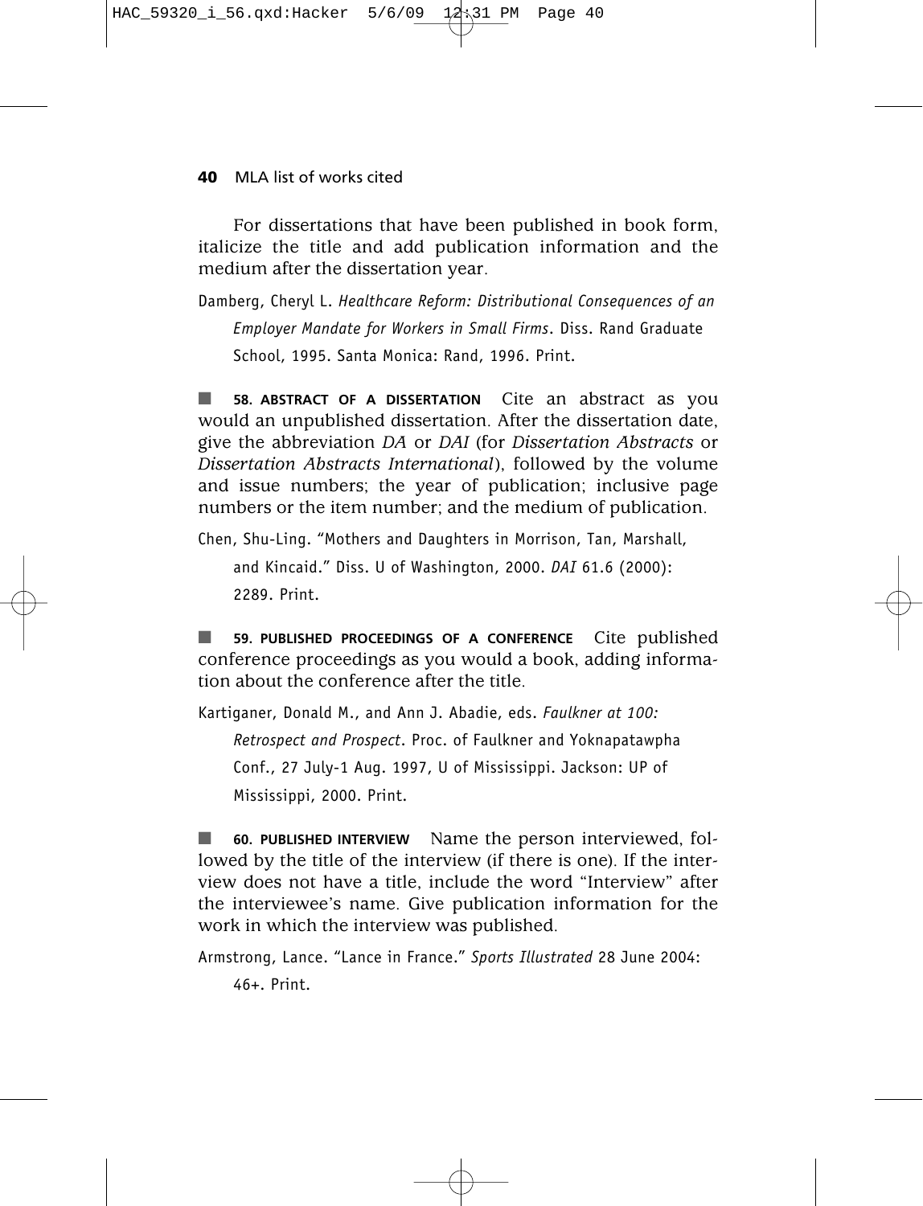For dissertations that have been published in book form, italicize the title and add publication information and the medium after the dissertation year.

Damberg, Cheryl L. *Healthcare Reform: Distributional Consequences of an Employer Mandate for Workers in Small Firms*. Diss. Rand Graduate School, 1995. Santa Monica: Rand, 1996. Print.

■ **58. ABSTRACT OF A DISSERTATION** Cite an abstract as you would an unpublished dissertation. After the dissertation date, give the abbreviation *DA* or *DAI* (for *Dissertation Abstracts* or *Dissertation Abstracts International*), followed by the volume and issue numbers; the year of publication; inclusive page numbers or the item number; and the medium of publication.

Chen, Shu-Ling. "Mothers and Daughters in Morrison, Tan, Marshall, and Kincaid." Diss. U of Washington, 2000. *DAI* 61.6 (2000): 2289. Print.

■ **59. PUBLISHED PROCEEDINGS OF A CONFERENCE** Cite published conference proceedings as you would a book, adding information about the conference after the title.

Kartiganer, Donald M., and Ann J. Abadie, eds. *Faulkner at 100: Retrospect and Prospect*. Proc. of Faulkner and Yoknapatawpha Conf., 27 July-1 Aug. 1997, U of Mississippi. Jackson: UP of Mississippi, 2000. Print.

■ **60. PUBLISHED INTERVIEW** Name the person interviewed, followed by the title of the interview (if there is one). If the interview does not have a title, include the word "Interview" after the interviewee's name. Give publication information for the work in which the interview was published.

Armstrong, Lance. "Lance in France." *Sports Illustrated* 28 June 2004: 46+. Print.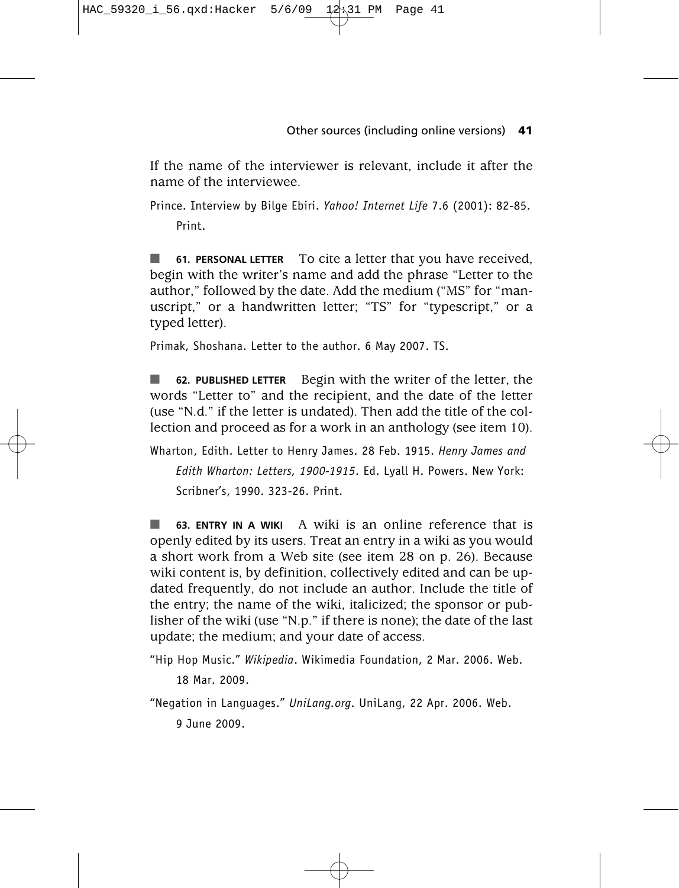If the name of the interviewer is relevant, include it after the name of the interviewee.

Prince. Interview by Bilge Ebiri. *Yahoo! Internet Life* 7.6 (2001): 82-85. Print.

■ **61. PERSONAL LETTER** To cite a letter that you have received, begin with the writer's name and add the phrase "Letter to the author," followed by the date. Add the medium ("MS" for "manuscript," or a handwritten letter; "TS" for "typescript," or a typed letter).

Primak, Shoshana. Letter to the author. 6 May 2007. TS.

■ **62. PUBLISHED LETTER** Begin with the writer of the letter, the words "Letter to" and the recipient, and the date of the letter (use "N.d." if the letter is undated). Then add the title of the collection and proceed as for a work in an anthology (see item 10).

Wharton, Edith. Letter to Henry James. 28 Feb. 1915. *Henry James and Edith Wharton: Letters, 1900-1915*. Ed. Lyall H. Powers. New York: Scribner's, 1990. 323-26. Print.

■ **63. ENTRY IN A WIKI** A wiki is an online reference that is openly edited by its users. Treat an entry in a wiki as you would a short work from a Web site (see item 28 on p. 26). Because wiki content is, by definition, collectively edited and can be updated frequently, do not include an author. Include the title of the entry; the name of the wiki, italicized; the sponsor or publisher of the wiki (use "N.p." if there is none); the date of the last update; the medium; and your date of access.

"Hip Hop Music." *Wikipedia*. Wikimedia Foundation, 2 Mar. 2006. Web. 18 Mar. 2009.

"Negation in Languages." *UniLang.org*. UniLang, 22 Apr. 2006. Web. 9 June 2009.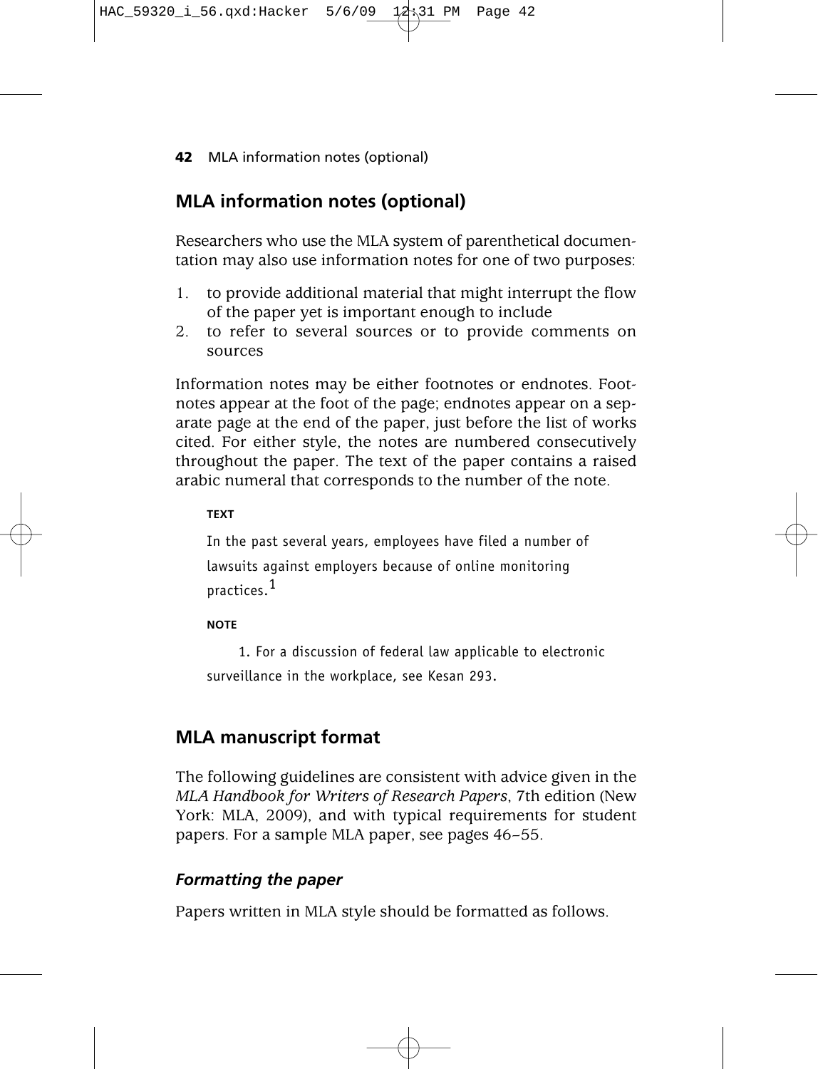## MLA information notes (optional)

Researchers who use the MLA system of parenthetical documentation may also use information notes for one of two purposes:

1. to provide additional material that might interrupt the flow of the paper yet is important enough to include
2. to refer to several sources or to provide comments on sources

Information notes may be either footnotes or endnotes. Footnotes appear at the foot of the page; endnotes appear on a separate page at the end of the paper, just before the list of works cited. For either style, the notes are numbered consecutively throughout the paper. The text of the paper contains a raised arabic numeral that corresponds to the number of the note.

**TEXT**

In the past several years, employees have filed a number of lawsuits against employers because of online monitoring practices.[1]

**NOTE**

1. For a discussion of federal law applicable to electronic surveillance in the workplace, see Kesan 293.

## MLA manuscript format

The following guidelines are consistent with advice given in the *MLA Handbook for Writers of Research Papers*, 7th edition (New York: MLA, 2009), and with typical requirements for student papers. For a sample MLA paper, see pages 46–55.

### *Formatting the paper*

Papers written in MLA style should be formatted as follows.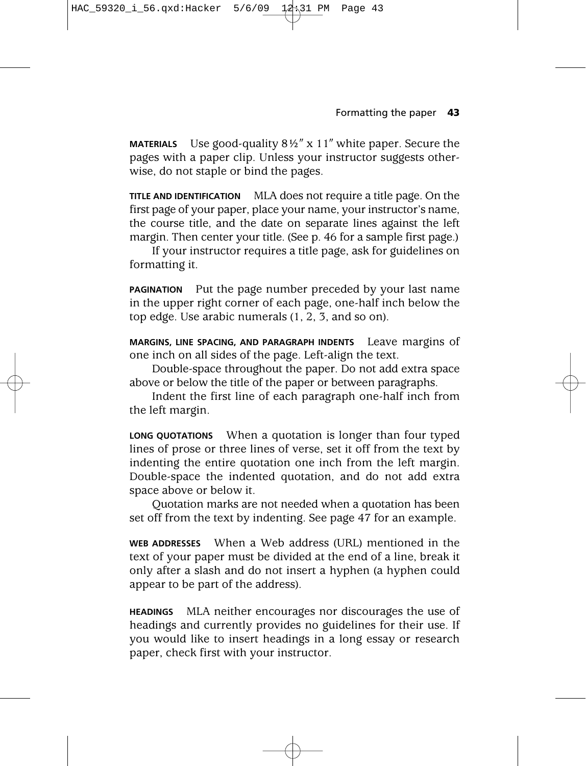**MATERIALS** Use good-quality 8½″ x 11″ white paper. Secure the pages with a paper clip. Unless your instructor suggests otherwise, do not staple or bind the pages.

**TITLE AND IDENTIFICATION** MLA does not require a title page. On the first page of your paper, place your name, your instructor's name, the course title, and the date on separate lines against the left margin. Then center your title. (See p. 46 for a sample first page.)

If your instructor requires a title page, ask for guidelines on formatting it.

**PAGINATION** Put the page number preceded by your last name in the upper right corner of each page, one-half inch below the top edge. Use arabic numerals (1, 2, 3, and so on).

**MARGINS, LINE SPACING, AND PARAGRAPH INDENTS** Leave margins of one inch on all sides of the page. Left-align the text.

Double-space throughout the paper. Do not add extra space above or below the title of the paper or between paragraphs.

Indent the first line of each paragraph one-half inch from the left margin.

**LONG QUOTATIONS** When a quotation is longer than four typed lines of prose or three lines of verse, set it off from the text by indenting the entire quotation one inch from the left margin. Double-space the indented quotation, and do not add extra space above or below it.

Quotation marks are not needed when a quotation has been set off from the text by indenting. See page 47 for an example.

**WEB ADDRESSES** When a Web address (URL) mentioned in the text of your paper must be divided at the end of a line, break it only after a slash and do not insert a hyphen (a hyphen could appear to be part of the address).

**HEADINGS** MLA neither encourages nor discourages the use of headings and currently provides no guidelines for their use. If you would like to insert headings in a long essay or research paper, check first with your instructor.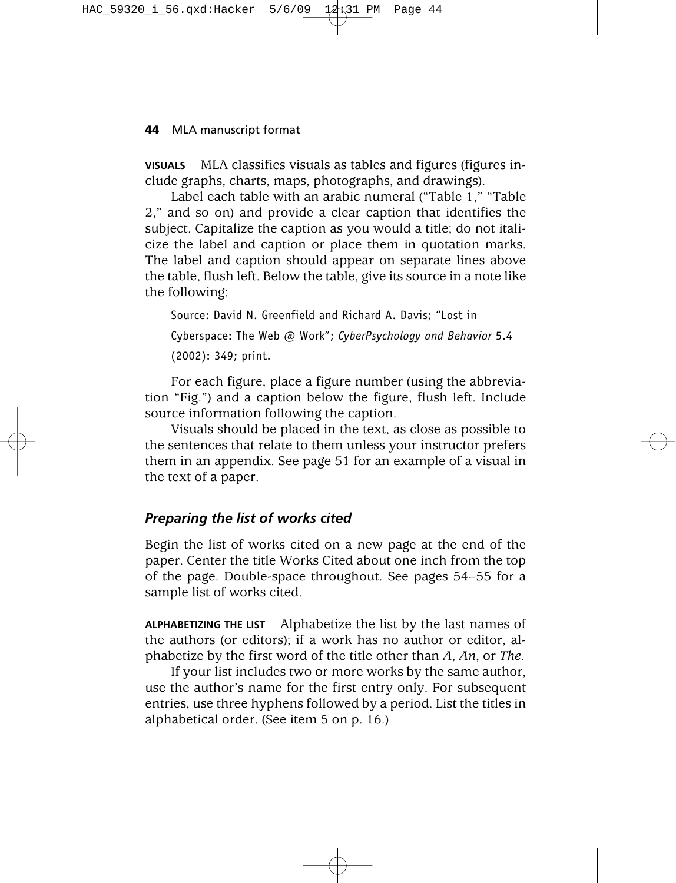**VISUALS** MLA classifies visuals as tables and figures (figures include graphs, charts, maps, photographs, and drawings).

Label each table with an arabic numeral ("Table 1," "Table 2," and so on) and provide a clear caption that identifies the subject. Capitalize the caption as you would a title; do not italicize the label and caption or place them in quotation marks. The label and caption should appear on separate lines above the table, flush left. Below the table, give its source in a note like the following:

> Source: David N. Greenfield and Richard A. Davis; "Lost in Cyberspace: The Web @ Work"; *CyberPsychology and Behavior* 5.4 (2002): 349; print.

For each figure, place a figure number (using the abbreviation "Fig.") and a caption below the figure, flush left. Include source information following the caption.

Visuals should be placed in the text, as close as possible to the sentences that relate to them unless your instructor prefers them in an appendix. See page 51 for an example of a visual in the text of a paper.

### *Preparing the list of works cited*

Begin the list of works cited on a new page at the end of the paper. Center the title Works Cited about one inch from the top of the page. Double-space throughout. See pages 54–55 for a sample list of works cited.

**ALPHABETIZING THE LIST** Alphabetize the list by the last names of the authors (or editors); if a work has no author or editor, alphabetize by the first word of the title other than *A*, *An*, or *The*.

If your list includes two or more works by the same author, use the author's name for the first entry only. For subsequent entries, use three hyphens followed by a period. List the titles in alphabetical order. (See item 5 on p. 16.)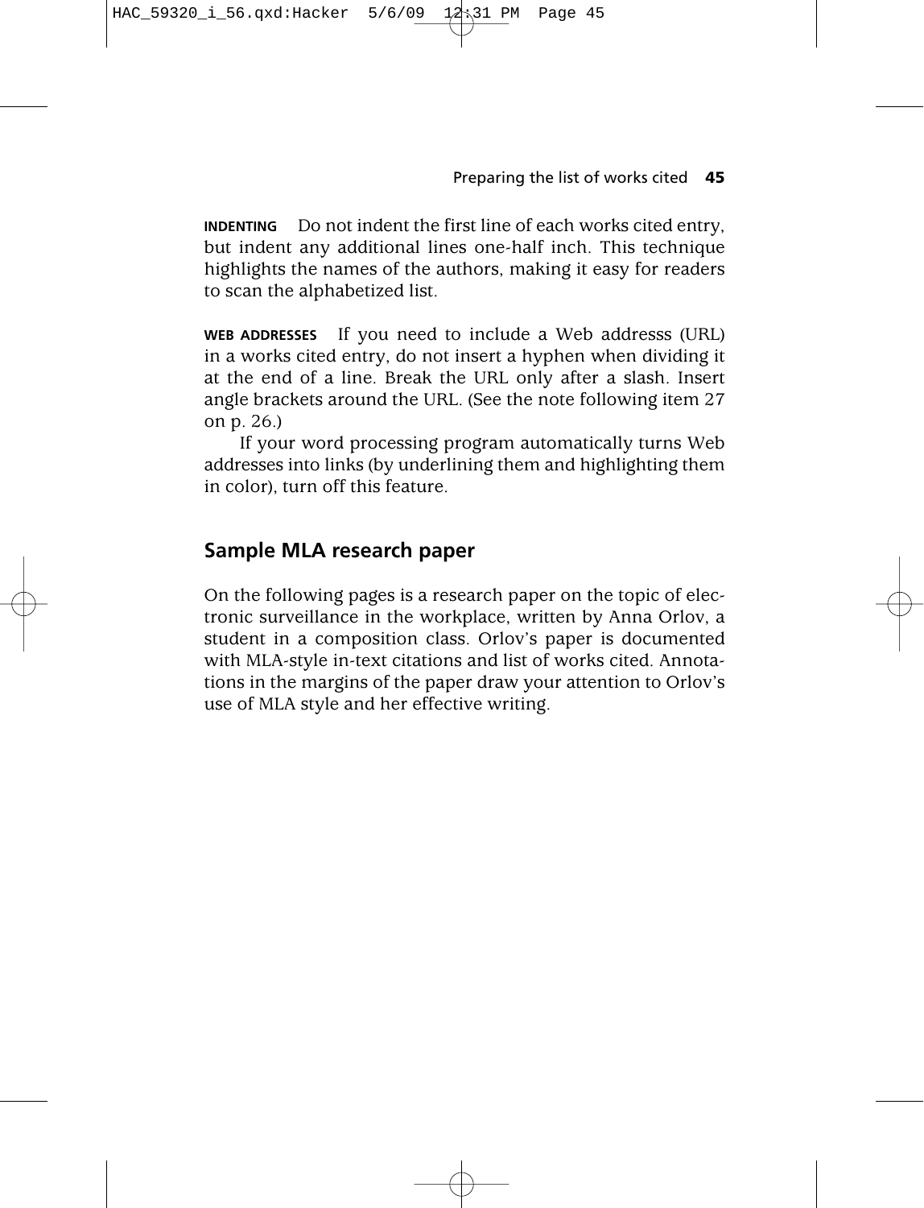**INDENTING** Do not indent the first line of each works cited entry, but indent any additional lines one-half inch. This technique highlights the names of the authors, making it easy for readers to scan the alphabetized list.

**WEB ADDRESSES** If you need to include a Web addresss (URL) in a works cited entry, do not insert a hyphen when dividing it at the end of a line. Break the URL only after a slash. Insert angle brackets around the URL. (See the note following item 27 on p. 26.)

If your word processing program automatically turns Web addresses into links (by underlining them and highlighting them in color), turn off this feature.

## Sample MLA research paper

On the following pages is a research paper on the topic of electronic surveillance in the workplace, written by Anna Orlov, a student in a composition class. Orlov's paper is documented with MLA-style in-text citations and list of works cited. Annotations in the margins of the paper draw your attention to Orlov's use of MLA style and her effective writing.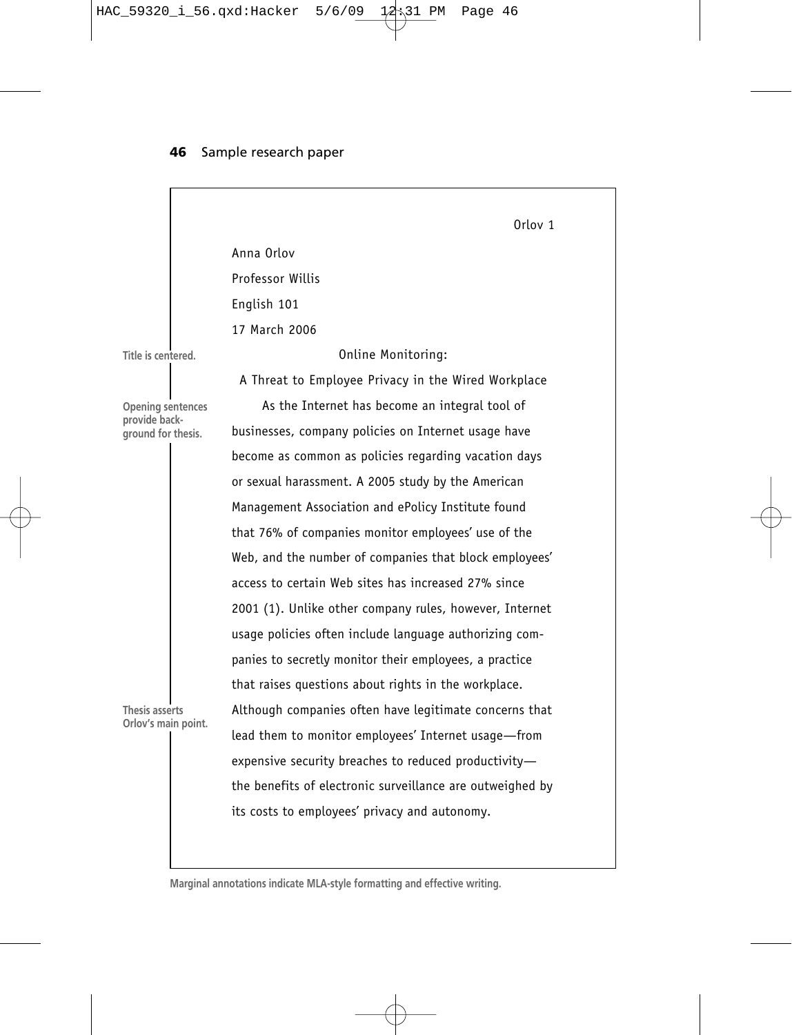Anna Orlov

Professor Willis

English 101

17 March 2006

Title is centered.

Online Monitoring:
A Threat to Employee Privacy in the Wired Workplace

Opening sentences provide background for thesis.

As the Internet has become an integral tool of businesses, company policies on Internet usage have become as common as policies regarding vacation days or sexual harassment. A 2005 study by the American Management Association and ePolicy Institute found that 76% of companies monitor employees' use of the Web, and the number of companies that block employees' access to certain Web sites has increased 27% since 2001 (1). Unlike other company rules, however, Internet usage policies often include language authorizing companies to secretly monitor their employees, a practice that raises questions about rights in the workplace. Although companies often have legitimate concerns that lead them to monitor employees' Internet usage—from expensive security breaches to reduced productivity—the benefits of electronic surveillance are outweighed by its costs to employees' privacy and autonomy.

Thesis asserts Orlov's main point.

Marginal annotations indicate MLA-style formatting and effective writing.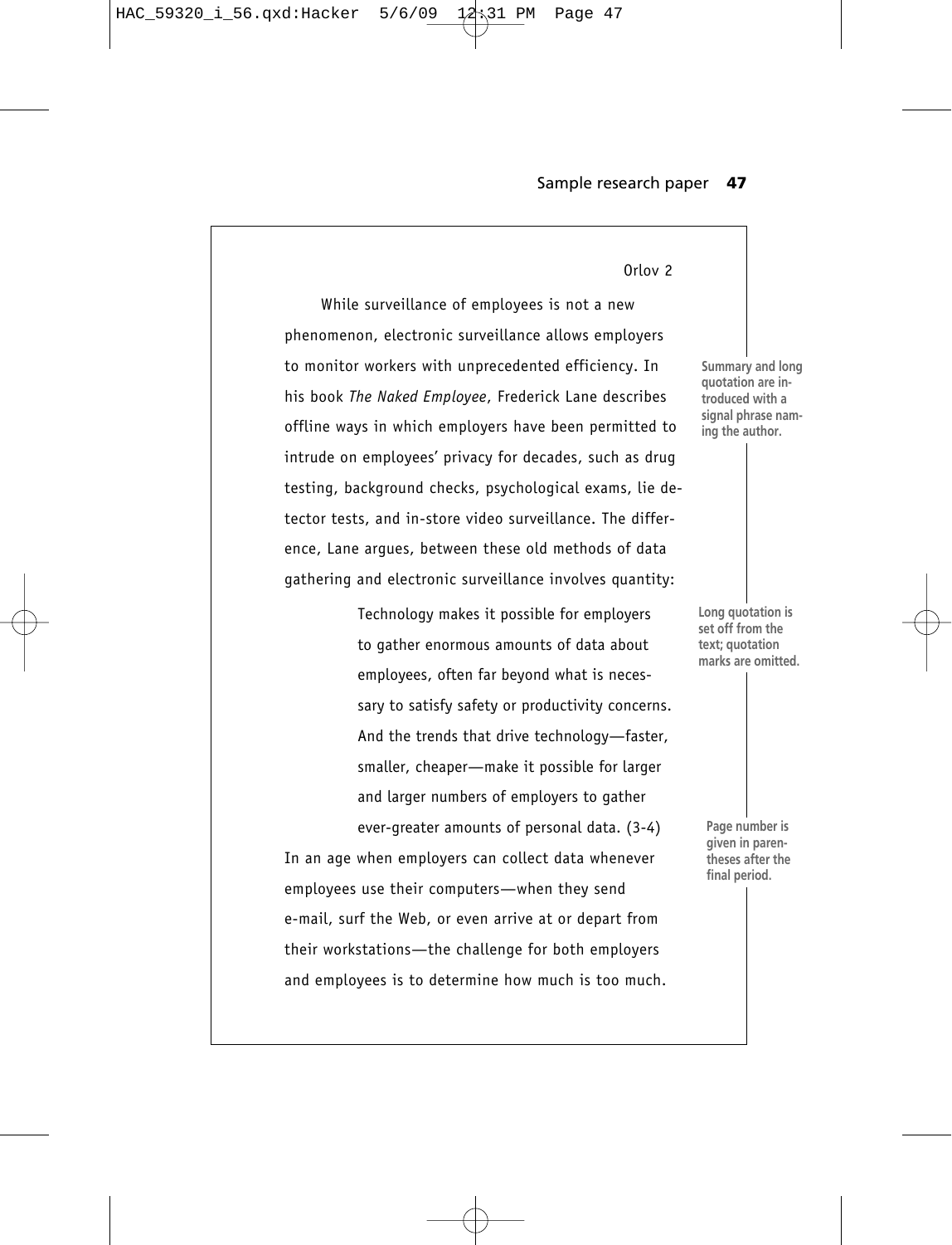While surveillance of employees is not a new phenomenon, electronic surveillance allows employers to monitor workers with unprecedented efficiency. In his book *The Naked Employee*, Frederick Lane describes offline ways in which employers have been permitted to intrude on employees' privacy for decades, such as drug testing, background checks, psychological exams, lie detector tests, and in-store video surveillance. The difference, Lane argues, between these old methods of data gathering and electronic surveillance involves quantity:

> Technology makes it possible for employers to gather enormous amounts of data about employees, often far beyond what is necessary to satisfy safety or productivity concerns. And the trends that drive technology—faster, smaller, cheaper—make it possible for larger and larger numbers of employers to gather ever-greater amounts of personal data. (3-4)

In an age when employers can collect data whenever employees use their computers—when they send e-mail, surf the Web, or even arrive at or depart from their workstations—the challenge for both employers and employees is to determine how much is too much.

**Summary and long quotation are introduced with a signal phrase naming the author.**

**Long quotation is set off from the text; quotation marks are omitted.**

**Page number is given in parentheses after the final period.**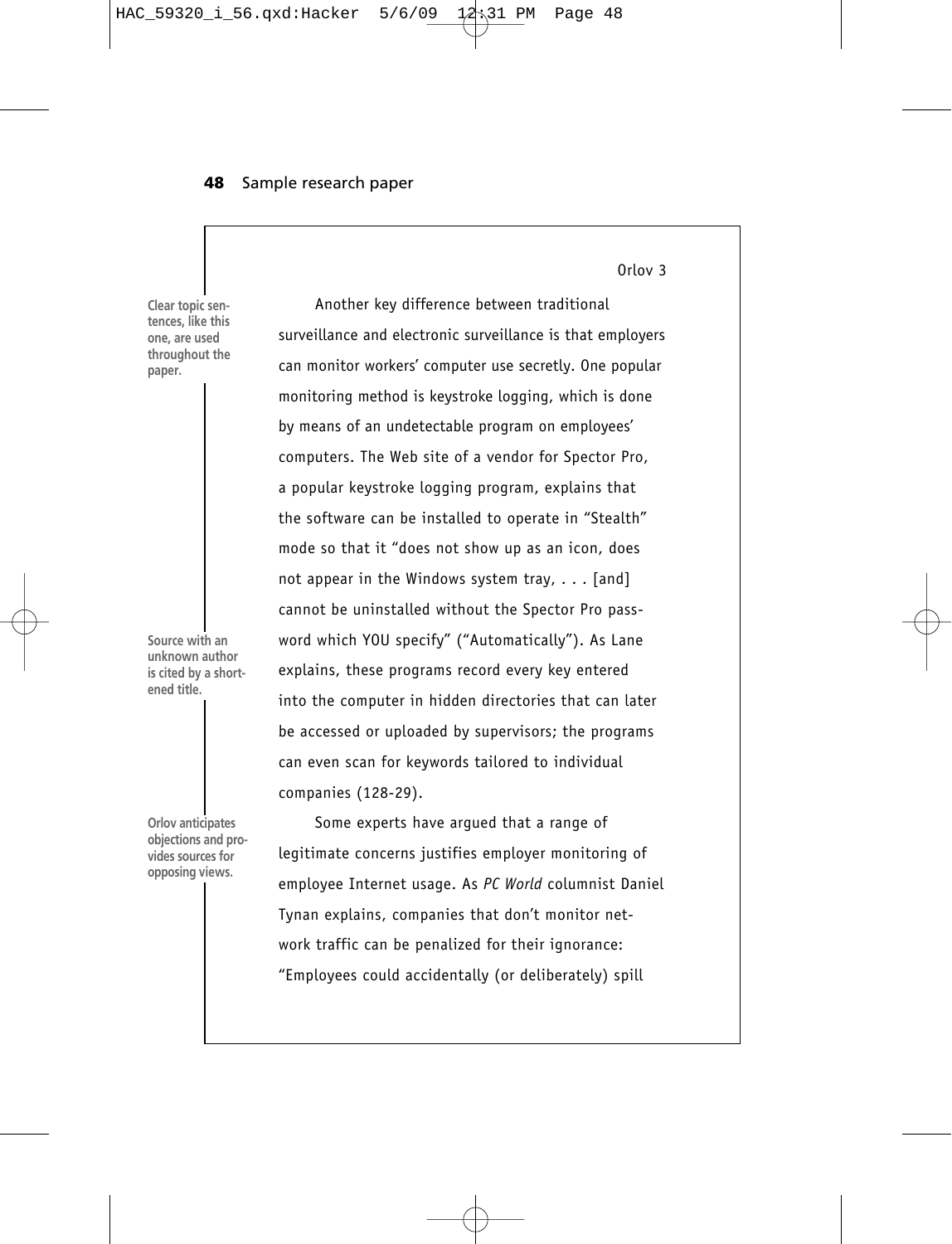Clear topic sentences, like this one, are used throughout the paper.

Another key difference between traditional surveillance and electronic surveillance is that employers can monitor workers' computer use secretly. One popular monitoring method is keystroke logging, which is done by means of an undetectable program on employees' computers. The Web site of a vendor for Spector Pro, a popular keystroke logging program, explains that the software can be installed to operate in "Stealth" mode so that it "does not show up as an icon, does not appear in the Windows system tray, . . . [and] cannot be uninstalled without the Spector Pro password which YOU specify" ("Automatically"). As Lane explains, these programs record every key entered into the computer in hidden directories that can later be accessed or uploaded by supervisors; the programs can even scan for keywords tailored to individual companies (128-29).

Source with an unknown author is cited by a shortened title.

Some experts have argued that a range of legitimate concerns justifies employer monitoring of employee Internet usage. As *PC World* columnist Daniel Tynan explains, companies that don't monitor network traffic can be penalized for their ignorance: "Employees could accidentally (or deliberately) spill

Orlov anticipates objections and provides sources for opposing views.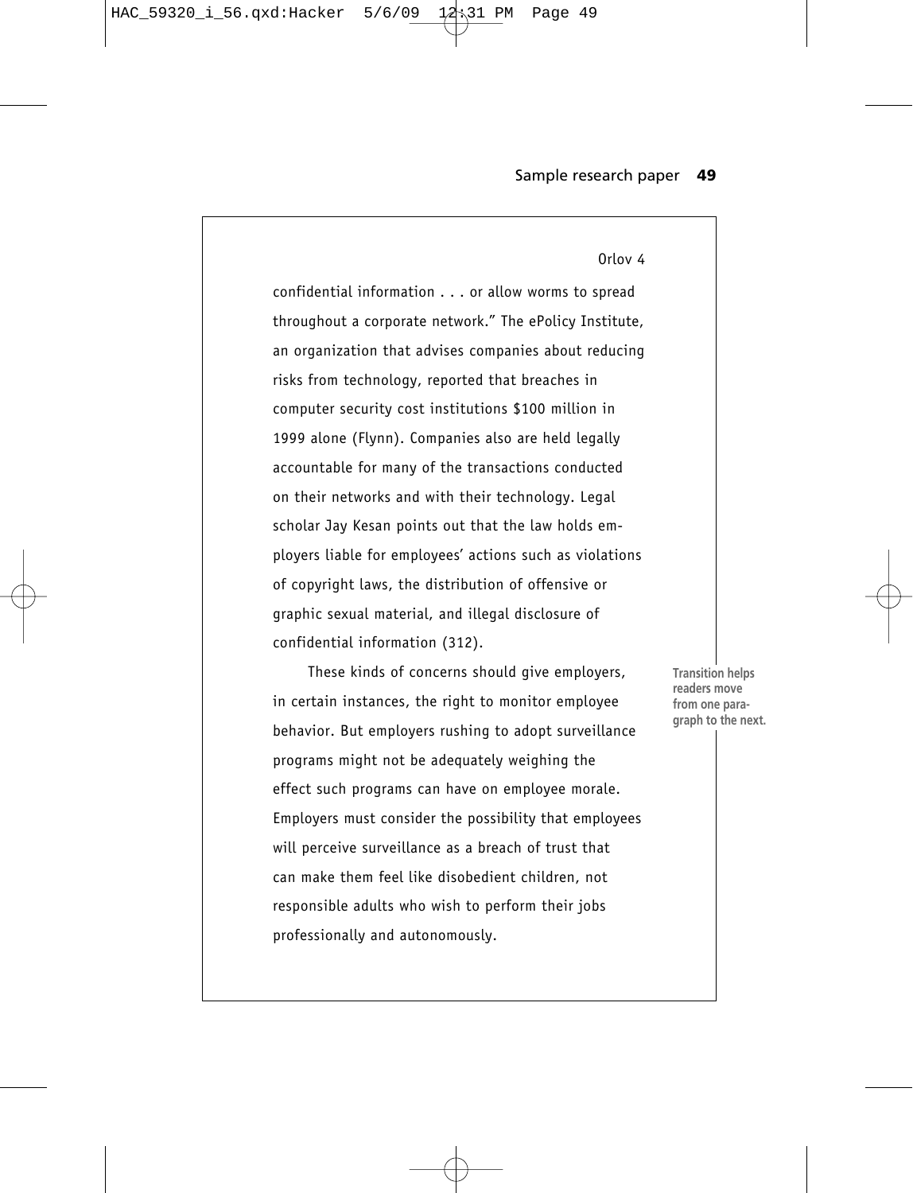confidential information . . . or allow worms to spread throughout a corporate network." The ePolicy Institute, an organization that advises companies about reducing risks from technology, reported that breaches in computer security cost institutions $100 million in 1999 alone (Flynn). Companies also are held legally accountable for many of the transactions conducted on their networks and with their technology. Legal scholar Jay Kesan points out that the law holds employers liable for employees' actions such as violations of copyright laws, the distribution of offensive or graphic sexual material, and illegal disclosure of confidential information (312).

These kinds of concerns should give employers, in certain instances, the right to monitor employee behavior. But employers rushing to adopt surveillance programs might not be adequately weighing the effect such programs can have on employee morale. Employers must consider the possibility that employees will perceive surveillance as a breach of trust that can make them feel like disobedient children, not responsible adults who wish to perform their jobs professionally and autonomously.

**Transition helps readers move from one paragraph to the next.**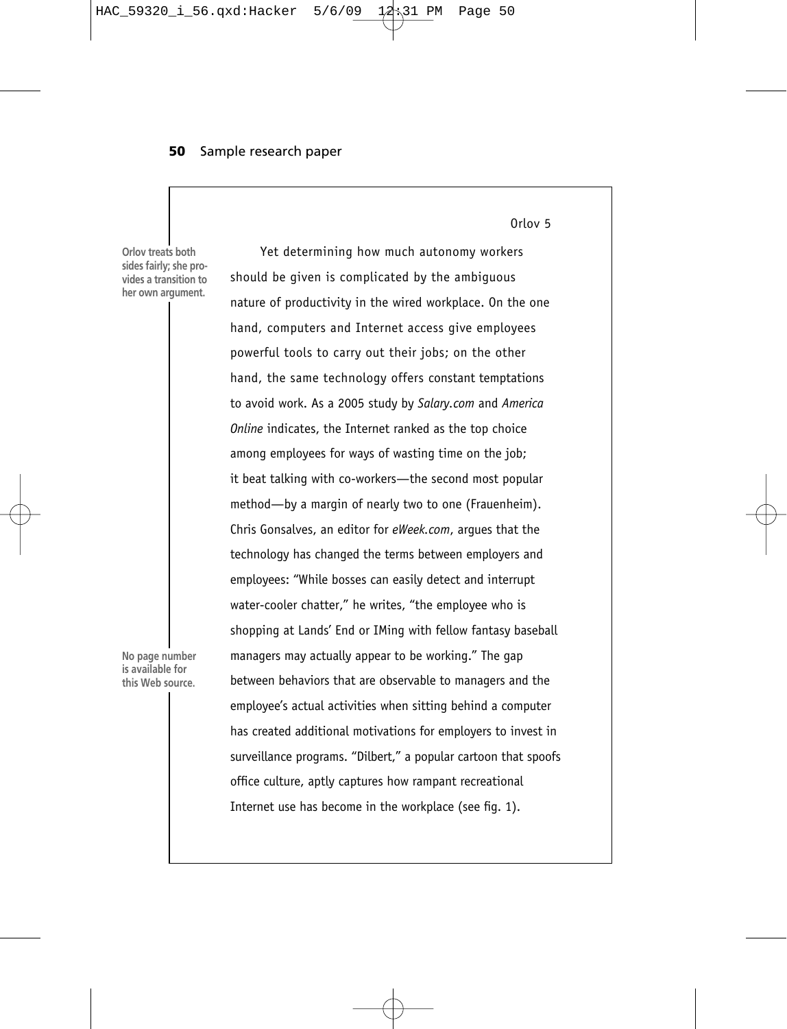Orlov treats both sides fairly; she provides a transition to her own argument.

Yet determining how much autonomy workers should be given is complicated by the ambiguous nature of productivity in the wired workplace. On the one hand, computers and Internet access give employees powerful tools to carry out their jobs; on the other hand, the same technology offers constant temptations to avoid work. As a 2005 study by *Salary.com* and *America Online* indicates, the Internet ranked as the top choice among employees for ways of wasting time on the job; it beat talking with co-workers—the second most popular method—by a margin of nearly two to one (Frauenheim). Chris Gonsalves, an editor for *eWeek.com*, argues that the technology has changed the terms between employers and employees: "While bosses can easily detect and interrupt water-cooler chatter," he writes, "the employee who is shopping at Lands' End or IMing with fellow fantasy baseball managers may actually appear to be working." The gap between behaviors that are observable to managers and the employee's actual activities when sitting behind a computer has created additional motivations for employers to invest in surveillance programs. "Dilbert," a popular cartoon that spoofs office culture, aptly captures how rampant recreational Internet use has become in the workplace (see fig. 1).

No page number is available for this Web source.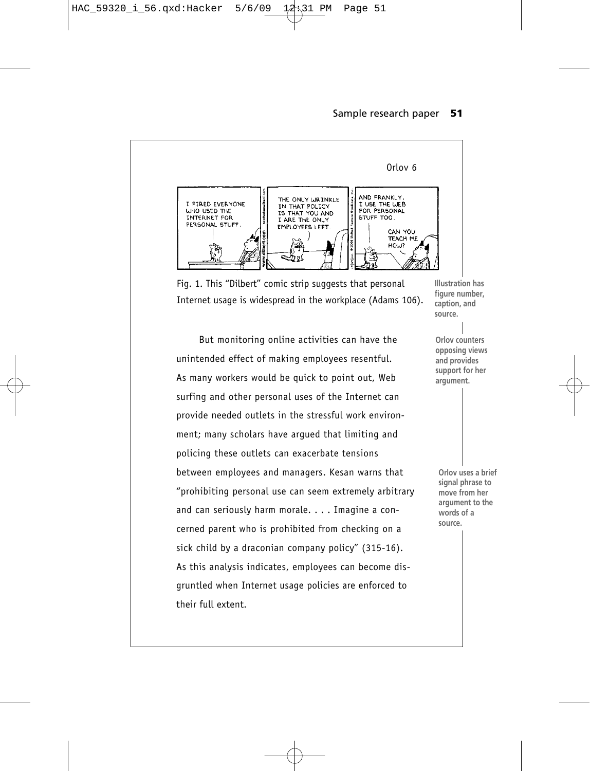Fig. 1. This “Dilbert” comic strip suggests that personal Internet usage is widespread in the workplace (Adams 106).

Illustration has figure number, caption, and source.

But monitoring online activities can have the unintended effect of making employees resentful. As many workers would be quick to point out, Web surfing and other personal uses of the Internet can provide needed outlets in the stressful work environment; many scholars have argued that limiting and policing these outlets can exacerbate tensions between employees and managers. Kesan warns that “prohibiting personal use can seem extremely arbitrary and can seriously harm morale. . . . Imagine a concerned parent who is prohibited from checking on a sick child by a draconian company policy” (315-16). As this analysis indicates, employees can become disgruntled when Internet usage policies are enforced to their full extent.

Orlov counters opposing views and provides support for her argument.

Orlov uses a brief signal phrase to move from her argument to the words of a source.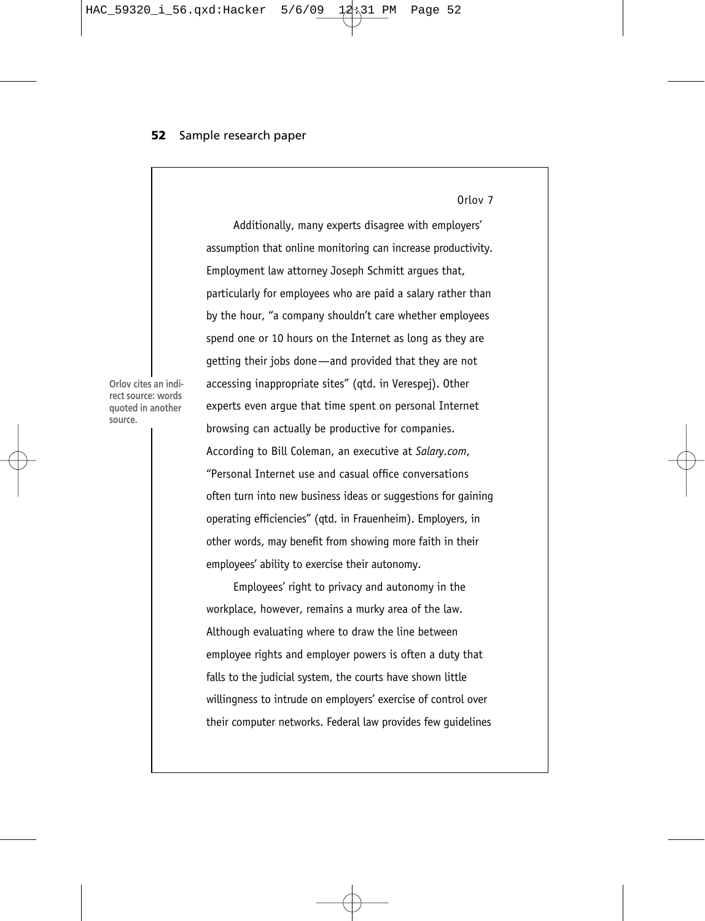Additionally, many experts disagree with employers' assumption that online monitoring can increase productivity. Employment law attorney Joseph Schmitt argues that, particularly for employees who are paid a salary rather than by the hour, "a company shouldn't care whether employees spend one or 10 hours on the Internet as long as they are getting their jobs done—and provided that they are not accessing inappropriate sites" (qtd. in Verespej). Other experts even argue that time spent on personal Internet browsing can actually be productive for companies. According to Bill Coleman, an executive at *Salary.com*, "Personal Internet use and casual office conversations often turn into new business ideas or suggestions for gaining operating efficiencies" (qtd. in Frauenheim). Employers, in other words, may benefit from showing more faith in their employees' ability to exercise their autonomy.

**Orlov cites an indirect source: words quoted in another source.**

Employees' right to privacy and autonomy in the workplace, however, remains a murky area of the law. Although evaluating where to draw the line between employee rights and employer powers is often a duty that falls to the judicial system, the courts have shown little willingness to intrude on employers' exercise of control over their computer networks. Federal law provides few guidelines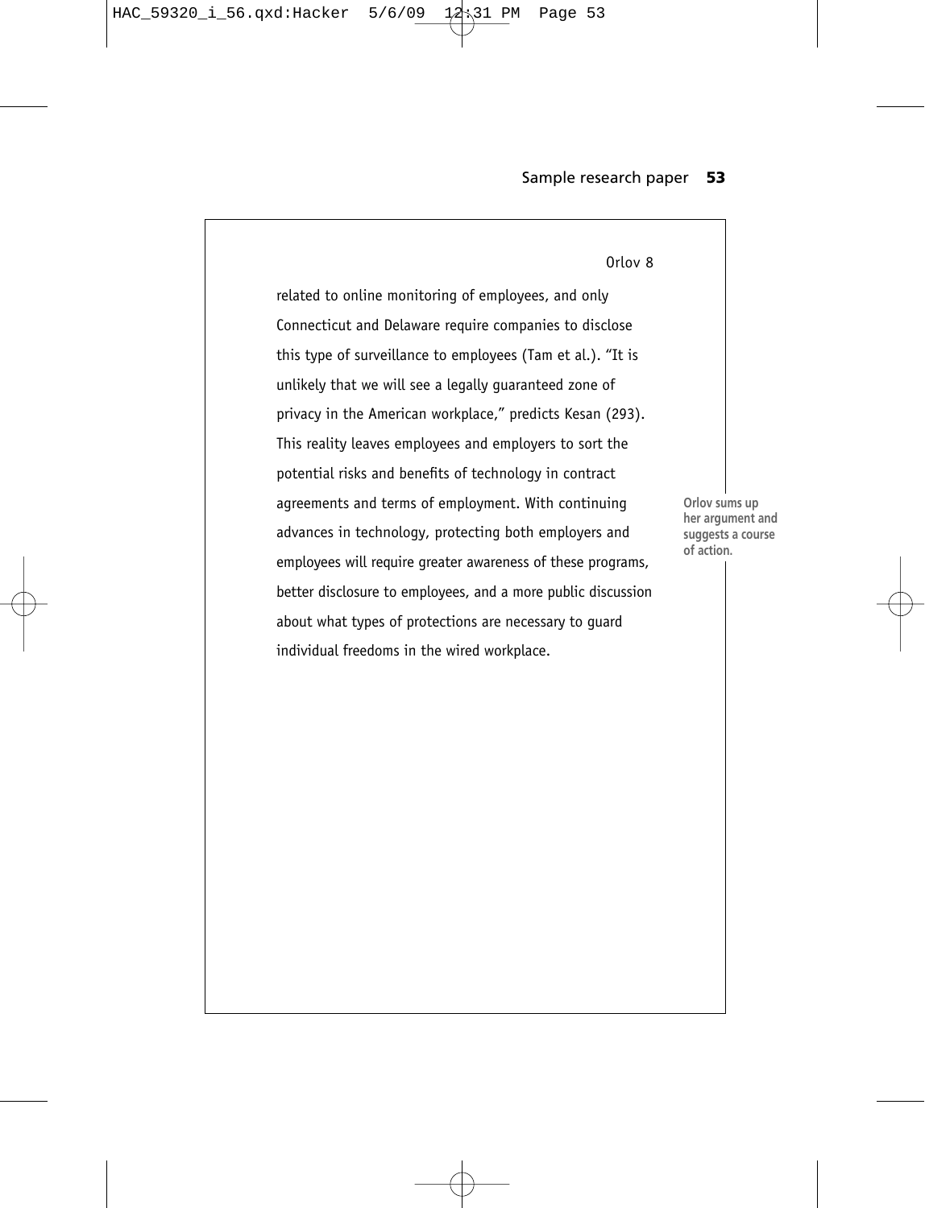related to online monitoring of employees, and only Connecticut and Delaware require companies to disclose this type of surveillance to employees (Tam et al.). "It is unlikely that we will see a legally guaranteed zone of privacy in the American workplace," predicts Kesan (293). This reality leaves employees and employers to sort the potential risks and benefits of technology in contract agreements and terms of employment. With continuing advances in technology, protecting both employers and employees will require greater awareness of these programs, better disclosure to employees, and a more public discussion about what types of protections are necessary to guard individual freedoms in the wired workplace.

**Orlov sums up her argument and suggests a course of action.**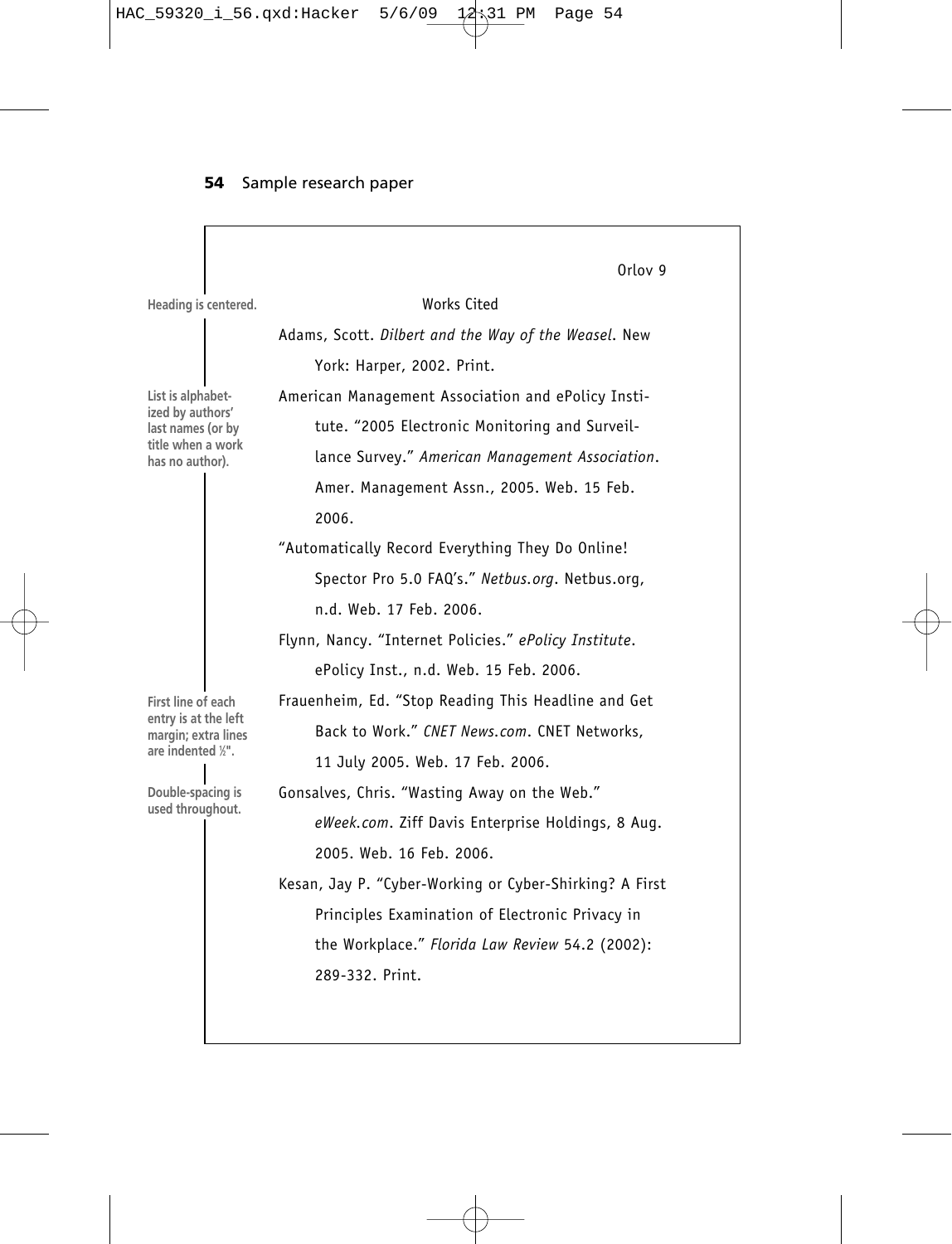## Sample research paper

Heading is centered.

List is alphabetized by authors' last names (or by title when a work has no author).

First line of each entry is at the left margin; extra lines are indented ½".

Double-spacing is used throughout.

Orlov 9

### Works Cited

Adams, Scott. *Dilbert and the Way of the Weasel*. New York: Harper, 2002. Print.

American Management Association and ePolicy Institute. "2005 Electronic Monitoring and Surveillance Survey." *American Management Association*. Amer. Management Assn., 2005. Web. 15 Feb. 2006.

"Automatically Record Everything They Do Online! Spector Pro 5.0 FAQ's." *Netbus.org*. Netbus.org, n.d. Web. 17 Feb. 2006.

Flynn, Nancy. "Internet Policies." *ePolicy Institute*. ePolicy Inst., n.d. Web. 15 Feb. 2006.

Frauenheim, Ed. "Stop Reading This Headline and Get Back to Work." *CNET News.com*. CNET Networks, 11 July 2005. Web. 17 Feb. 2006.

Gonsalves, Chris. "Wasting Away on the Web." *eWeek.com*. Ziff Davis Enterprise Holdings, 8 Aug. 2005. Web. 16 Feb. 2006.

Kesan, Jay P. "Cyber-Working or Cyber-Shirking? A First Principles Examination of Electronic Privacy in the Workplace." *Florida Law Review* 54.2 (2002): 289-332. Print.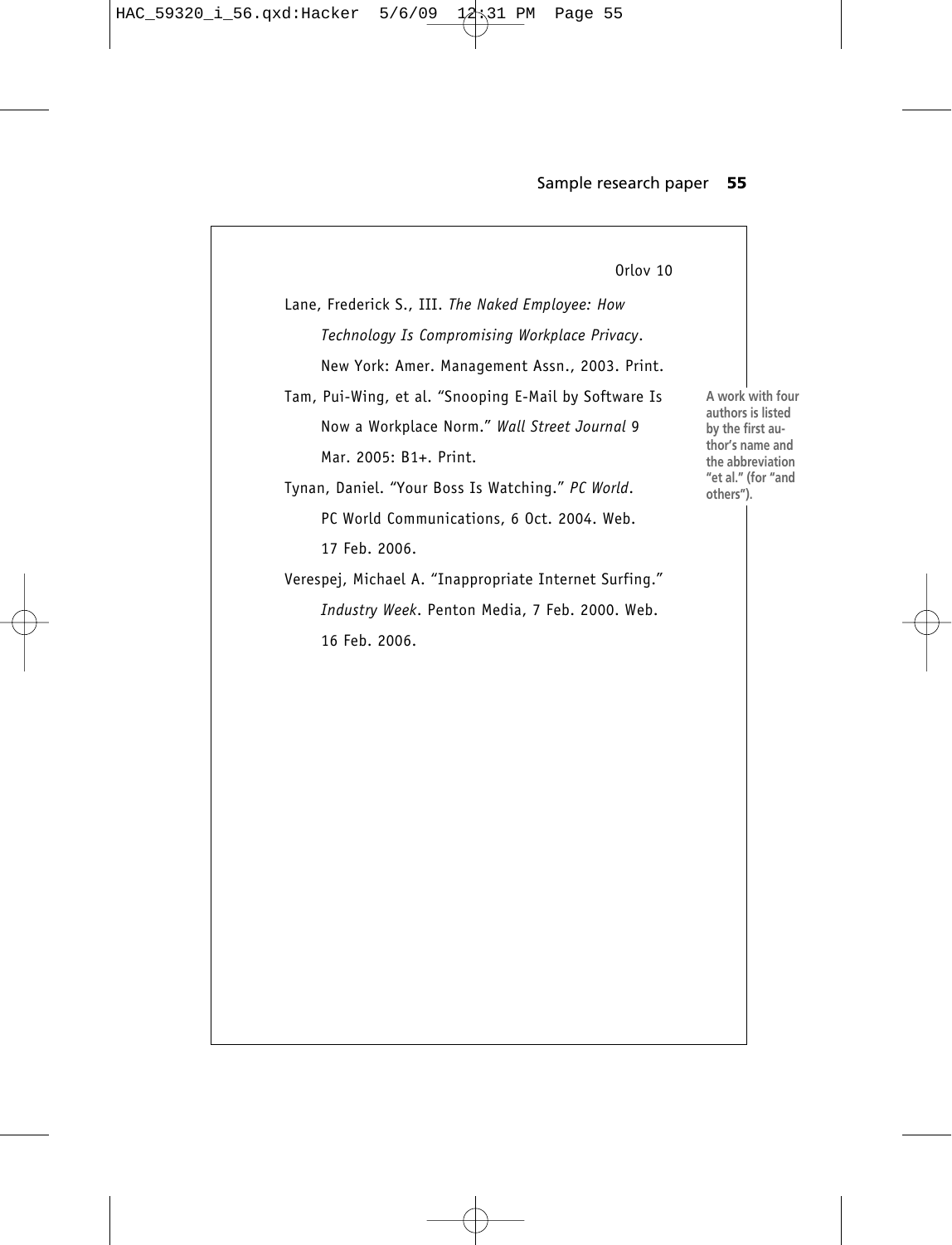Lane, Frederick S., III. *The Naked Employee: How Technology Is Compromising Workplace Privacy*. New York: Amer. Management Assn., 2003. Print.

Tam, Pui-Wing, et al. "Snooping E-Mail by Software Is Now a Workplace Norm." *Wall Street Journal* 9 Mar. 2005: B1+. Print.

A work with four authors is listed by the first author's name and the abbreviation "et al." (for "and others").

Tynan, Daniel. "Your Boss Is Watching." *PC World*. PC World Communications, 6 Oct. 2004. Web. 17 Feb. 2006.

Verespej, Michael A. "Inappropriate Internet Surfing." *Industry Week*. Penton Media, 7 Feb. 2000. Web. 16 Feb. 2006.